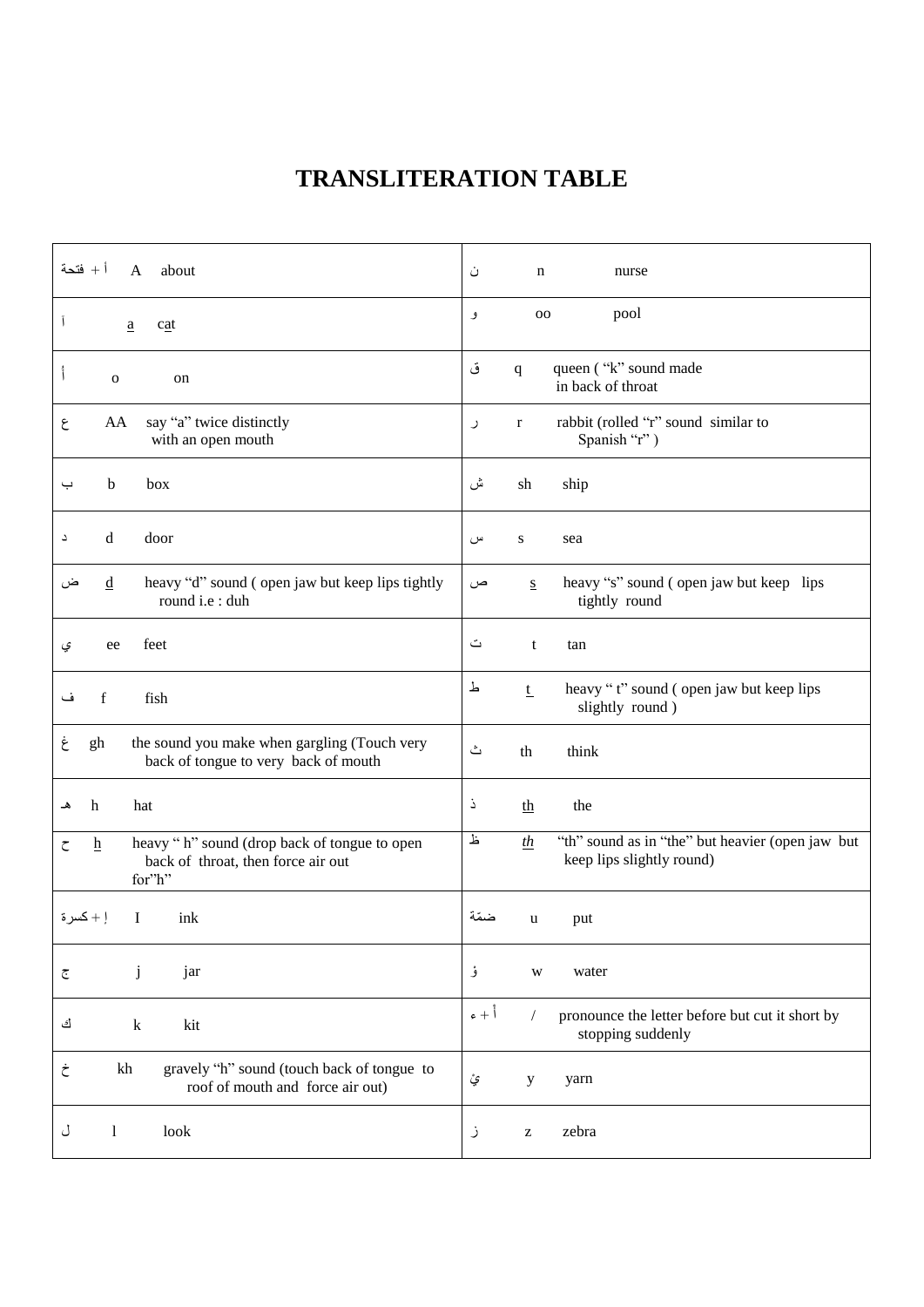# TRANSLITERATION TABLE

| | | | | | |
|---|---|---|---|---|---|
| أ + فتحة | A | about | ن | n | nurse |
| آ | <u>a</u> | c<u>a</u>t | و | oo | pool |
| أ | o | on | ق | q | queen ( "k" sound made in back of throat |
| ع | AA | say "a" twice distinctly with an open mouth | ر | r | rabbit (rolled "r" sound similar to Spanish "r" ) |
| ب | b | box | ش | sh | ship |
| د | d | door | س | s | sea |
| ض | <u>d</u> | heavy "d" sound ( open jaw but keep lips tightly round i.e : duh | ص | <u>s</u> | heavy "s" sound ( open jaw but keep lips tightly round |
| ي | ee | feet | ت | t | tan |
| ف | f | fish | ط | <u>t</u> | heavy " t" sound ( open jaw but keep lips slightly round ) |
| غ | gh | the sound you make when gargling (Touch very back of tongue to very back of mouth | ث | th | think |
| هـ | h | hat | ذ | <u>th</u> | the |
| ح | <u>h</u> | heavy " h" sound (drop back of tongue to open back of throat, then force air out for"h" | ظ | <u>*th*</u> | "th" sound as in "the" but heavier (open jaw but keep lips slightly round) |
| إ+كسرة | I | ink | ضمّة | u | put |
| ج | j | jar | ؤ | w | water |
| ك | k | kit | أ + ء | / | pronounce the letter before but cut it short by stopping suddenly |
| خ | kh | gravely "h" sound (touch back of tongue to roof of mouth and force air out) | ئ | y | yarn |
| ل | l | look | ز | z | zebra |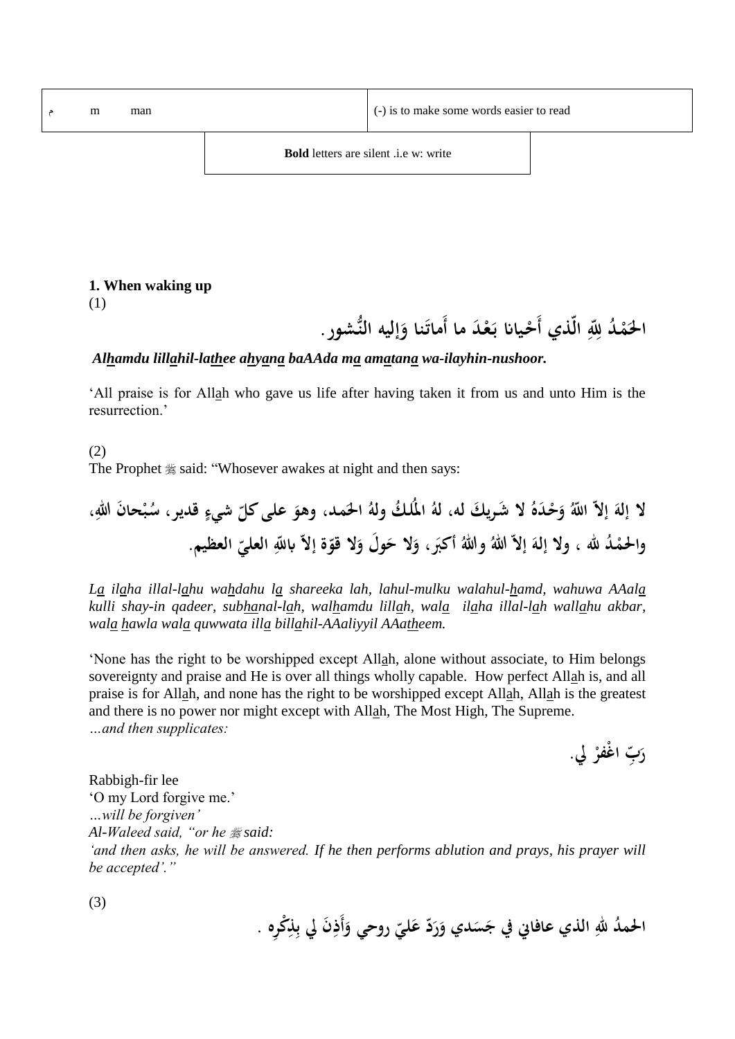| م | m | man | (-) is to make some words easier to read |
|---|---|---|---|

| **Bold** letters are silent .i.e w: write |
|---|

**1. When waking up**

(1)

الحَمْدُ لِلهِ الّذي أَحْيانا بَعْدَ ما أَماتَنا وَإليه النُّشور.

***Al<u>h</u>amdu lill<u>a</u>hil-la<u>th</u>ee a<u>h</u>y<u>a</u>n<u>a</u> baAAda m<u>a</u> am<u>a</u>tan<u>a</u> wa-ilayhin-nushoor.***

'All praise is for All<u>a</u>h who gave us life after having taken it from us and unto Him is the resurrection.'

(2)

The Prophet ﷺ said: "Whosever awakes at night and then says:

لا إلهَ إلاّ اللّهُ وَحْدَهُ لا شَريكَ له، لهُ المُلكُ ولهُ الحَمد، وهوَ على كلّ شيءٍ قدير، سُبْحانَ اللهِ، والحمْدُ لله ، ولا إلهَ إلاّ اللهُ واللهُ أكبَر، وَلا حَولَ وَلا قوّة إلاّ باللّهِ العليّ العظيم.

*L<u>a</u> il<u>a</u>ha illal-l<u>a</u>hu wa<u>h</u>dahu l<u>a</u> shareeka lah, lahul-mulku walahul-<u>h</u>amd, wahuwa AAal<u>a</u> kulli shay-in qadeer, sub<u>ha</u>nal-l<u>a</u>h, wal<u>h</u>amdu lill<u>a</u>h, wal<u>a</u> il<u>a</u>ha illal-l<u>a</u>h wall<u>a</u>hu akbar, wal<u>a</u> <u>h</u>awla wal<u>a</u> quwwata ill<u>a</u> bill<u>a</u>hil-AAaliyyil AAa<u>th</u>eem.*

'None has the right to be worshipped except All<u>a</u>h, alone without associate, to Him belongs sovereignty and praise and He is over all things wholly capable. How perfect All<u>a</u>h is, and all praise is for All<u>a</u>h, and none has the right to be worshipped except All<u>a</u>h, All<u>a</u>h is the greatest and there is no power nor might except with All<u>a</u>h, The Most High, The Supreme.

*…and then supplicates:*

رَبِّ اغْفرْ لي.

Rabbigh-fir lee

'O my Lord forgive me.'

*…will be forgiven'*

*Al-Waleed said, "or he ﷺ said:*

*'and then asks, he will be answered. If he then performs ablution and prays, his prayer will be accepted'."*

(3)

الحمدُ للهِ الذي عافاني في جَسَدي وَرَدّ عَليّ روحي وَأَذِنَ لي بِذِكْرِه .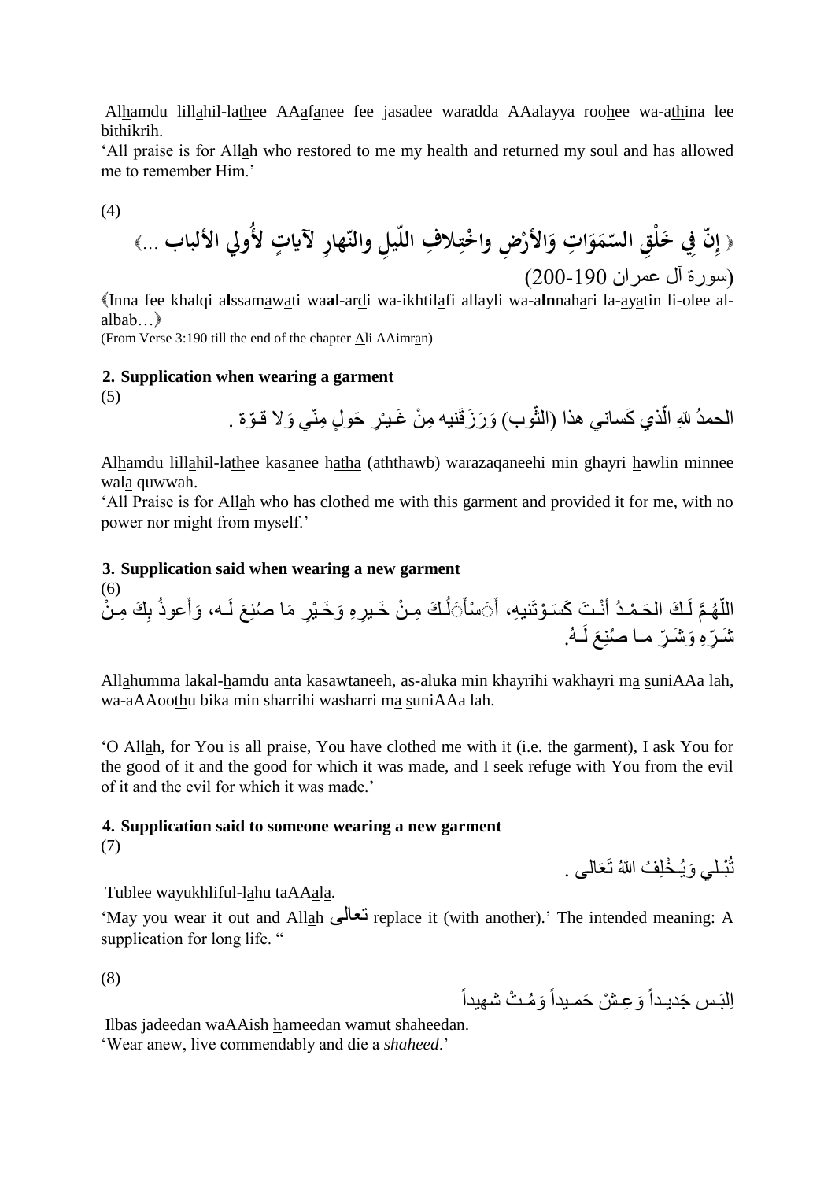Al<u>h</u>amdu lill<u>a</u>hil-la<u>th</u>ee AA<u>a</u>f<u>a</u>nee fee jasadee waradda AAalayya roo<u>h</u>ee wa-a<u>th</u>ina lee bi<u>th</u>ikrih.

'All praise is for All<u>a</u>h who restored to me my health and returned my soul and has allowed me to remember Him.'

(4)

﴿ **إِنّ فِي خَلْقِ السّمَوَاتِ وَالأَرْضِ واخْتِلافِ اللّيلِ والنّهارِ لآياتٍ لأُولي الألباب ...** ﴾

(سورة آل عمران 190-200)

﴿Inna fee khalqi a**l**ssam<u>a</u>w<u>a</u>ti wa**a**l-ar<u>d</u>i wa-ikhtil<u>a</u>fi allayli wa-a**ln**nah<u>a</u>ri la-<u>a</u>y<u>a</u>tin li-olee al-alb<u>a</u>b…﴾

(From Verse 3:190 till the end of the chapter <u>A</u>li AAimr<u>a</u>n)

## 2. Supplication when wearing a garment

(5)

الحمدُ للهِ الّذي كَساني هذا (الثّوب) وَرَزَقَنيه مِنْ غَـيـْرِ حَولٍ مِنّي وَلا قـوّة .

Al<u>h</u>amdu lill<u>a</u>hil-la<u>th</u>ee kas<u>a</u>nee h<u>a</u>tha (aththawb) warazaqaneehi min ghayri <u>h</u>awlin minnee wal<u>a</u> quwwah.

'All Praise is for All<u>a</u>h who has clothed me with this garment and provided it for me, with no power nor might from myself.'

## 3. Supplication said when wearing a new garment

(6)

اللّهُـمَّ لَـكَ الحَـمْـدُ أنْـتَ كَسَـوْتَنيهِ، أَسْأَلُـكَ مِـنْ خَـيرِهِ وَخَـيْرِ مَا صُنِعَ لَـه، وَأَعوذُ بِكَ مِـنْ شَـرِّهِ وَشَـرِّ مـا صُنِعَ لَـهُ.

All<u>a</u>humma lakal-<u>h</u>amdu anta kasawtaneeh, as-aluka min khayrihi wakhayri m<u>a</u> <u>s</u>uniAAa lah, wa-aAAoo<u>th</u>u bika min sharrihi washarri m<u>a</u> <u>s</u>uniAAa lah.

'O All<u>a</u>h, for You is all praise, You have clothed me with it (i.e. the garment), I ask You for the good of it and the good for which it was made, and I seek refuge with You from the evil of it and the evil for which it was made.'

## 4. Supplication said to someone wearing a new garment

(7)

تُبْـلي وَيُـخْلِفُ اللهُ تَعَالـى .

Tublee wayukhliful-l<u>a</u>hu taAA<u>a</u>l<u>a</u>.

'May you wear it out and All<u>a</u>h تعالى replace it (with another).' The intended meaning: A supplication for long life. "

(8)

اِلبَـس جَديـداً وَعِـشْ حَمـيداً وَمُـتْ شهيداً

Ilbas jadeedan waAAish <u>h</u>ameedan wamut shaheedan.

'Wear anew, live commendably and die a *shaheed*.'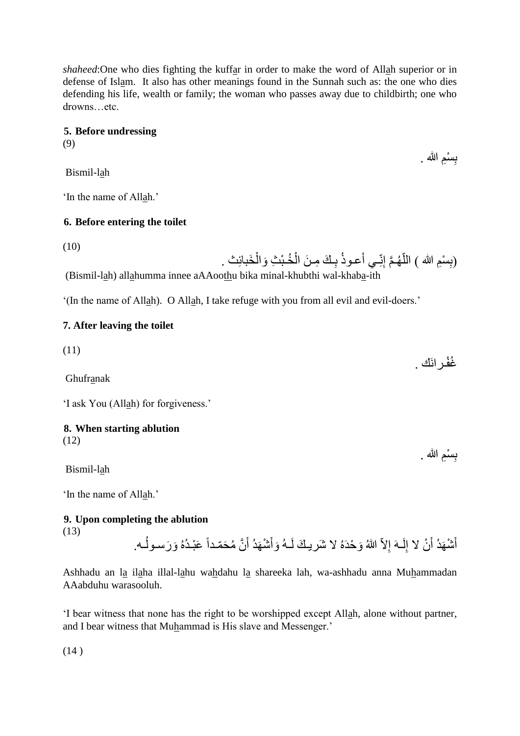*shaheed*:One who dies fighting the kuffar in order to make the word of Allah superior or in defense of Islam. It also has other meanings found in the Sunnah such as: the one who dies defending his life, wealth or family; the woman who passes away due to childbirth; one who drowns…etc.

**5. Before undressing**

(9)

بِسْمِ الله .

Bismil-lah

'In the name of Allah.'

**6. Before entering the toilet**

(10)

(بِسْمِ الله ) اللّهُـمَّ إِنِّـي أَعـوذُ بِـكَ مِـنَ الْخُـبْثِ وَالْخَبائِث .

(Bismil-lah) allahumma innee aAAoothu bika minal-khubthi wal-khaba-ith

'(In the name of Allah). O Allah, I take refuge with you from all evil and evil-doers.'

**7. After leaving the toilet**

(11)

غُفْـرانَك .

Ghufranak

'I ask You (Allah) for forgiveness.'

**8. When starting ablution**

(12)

بِسْمِ الله .

Bismil-lah

'In the name of Allah.'

**9. Upon completing the ablution**

(13)

أَشْهَدُ أَنْ لا إِلَـهَ إِلاّ اللهُ وَحْدَهُ لا شَريـكَ لَـهُ وَأَشْهَدُ أَنَّ مُحَمّـداً عَبْـدُهُ وَرَسـولُـه.

Ashhadu an la ilaha illal-lahu wahdahu la shareeka lah, wa-ashhadu anna Muhammadan AAabduhu warasooluh.

'I bear witness that none has the right to be worshipped except Allah, alone without partner, and I bear witness that Muhammad is His slave and Messenger.'

(14 )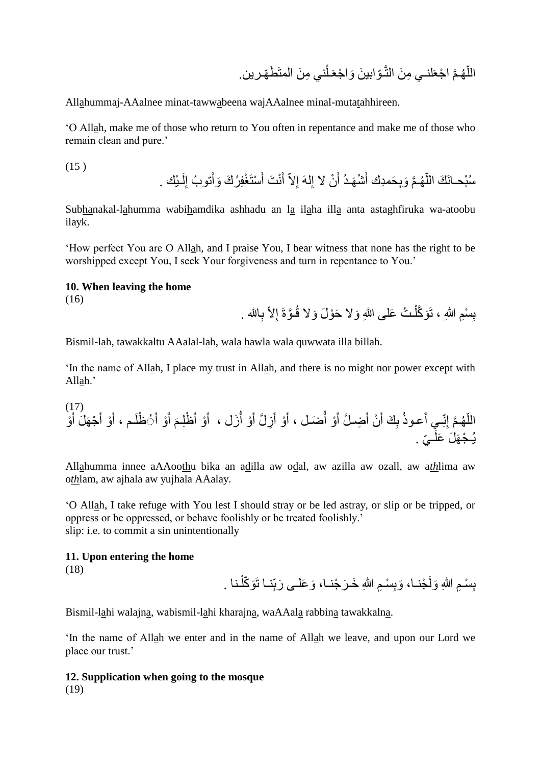اللّهُمَّ اجْعَلنـي مِنَ التَّـوّابينَ وَاجْعَـلْني مِنَ المتَطَـهّـرين.

Allahummaj-AAalnee minat-tawwabeena wajAAalnee minal-mutatahhireen.

'O Allah, make me of those who return to You often in repentance and make me of those who remain clean and pure.'

(15 )

سُبْحـانَكَ اللّهُـمَّ وَبِحَمدِك أَشْهَـدُ أَنْ لا إِلهَ إِلاّ أَنْتَ أَسْتَغْفِرُكَ وَأَتوبُ إِلَـيْك .

Subhanakal-lahumma wabihamdika ashhadu an la ilaha illa anta astaghfiruka wa-atoobu ilayk.

'How perfect You are O Allah, and I praise You, I bear witness that none has the right to be worshipped except You, I seek Your forgiveness and turn in repentance to You.'

**10. When leaving the home**

(16)

بِسْمِ اللهِ ، تَوَكَّلْـتُ عَلى اللهِ وَلا حَوْلَ وَلا قُـوَّةَ إِلاّ بِالله .

Bismil-lah, tawakkaltu AAalal-lah, wala hawla wala quwwata illa billah.

'In the name of Allah, I place my trust in Allah, and there is no might nor power except with Allah.'

(17)

اللّهُـمَّ إِنِّـي أَعـوذُ بِكَ أَنْ أَضِـلَّ أَوْ أُضَـل ، أَوْ أَزِلَّ أَوْ أُزَل ، أَوْ أَظْلِـمَ أَوْ أَُظْلَـم ، أَوْ أَجْهَلَ أَوْ يُـجْهَلَ عَلَـيّ .

Allahumma innee aAAoothu bika an adilla aw odal, aw azilla aw ozall, aw athlima aw othlam, aw ajhala aw yujhala AAalay.

'O Allah, I take refuge with You lest I should stray or be led astray, or slip or be tripped, or oppress or be oppressed, or behave foolishly or be treated foolishly.'
slip: i.e. to commit a sin unintentionally

**11. Upon entering the home**

(18)

بِسْـمِ اللهِ وَلَجْنـا، وَبِسْـمِ اللهِ خَـرَجْنـا، وَعَلـى رَبِّنـا تَوَكّلْـنا .

Bismil-lahi walajna, wabismil-lahi kharajna, waAAala rabbina tawakkalna.

'In the name of Allah we enter and in the name of Allah we leave, and upon our Lord we place our trust.'

**12. Supplication when going to the mosque**

(19)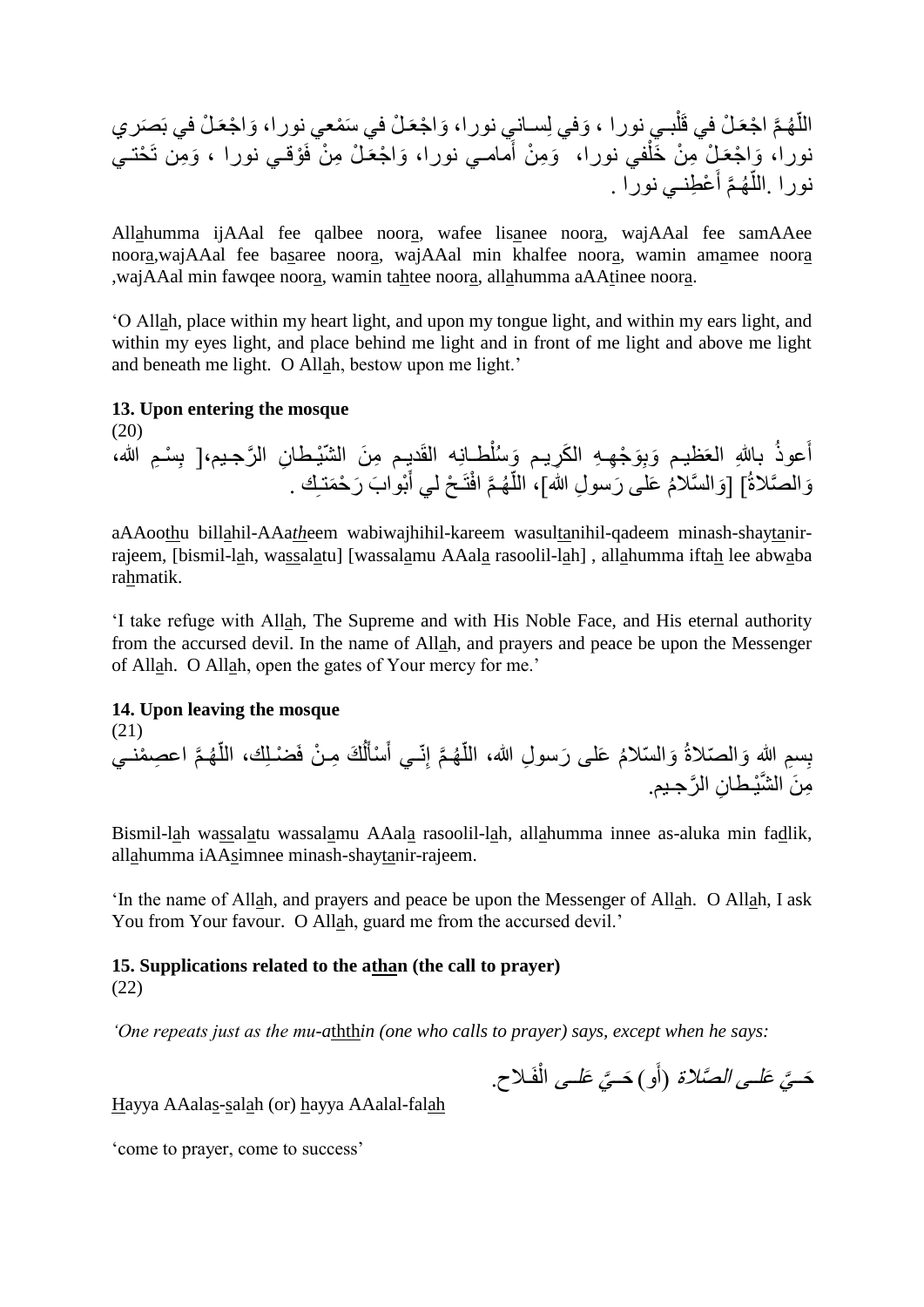اللّهُـمَّ اجْعَـلْ في قَلْبـي نورا ، وَفي لِسـاني نورا، وَاجْعَـلْ في سَمْعي نورا، وَاجْعَـلْ في بَصَري نورا، وَاجْعَـلْ مِنْ خَلْفي نورا، وَمِنْ أَمامـي نورا، وَاجْعَـلْ مِنْ فَوْقـي نورا ، وَمِن تَحْتـي نورا .اللّهُـمَّ أَعْطِنـي نورا .

All<u>a</u>humma ijAAal fee qalbee noor<u>a</u>, wafee lis<u>a</u>nee noor<u>a</u>, wajAAal fee samAAee noor<u>a</u>,wajAAal fee ba<u>s</u>aree noor<u>a</u>, wajAAal min khalfee noor<u>a</u>, wamin am<u>a</u>mee noor<u>a</u> ,wajAAal min fawqee noor<u>a</u>, wamin ta<u>h</u>tee noor<u>a</u>, all<u>a</u>humma aAA<u>t</u>inee noor<u>a</u>.

'O All<u>a</u>h, place within my heart light, and upon my tongue light, and within my ears light, and within my eyes light, and place behind me light and in front of me light and above me light and beneath me light. O All<u>a</u>h, bestow upon me light.'

**13. Upon entering the mosque**

(20)

أَعوذُ باللهِ العَظيـم وَبِوَجْهِـهِ الكَرِيـم وَسُلْطـانِه القَديـم مِنَ الشّيْـطانِ الرَّجـيم،[ بِسْـمِ الله، وَالصَّلاةُ] [وَالسَّلامُ عَلى رَسولِ الله]، اللّهُـمَّ افْتَـحْ لي أَبْوابَ رَحْمَتـِك .

aAAoo<u>th</u>u bill<u>a</u>hil-AAa*th*eem wabiwajhihil-kareem wasul<u>t</u>anihil-qadeem minash-shay<u>t</u>anir-rajeem, [bismil-l<u>a</u>h, wa<u>s</u>sal<u>a</u>tu] [wassal<u>a</u>mu AAal<u>a</u> rasoolil-l<u>a</u>h] , all<u>a</u>humma ifta<u>h</u> lee abw<u>a</u>ba ra<u>h</u>matik.

'I take refuge with All<u>a</u>h, The Supreme and with His Noble Face, and His eternal authority from the accursed devil. In the name of All<u>a</u>h, and prayers and peace be upon the Messenger of All<u>a</u>h. O All<u>a</u>h, open the gates of Your mercy for me.'

**14. Upon leaving the mosque**

(21)

بِسمِ الله وَالصّلاةُ وَالسّلامُ عَلى رَسولِ الله، اللّهُـمَّ إِنّـي أَسْأَلُكَ مِـنْ فَضْـلِك، اللّهُـمَّ اعصِمْنـي مِنَ الشَّيْـطانِ الرَّجـيم.

Bismil-l<u>a</u>h wa<u>s</u>sal<u>a</u>tu wassal<u>a</u>mu AAal<u>a</u> rasoolil-l<u>a</u>h, all<u>a</u>humma innee as-aluka min fa<u>d</u>lik, all<u>a</u>humma iAA<u>s</u>imnee minash-shay<u>t</u>anir-rajeem.

'In the name of All<u>a</u>h, and prayers and peace be upon the Messenger of All<u>a</u>h. O All<u>a</u>h, I ask You from Your favour. O All<u>a</u>h, guard me from the accursed devil.'

**15. Supplications related to the a<u>th</u>an (the call to prayer)**

(22)

*'One repeats just as the mu-a<u>thth</u>in (one who calls to prayer) says, except when he says:*

*حَـيَّ عَلـى الصَّلاة* (أَو) *حَـيَّ عَلـى الْفَـلاح.*

<u>H</u>ayya AAala<u>s</u>-<u>s</u>al<u>a</u>h (or) <u>h</u>ayya AAalal-fal<u>a</u>h

'come to prayer, come to success'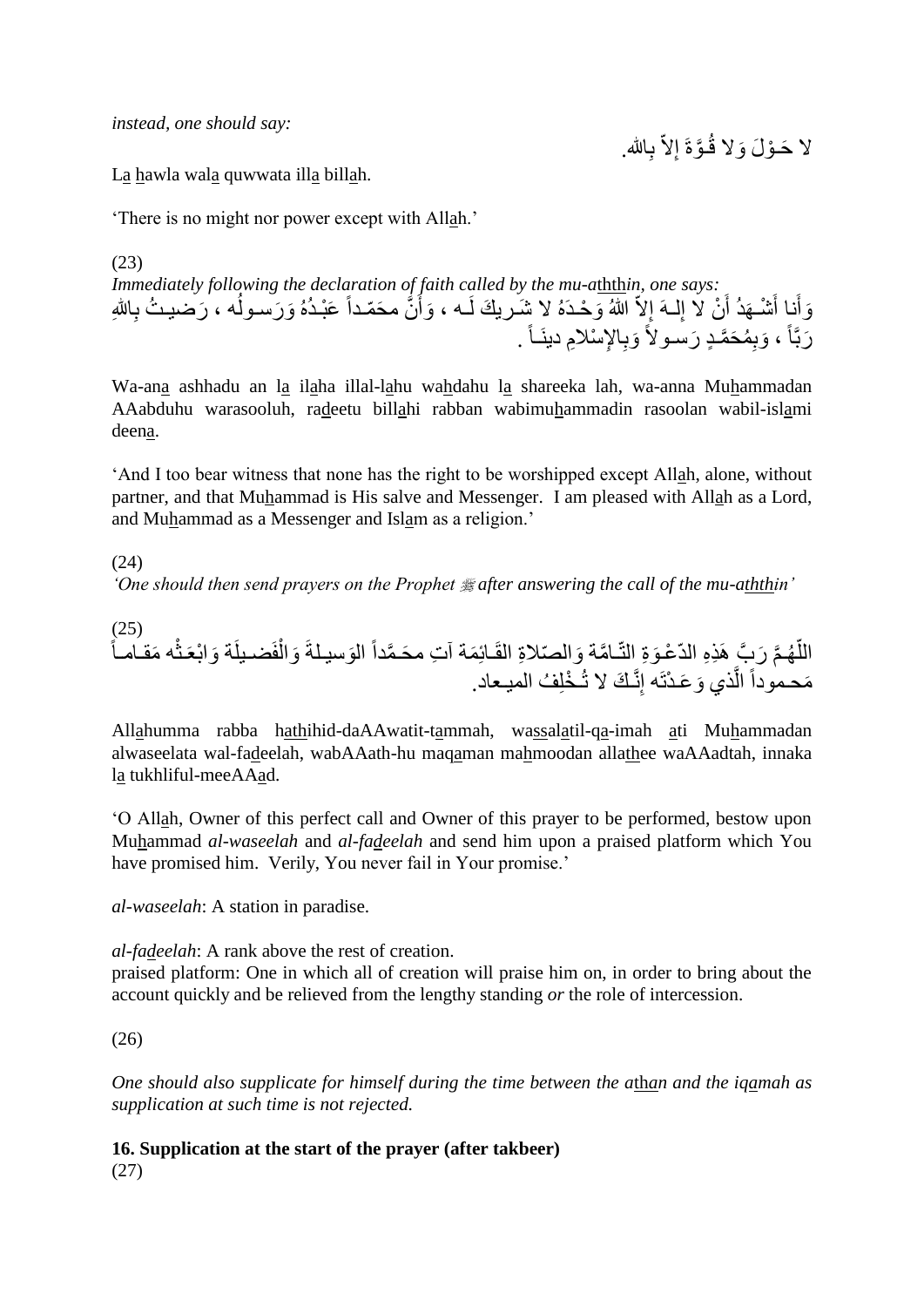*instead, one should say:*

لا حَـوْلَ وَلا قُـوَّةَ إِلاّ بِاللهِ.

La hawla wala quwwata illa billah.

'There is no might nor power except with Allah.'

(23)

*Immediately following the declaration of faith called by the mu-aththin, one says:*

وَأَنا أَشْـهَدُ أَنْ لا إِلـهَ إِلاّ اللهُ وَحْـدَهُ لا شَـريكَ لَـه ، وَأَنَّ محَمّـداً عَبْـدُهُ وَرَسـولُه ، رَضيـتُ بِاللهِ رَبَّاً ، وَبِمُحَمَّـدٍ رَسـولاً وَبِالإِسْلامِ دينَـاً .

Wa-ana ashhadu an la ilaha illal-lahu wahdahu la shareeka lah, wa-anna Muhammadan AAabduhu warasooluh, radeetu billahi rabban wabimuhammadin rasoolan wabil-islami deena.

'And I too bear witness that none has the right to be worshipped except Allah, alone, without partner, and that Muhammad is His salve and Messenger. I am pleased with Allah as a Lord, and Muhammad as a Messenger and Islam as a religion.'

(24)

*'One should then send prayers on the Prophet ﷺ after answering the call of the mu-aththin'*

(25)

اللّهُـمَّ رَبَّ هَذِهِ الدّعْـوَةِ التّـامَّة وَالصّلاةِ القَـائِمَة آتِ محَـمَّداً الوَسيـلةَ وَالْفَضـيلَة وَابْعَـثْه مَقـامـاً مَحـموداً الَّذي وَعَـدْتَه إِنَّـكَ لا تُـخْلِفُ الميـعاد.

Allahumma rabba hathihid-daAAwatit-tammah, wassalatil-qa-imah ati Muhammadan alwaseelata wal-fadeelah, wabAAath-hu maqaman mahmoodan allathee waAAadtah, innaka la tukhliful-meeAAad.

'O Allah, Owner of this perfect call and Owner of this prayer to be performed, bestow upon Muhammad *al-waseelah* and *al-fadeelah* and send him upon a praised platform which You have promised him. Verily, You never fail in Your promise.'

*al-waseelah*: A station in paradise.

*al-fadeelah*: A rank above the rest of creation.

praised platform: One in which all of creation will praise him on, in order to bring about the account quickly and be relieved from the lengthy standing *or* the role of intercession.

(26)

*One should also supplicate for himself during the time between the athan and the iqamah as supplication at such time is not rejected.*

**16. Supplication at the start of the prayer (after takbeer)**

(27)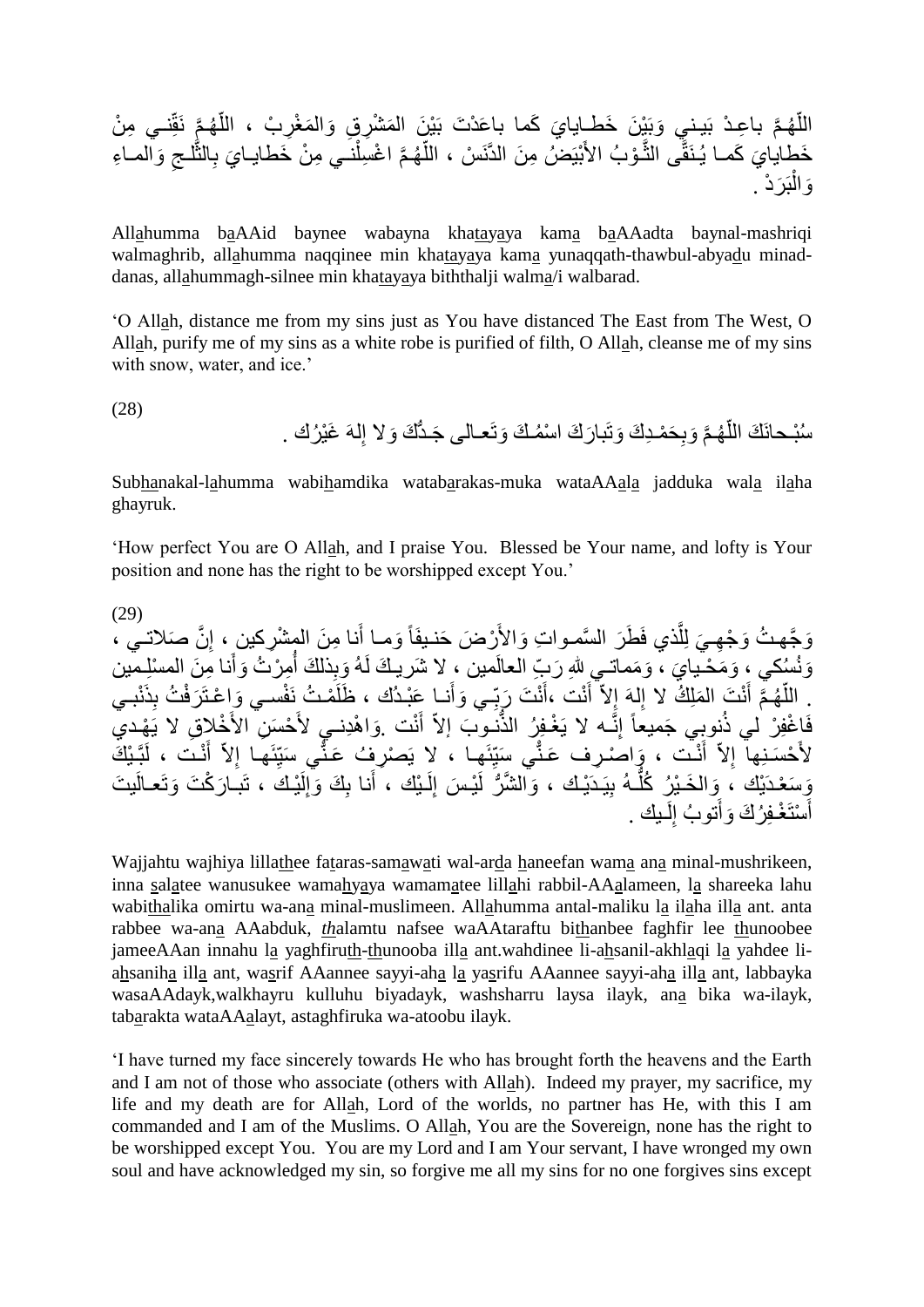اللّهُمَّ باعِدْ بَيني وَبَيْنَ خَطايايَ كَما باعَدْتَ بَيْنَ المَشْرِقِ وَالمَغْرِبْ ، اللّهُمَّ نَقِّني مِنْ خَطايايَ كَما يُنَقَّى الثَّوْبُ الأَبْيَضُ مِنَ الدَّنَسْ ، اللّهُمَّ اغْسِلْني مِنْ خَطايايَ بِالثَّلْجِ وَالماءِ وَالْبَرَدْ .

Allahumma baAAid baynee wabayna khatayaya kama baAAadta baynal-mashriqi walmaghrib, allahumma naqqinee min khatayaya kama yunaqqath-thawbul-abyadu minad-danas, allahummagh-silnee min khatayaya biththalji walma/i walbarad.

'O Allah, distance me from my sins just as You have distanced The East from The West, O Allah, purify me of my sins as a white robe is purified of filth, O Allah, cleanse me of my sins with snow, water, and ice.'

(28)

سُبْحانَكَ اللّهُمَّ وَبِحَمْدِكَ وَتَبارَكَ اسْمُكَ وَتَعالى جَدُّكَ وَلا إِلهَ غَيْرُك .

Subhanakal-lahumma wabihamdika watabarakas-muka wataAAala jadduka wala ilaha ghayruk.

'How perfect You are O Allah, and I praise You. Blessed be Your name, and lofty is Your position and none has the right to be worshipped except You.'

(29)

وَجَّهْتُ وَجْهِيَ لِلَّذي فَطَرَ السَّمواتِ وَالأَرْضَ حَنيفاً وَما أَنا مِنَ المشْرِكين ، إِنَّ صَلاتي ، وَنُسُكي ، وَمَحْيايَ ، وَمَماتي للهِ رَبِّ العالَمين ، لا شَريكَ لَهُ وَبِذلكَ أُمِرْتُ وَأَنا مِنَ المسْلِمين . اللّهُمَّ أَنْتَ المَلِكُ لا إِلهَ إِلاّ أَنْت ،أَنْتَ رَبِّي وَأَنا عَبْدُك ، ظَلَمْتُ نَفْسي وَاعْتَرَفْتُ بِذَنْبي فَاغْفِرْ لي ذُنوبي جَميعاً إِنَّه لا يَغْفِرُ الذُّنوبَ إلاّ أَنْت .وَاهْدِني لأَحْسَنِ الأَخْلاقِ لا يَهْدي لأَحْسَنِها إِلاّ أَنْت ، وَاصْرِف عَنِّي سَيِّئَها ، لا يَصْرِفُ عَنِّي سَيِّئَها إِلاّ أَنْت ، لَبَّيْكَ وَسَعْدَيْك ، وَالخَيْرُ كُلُّهُ بِيَدَيْك ، وَالشَّرُّ لَيْسَ إِلَيْك ، أَنا بِكَ وَإِلَيْك ، تَبارَكْتَ وَتَعالَيتَ أَسْتَغْفِرُكَ وَأَتوبُ إِلَيك .

Wajjahtu wajhiya lillathee fataras-samawati wal-arda haneefan wama ana minal-mushrikeen, inna salatee wanusukee wamahyaya wamamatee lillahi rabbil-AAalameen, la shareeka lahu wabithalika omirtu wa-ana minal-muslimeen. Allahumma antal-maliku la ilaha illa ant. anta rabbee wa-ana AAabduk, thalamtu nafsee waAAtaraftu bithanbee faghfir lee thunoobee jameeAAan innahu la yaghfiruth-thunooba illa ant.wahdinee li-ahsanil-akhlaqi la yahdee li-ahsaniha illa ant, wasrif AAannee sayyi-aha la yasrifu AAannee sayyi-aha illa ant, labbayka wasaAAdayk,walkhayru kulluhu biyadayk, washsharru laysa ilayk, ana bika wa-ilayk, tabarakta wataAAalayt, astaghfiruka wa-atoobu ilayk.

'I have turned my face sincerely towards He who has brought forth the heavens and the Earth and I am not of those who associate (others with Allah). Indeed my prayer, my sacrifice, my life and my death are for Allah, Lord of the worlds, no partner has He, with this I am commanded and I am of the Muslims. O Allah, You are the Sovereign, none has the right to be worshipped except You. You are my Lord and I am Your servant, I have wronged my own soul and have acknowledged my sin, so forgive me all my sins for no one forgives sins except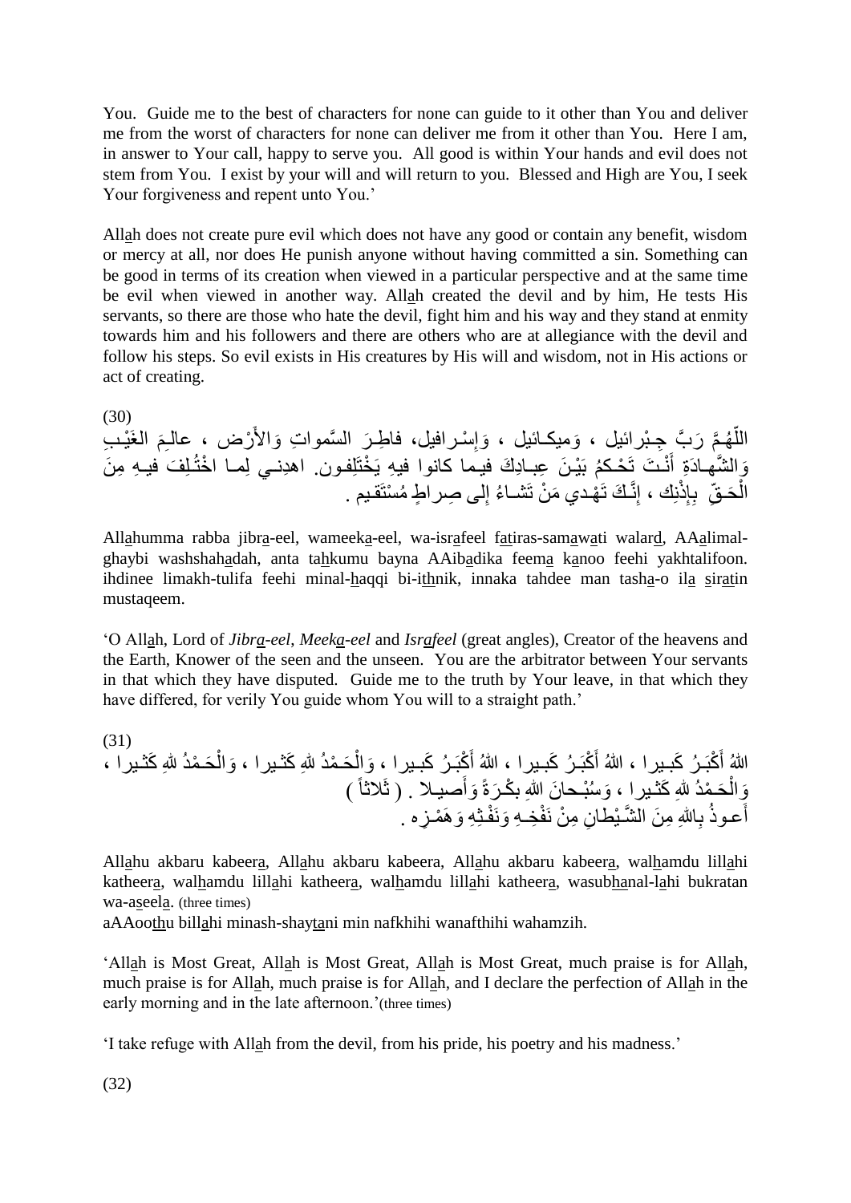You. Guide me to the best of characters for none can guide to it other than You and deliver me from the worst of characters for none can deliver me from it other than You. Here I am, in answer to Your call, happy to serve you. All good is within Your hands and evil does not stem from You. I exist by your will and will return to you. Blessed and High are You, I seek Your forgiveness and repent unto You.'

Allah does not create pure evil which does not have any good or contain any benefit, wisdom or mercy at all, nor does He punish anyone without having committed a sin. Something can be good in terms of its creation when viewed in a particular perspective and at the same time be evil when viewed in another way. Allah created the devil and by him, He tests His servants, so there are those who hate the devil, fight him and his way and they stand at enmity towards him and his followers and there are others who are at allegiance with the devil and follow his steps. So evil exists in His creatures by His will and wisdom, not in His actions or act of creating.

(30)

اللّهُمَّ رَبَّ جِبْرائيل ، وَميكـائيل ، وَإِسْـرافيل، فاطِـرَ السَّمواتِ وَالأَرْض ، عالِـمَ الغَيْـبِ وَالشَّهـادَةِ أَنْـتَ تَحْـكُمُ بَيْـنَ عِبـادِكَ فيـما كانوا فيهِ يَخْتَلِفـون. اهدِنـي لِمـا اخْتُـلِفَ فيـهِ مِنَ الْحَـقِّ بِإِذْنِك ، إِنَّـكَ تَهْـدي مَنْ تَشـاءُ إِلى صِراطٍ مُسْتَقـيم .

Allahumma rabba jibra-eel, wameeka-eel, wa-israfeel fatiras-samawati walard, AAalimal-ghaybi washshahadah, anta tahkumu bayna AAibadika feema kanoo feehi yakhtalifoon. ihdinee limakh-tulifa feehi minal-haqqi bi-ithnik, innaka tahdee man tasha-o ila siratin mustaqeem.

'O Allah, Lord of *Jibra-eel*, *Meeka-eel* and *Israfeel* (great angles), Creator of the heavens and the Earth, Knower of the seen and the unseen. You are the arbitrator between Your servants in that which they have disputed. Guide me to the truth by Your leave, in that which they have differed, for verily You guide whom You will to a straight path.'

(31)

اللهُ أَكْبَـرُ كَبـيرا ، اللهُ أَكْبَـرُ كَبـيرا ، اللهُ أَكْبَـرُ كَبـيرا ، وَالْحَـمْدُ للهِ كَثـيرا ، وَالْحَـمْدُ للهِ كَثـيرا ، وَالْحَـمْدُ للهِ كَثـيرا ، وَسُبْـحانَ اللهِ بكْـرَةً وَأَصيـلا . ( ثَلاثاً )
أَعـوذُ بِاللهِ مِنَ الشَّيْطانِ مِنْ نَفْخِـهِ وَنَفْثِـهِ وَهَمْـزِه .

Allahu akbaru kabeera, Allahu akbaru kabeera, Allahu akbaru kabeera, walhamdu lillahi katheera, walhamdu lillahi katheera, walhamdu lillahi katheera, wasubhanal-lahi bukratan wa-aseela. (three times)
aAAoothu billahi minash-shaytani min nafkhihi wanafthihi wahamzih.

'Allah is Most Great, Allah is Most Great, Allah is Most Great, much praise is for Allah, much praise is for Allah, much praise is for Allah, and I declare the perfection of Allah in the early morning and in the late afternoon.'(three times)

'I take refuge with Allah from the devil, from his pride, his poetry and his madness.'

(32)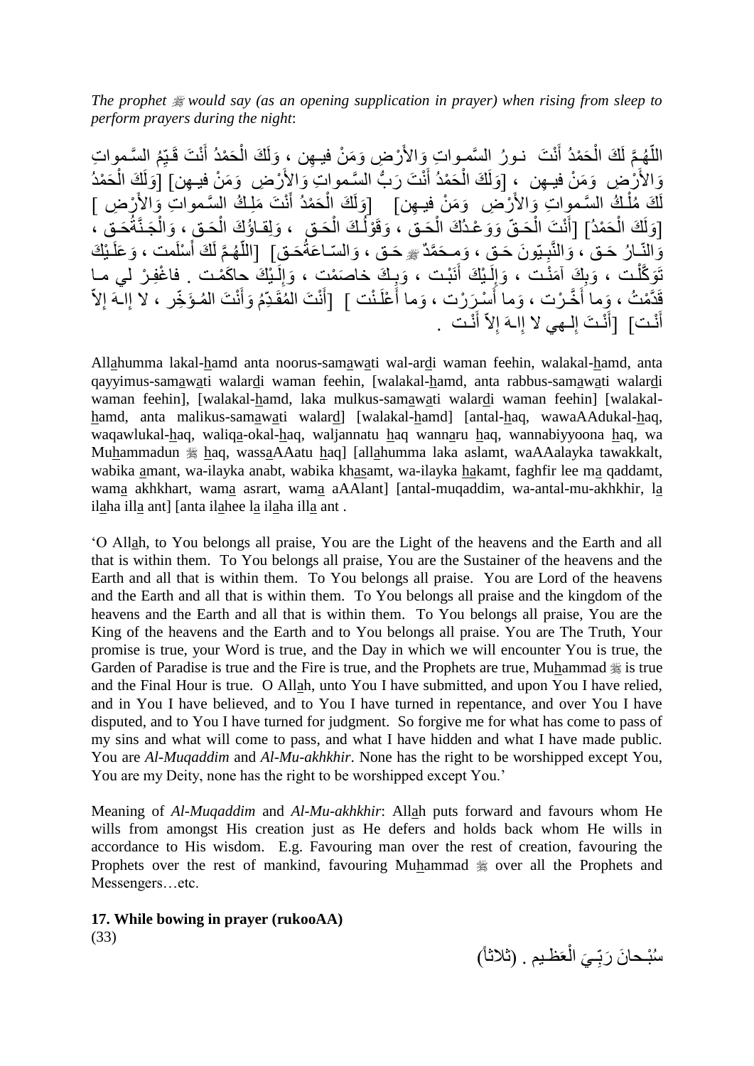*The prophet ﷺ would say (as an opening supplication in prayer) when rising from sleep to perform prayers during the night*:

اللّهُـمَّ لَكَ الْحَمْدُ أَنْتَ نـورُ السَّمـواتِ وَالأَرْضِ وَمَنْ فيـهِن ، وَلَكَ الْحَمْدُ أَنْتَ قَيِّمُ السَّمواتِ وَالأَرْضِ وَمَنْ فيـهِن ، [وَلَكَ الْحَمْدُ أَنْتَ رَبُّ السَّمواتِ وَالأَرْضِ وَمَنْ فيهِن] [وَلَكَ الْحَمْدُ لَكَ مُلْكُ السَّمواتِ وَالأَرْضِ وَمَنْ فيـهِن] [وَلَكَ الْحَمْدُ أَنْتَ مَلِكُ السَّمواتِ وَالأَرْضِ ] [وَلَكَ الْحَمْدُ] [أَنْتَ الْحَقّ وَوَعْدُكَ الْحَق ، وَقَوْلُكَ الْحَق ، وَلِقاؤُكَ الْحَق ، وَالْجَنَّةُحَق ، وَالنّارُ حَق ، وَالنَّبِيّونَ حَق ، وَمحَمَّدٌ ﷺ حَق ، وَالسّاعَةُحَق] [اللّهُمَّ لَكَ أَسْلَمت ، وَعَلَيْكَ تَوَكَّلْت ، وَبِكَ آمَنْت ، وَإِلَيْكَ أَنَبْت ، وَبِكَ خاصَمْت ، وَإِلَيْكَ حاكَمْت . فاغْفِرْ لي ما قَدَّمْتُ ، وَما أَخَّرْت ، وَما أَسْرَرْت ، وَما أَعْلَنْت ] [أَنْتَ المُقَدِّمُ وَأَنْتَ المُؤَخِّر ، لا إِلهَ إِلاّ أَنْت] [أَنْتَ إِلـهي لا إِلـهَ إِلاّ أَنْت] .

Allahumma lakal-hamd anta noorus-samawati wal-ardi waman feehin, walakal-hamd, anta qayyimus-samawati walardi waman feehin, [walakal-hamd, anta rabbus-samawati walardi waman feehin], [walakal-hamd, laka mulkus-samawati walardi waman feehin] [walakal-hamd, anta malikus-samawati walard] [walakal-hamd] [antal-haq, wawaAAdukal-haq, waqawlukal-haq, waliqa-okal-haq, waljannatu haq wannaru haq, wannabiyyoona haq, wa Muhammadun ﷺ haq, wassaAAatu haq] [allahumma laka aslamt, waAAalayka tawakkalt, wabika amant, wa-ilayka anabt, wabika khasamt, wa-ilayka hakamt, faghfir lee ma qaddamt, wama akhkhart, wama asrart, wama aAAlant] [antal-muqaddim, wa-antal-mu-akhkhir, la ilaha illa ant] [anta ilahee la ilaha illa ant .

'O Allah, to You belongs all praise, You are the Light of the heavens and the Earth and all that is within them. To You belongs all praise, You are the Sustainer of the heavens and the Earth and all that is within them. To You belongs all praise. You are Lord of the heavens and the Earth and all that is within them. To You belongs all praise and the kingdom of the heavens and the Earth and all that is within them. To You belongs all praise, You are the King of the heavens and the Earth and to You belongs all praise. You are The Truth, Your promise is true, your Word is true, and the Day in which we will encounter You is true, the Garden of Paradise is true and the Fire is true, and the Prophets are true, Muhammad ﷺ is true and the Final Hour is true. O Allah, unto You I have submitted, and upon You I have relied, and in You I have believed, and to You I have turned in repentance, and over You I have disputed, and to You I have turned for judgment. So forgive me for what has come to pass of my sins and what will come to pass, and what I have hidden and what I have made public. You are *Al-Muqaddim* and *Al-Mu-akhkhir*. None has the right to be worshipped except You, You are my Deity, none has the right to be worshipped except You.'

Meaning of *Al-Muqaddim* and *Al-Mu-akhkhir*: Allah puts forward and favours whom He wills from amongst His creation just as He defers and holds back whom He wills in accordance to His wisdom. E.g. Favouring man over the rest of creation, favouring the Prophets over the rest of mankind, favouring Muhammad ﷺ over all the Prophets and Messengers…etc.

**17. While bowing in prayer (rukooAA)**

(33)

سُبْحانَ رَبِّيَ الْعَظيم . (ثلاثاً)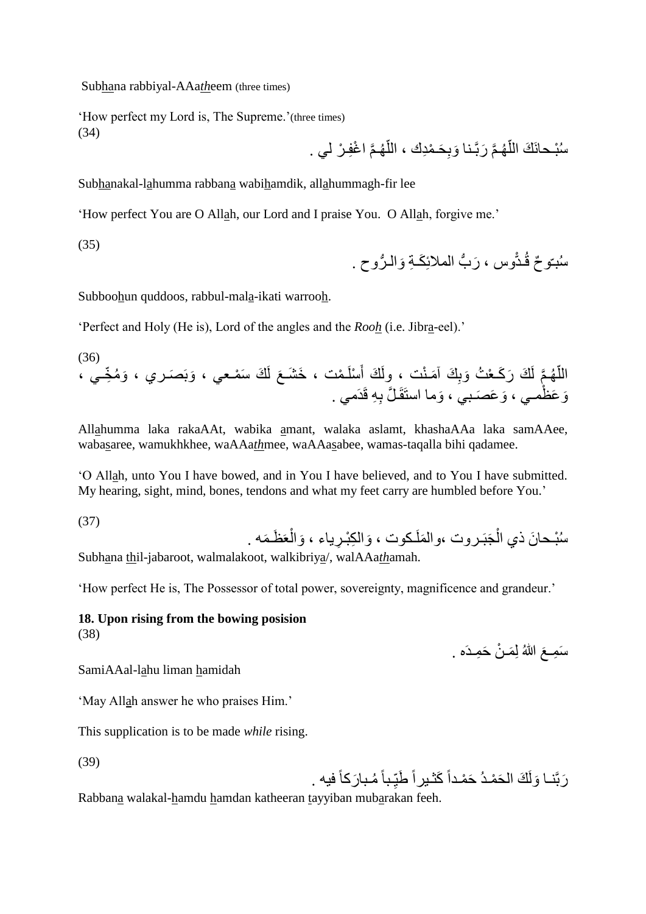Sub<u>ha</u>na rabbiyal-AAa*th*eem (three times)

'How perfect my Lord is, The Supreme.'(three times)

(34)

سُبْحانَكَ اللّهُمَّ رَبَّنا وَبِحَمْدِك ، اللّهُمَّ اغْفِرْ لي .

Sub<u>ha</u>nakal-l<u>a</u>humma rabban<u>a</u> wabi<u>h</u>amdik, all<u>a</u>hummagh-fir lee

'How perfect You are O All<u>a</u>h, our Lord and I praise You. O All<u>a</u>h, forgive me.'

(35)

سُبّوحٌ قُدّوس ، رَبُّ الملائِكَةِ وَالرُّوح .

Subboo<u>h</u>un quddoos, rabbul-mal<u>a</u>-ikati warroo<u>h</u>.

'Perfect and Holy (He is), Lord of the angles and the *Roo<u>h</u>* (i.e. Jibr<u>a</u>-eel).'

(36)

اللّهُمَّ لَكَ رَكَعْتُ وَبِكَ آمَنْت ، ولَكَ أَسْلَمْت ، خَشَعَ لَكَ سَمْعي ، وَبَصَري ، وَمُخِّي ، وَعَظْمي ، وَعَصَبي ، وَما استَقَلَّ بِهِ قَدَمي .

All<u>a</u>humma laka rakaAAt, wabika <u>a</u>mant, walaka aslamt, khashaAAa laka samAAee, waba<u>s</u>aree, wamukhkhee, waAAa*th*mee, waAAa<u>s</u>abee, wamas-taqalla bihi qadamee.

'O All<u>a</u>h, unto You I have bowed, and in You I have believed, and to You I have submitted. My hearing, sight, mind, bones, tendons and what my feet carry are humbled before You.'

(37)

سُبْحانَ ذي الْجَبَروت ،والمَلَكوت ، وَالكِبْرِياء ، وَالْعَظَمَه .

Sub<u>h</u>ana <u>th</u>il-jabaroot, walmalakoot, walkibriy<u>a</u>/, walAAa*th*amah.

'How perfect He is, The Possessor of total power, sovereignty, magnificence and grandeur.'

## 18. Upon rising from the bowing posision

(38)

سَمِعَ اللهُ لِمَنْ حَمِدَه .

SamiAAal-l<u>a</u>hu liman <u>h</u>amidah

'May All<u>a</u>h answer he who praises Him.'

This supplication is to be made *while* rising.

(39)

رَبَّنا وَلَكَ الحَمْدُ حَمْداً كَثيراً طَيِّباً مُباركاً فيه .

Rabban<u>a</u> walakal-<u>h</u>amdu <u>h</u>amdan katheeran <u>t</u>ayyiban mub<u>a</u>rakan feeh.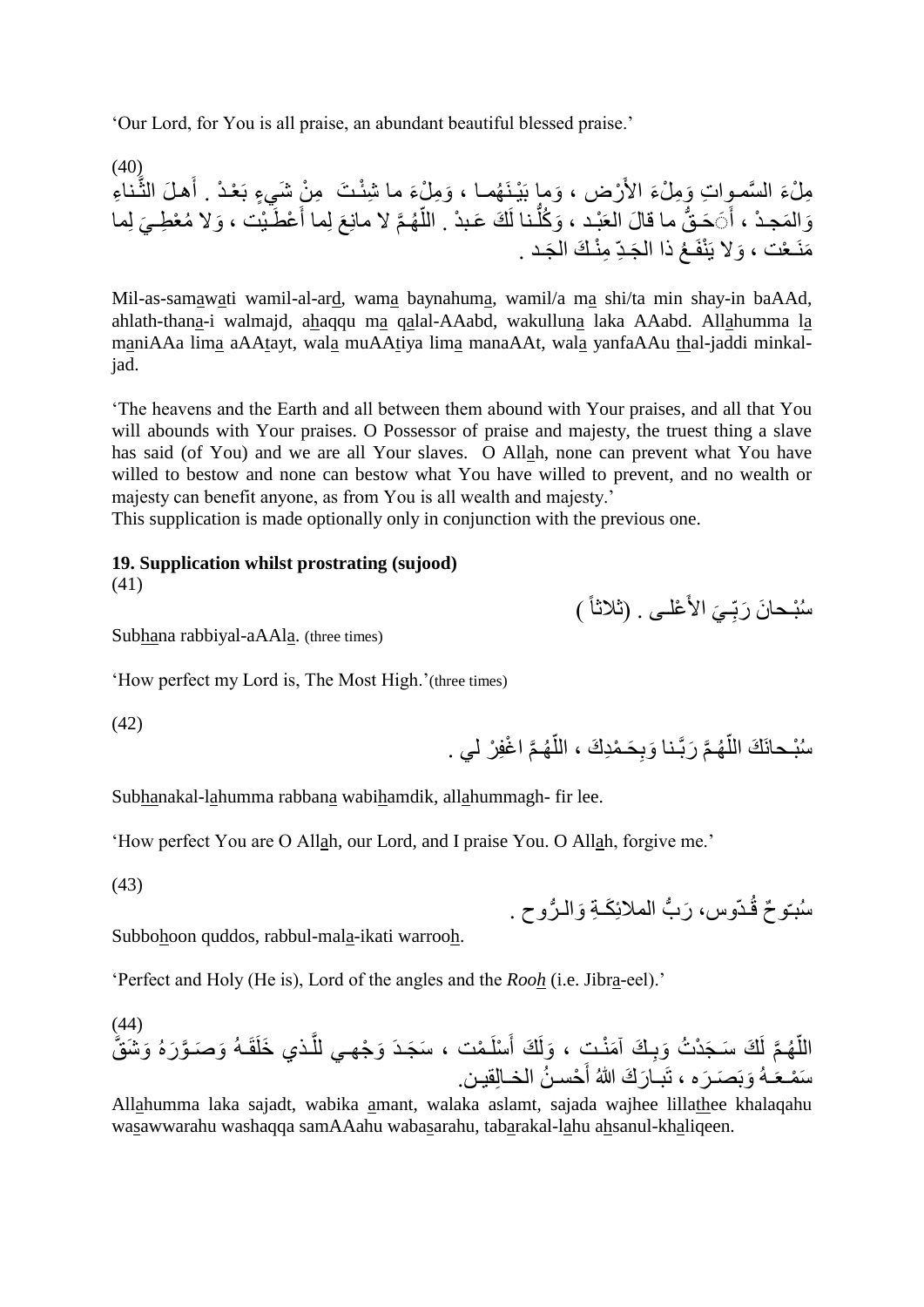'Our Lord, for You is all praise, an abundant beautiful blessed praise.'

(40)

مِلْءَ السَّمـواتِ وَمِلْءَ الأَرْض ، وَما بَيْـنَهُمـا ، وَمِلْءَ ما شِئْـتَ مِنْ شَيءٍ بَعْـدْ . أَهـلَ الثَّـناءِ وَالمَجـدْ ، أَحَـقُّ ما قالَ العَبْـد ، وَكُلُّـنا لَكَ عَـبدْ . اللّهُـمَّ لا مانِعَ لِما أَعْطَـيْت ، وَلا مُعْطِـيَ لِما مَنَـعْت ، وَلا يَنْفَـعُ ذا الجَـدِّ مِنْـكَ الجَـد .

Mil-as-samawati wamil-al-ard, wama baynahuma, wamil/a ma shi/ta min shay-in baAAd, ahlath-thana-i walmajd, ahaqqu ma qalal-AAabd, wakulluna laka AAabd. Allahumma la maniAAa lima aAAtayt, wala muAAtiya lima manaAAt, wala yanfaAAu thal-jaddi minkal-jad.

'The heavens and the Earth and all between them abound with Your praises, and all that You will abounds with Your praises. O Possessor of praise and majesty, the truest thing a slave has said (of You) and we are all Your slaves. O Allah, none can prevent what You have willed to bestow and none can bestow what You have willed to prevent, and no wealth or majesty can benefit anyone, as from You is all wealth and majesty.'

This supplication is made optionally only in conjunction with the previous one.

**19. Supplication whilst prostrating (sujood)**

(41)

سُبْـحانَ رَبِّـيَ الأَعْلـى . (ثلاثاً)

Subhana rabbiyal-aAAla. (three times)

'How perfect my Lord is, The Most High.'(three times)

(42)

سُبْـحانَكَ اللّهُـمَّ رَبَّـنا وَبِحَـمْدِكَ ، اللّهُـمَّ اغْفِرْ لي .

Subhanakal-lahumma rabbana wabihamdik, allahummagh- fir lee.

'How perfect You are O Allah, our Lord, and I praise You. O Allah, forgive me.'

(43)

سُبّـوحٌ قُـدّوس، رَبُّ المَلائِكَـةِ وَالـرُّوح .

Subbohoon quddos, rabbul-mala-ikati warrooh.

'Perfect and Holy (He is), Lord of the angles and the *Rooh* (i.e. Jibra-eel).'

(44)

اللّهُـمَّ لَكَ سَجَـدْتُ وَبِـكَ آمَنْـت ، وَلَكَ أَسْلَـمْت ، سَجَـدَ وَجْهـي لِلَّـذي خَلَقَـهُ وَصَـوَّرَهُ وَشَقَّ سَمْـعَـهُ وَبَصَـرَه ، تَبـارَكَ اللهُ أَحْسـنُ الخـالِقيـن.

Allahumma laka sajadt, wabika amant, walaka aslamt, sajada wajhee lillathee khalaqahu wasawwarahu washaqqa samAAahu wabasarahu, tabarakal-lahu ahsanul-khaliqeen.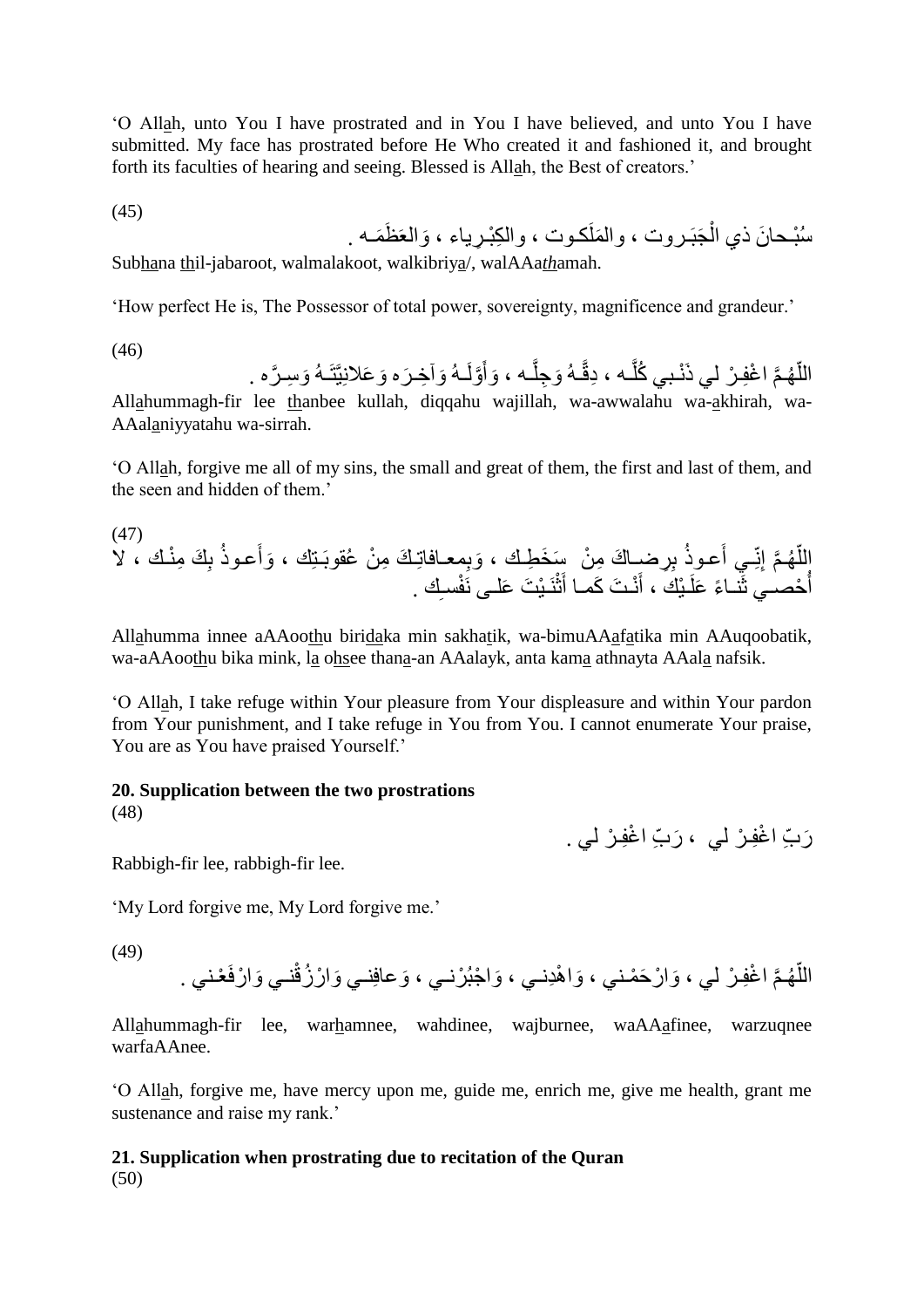'O Allah, unto You I have prostrated and in You I have believed, and unto You I have submitted. My face has prostrated before He Who created it and fashioned it, and brought forth its faculties of hearing and seeing. Blessed is Allah, the Best of creators.'

(45)

سُبْـحانَ ذي الْجَبَـروت ، والمَلَكـوت ، والكِبْـرِياء ، وَالعَظَمَـه .

Subhana thil-jabaroot, walmalakoot, walkibriya/, walAAathamah.

'How perfect He is, The Possessor of total power, sovereignty, magnificence and grandeur.'

(46)

اللّهُـمَّ اغْفِـرْ لي ذَنْـبي كُلَّـه ، دِقَّـهُ وَجِلَّـه ، وَأَوَّلَـهُ وَآخِـرَه وَعَلانِيَّتَـهُ وَسِـرَّه .

Allahummagh-fir lee thanbee kullah, diqqahu wajillah, wa-awwalahu wa-akhirah, wa-AAalaniyyatahu wa-sirrah.

'O Allah, forgive me all of my sins, the small and great of them, the first and last of them, and the seen and hidden of them.'

(47)

اللّهُـمَّ إِنّـي أَعـوذُ بِرِضـاكَ مِنْ سَخَـطِك ، وَبِمعـافاتِـكَ مِنْ عُقـوبَـتِك ، وَأَعـوذُ بِكَ مِنْـك ، لا أُحْصـي ثَنـاءً عَلَـيْك ، أَنْـتَ كَمـا أَثْنَـيْتَ عَلـى نَفْسِـك .

Allahumma innee aAAoothu biridaka min sakhatik, wa-bimuAAafatika min AAuqoobatik, wa-aAAoothu bika mink, la ohsee thana-an AAalayk, anta kama athnayta AAala nafsik.

'O Allah, I take refuge within Your pleasure from Your displeasure and within Your pardon from Your punishment, and I take refuge in You from You. I cannot enumerate Your praise, You are as You have praised Yourself.'

**20. Supplication between the two prostrations**

(48)

رَبِّ اغْفِـرْ لي ، رَبِّ اغْفِـرْ لي .

Rabbigh-fir lee, rabbigh-fir lee.

'My Lord forgive me, My Lord forgive me.'

(49)

اللّهُـمَّ اغْفِـرْ لي ، وَارْحَمْـني ، وَاهْدِنـي ، وَاجْبُرْنـي ، وَعافِنـي وَارْزُقْنـي وَارْفَعْـني .

Allahummagh-fir lee, warhamnee, wahdinee, wajburnee, waAAafinee, warzuqnee warfaAAnee.

'O Allah, forgive me, have mercy upon me, guide me, enrich me, give me health, grant me sustenance and raise my rank.'

**21. Supplication when prostrating due to recitation of the Quran**

(50)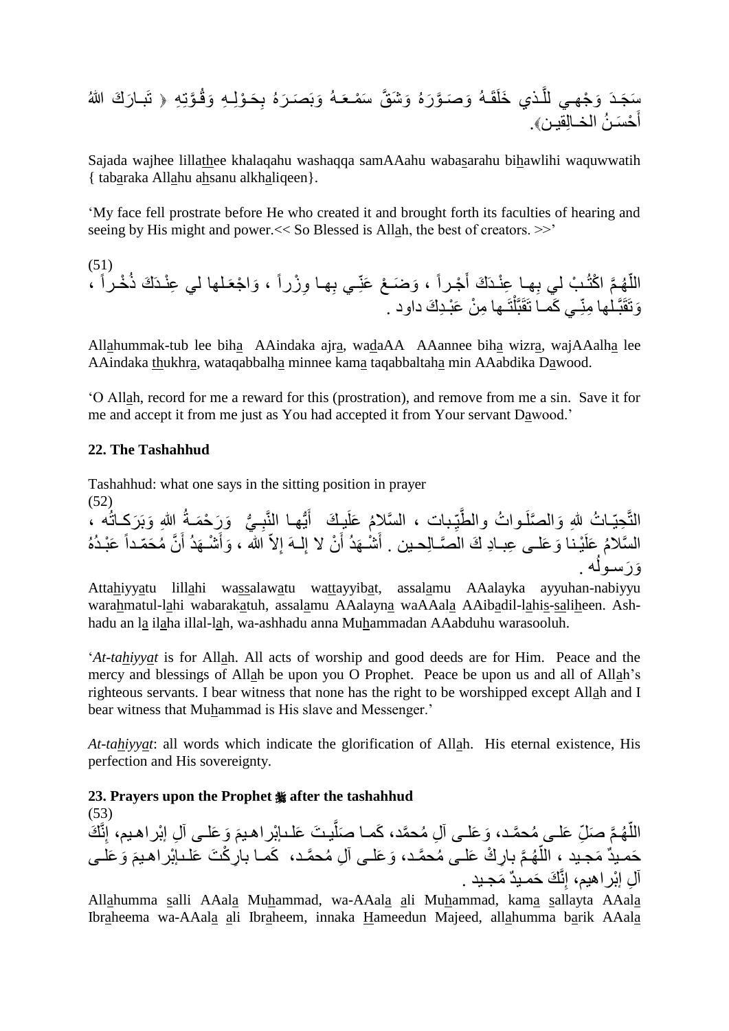سَجَدَ وَجْهِـي لِلَّـذي خَلَقَـهُ وَصَـوَّرَهُ وَشَقَّ سَمْـعَـهُ وَبَصَـرَهُ بِحَـوْلِـهِ وَقُـوَّتِهِ ﴿ تَبـارَكَ اللهُ أَحْسَـنُ الخـالِقيـن﴾.

Sajada wajhee lillathee khalaqahu washaqqa samAAahu wabasarahu bihawlihi waquwwatih { tabaraka Allahu ahsanu alkhaliqeen}.

'My face fell prostrate before He who created it and brought forth its faculties of hearing and seeing by His might and power.<< So Blessed is Allah, the best of creators. >>'

(51)
اللّهُـمَّ اكْتُـبْ لي بِهـا عِنْـدَكَ أَجْـراً ، وَضَـعْ عَنِّـي بِهـا وِزْراً ، وَاجْعَـلها لي عِنْـدَكَ ذُخْـراً ، وَتَقَبَّـلها مِنِّـي كَمـا تَقَبَّلْتَـها مِنْ عَبْـدِكَ داود .

Allahummak-tub lee biha AAindaka ajra, wadaAA AAannee biha wizra, wajAAalha lee AAindaka thukhra, wataqabbalha minnee kama taqabbaltaha min AAabdika Dawood.

'O Allah, record for me a reward for this (prostration), and remove from me a sin. Save it for me and accept it from me just as You had accepted it from Your servant Dawood.'

## 22. The Tashahhud

Tashahhud: what one says in the sitting position in prayer

(52)
التَّحِيّـاتُ للهِ وَالصَّلَـواتُ والطَّيِّبات ، السَّلامُ عَلَيـكَ أَيُّهـا النَّبِـيُّ وَرَحْمَـةُ اللهِ وَبَرَكـاتُه ، السَّلامُ عَلَيْـنا وَعَلـى عِبـادِ اللهِ الصَّـالِحـين . أَشْـهَدُ أَنْ لا إِلـهَ إِلاّ الله ، وَأَشْـهَدُ أَنَّ مُحَمّـداً عَبْـدُهُ وَرَسـولُه .

Attahiyyatu lillahi wassalawatu wattayyibat, assalamu AAalayka ayyuhan-nabiyyu warahmatul-lahi wabarakatuh, assalamu AAalayna waAAala AAibadil-lahis-saliheen. Ash-hadu an la ilaha illal-lah, wa-ashhadu anna Muhammadan AAabduhu warasooluh.

'*At-tahiyyat* is for Allah. All acts of worship and good deeds are for Him. Peace and the mercy and blessings of Allah be upon you O Prophet. Peace be upon us and all of Allah's righteous servants. I bear witness that none has the right to be worshipped except Allah and I bear witness that Muhammad is His slave and Messenger.'

*At-tahiyyat*: all words which indicate the glorification of Allah. His eternal existence, His perfection and His sovereignty.

## 23. Prayers upon the Prophet ﷺ after the tashahhud

(53)
اللّهُـمَّ صَلِّ عَلـى مُحمَّـد، وَعَلـى آلِ مُحمَّد، كَمـا صَلَّيـتَ عَلـىإبْراهـيمَ وَعَلـى آلِ إبْراهـيم، إِنَّكَ حَمـيدٌ مَجـيد ، اللّهُـمَّ بارِكْ عَلـى مُحمَّـد، وَعَلـى آلِ مُحمَّـد، كَمـا بارِكْتَ عَلـىإبْراهـيمَ وَعَلـى آلِ إبْراهيم، إِنَّكَ حَمـيدٌ مَجـيد .

Allahumma salli AAala Muhammad, wa-AAala ali Muhammad, kama sallayta AAala Ibraheema wa-AAala ali Ibraheem, innaka Hameedun Majeed, allahumma barik AAala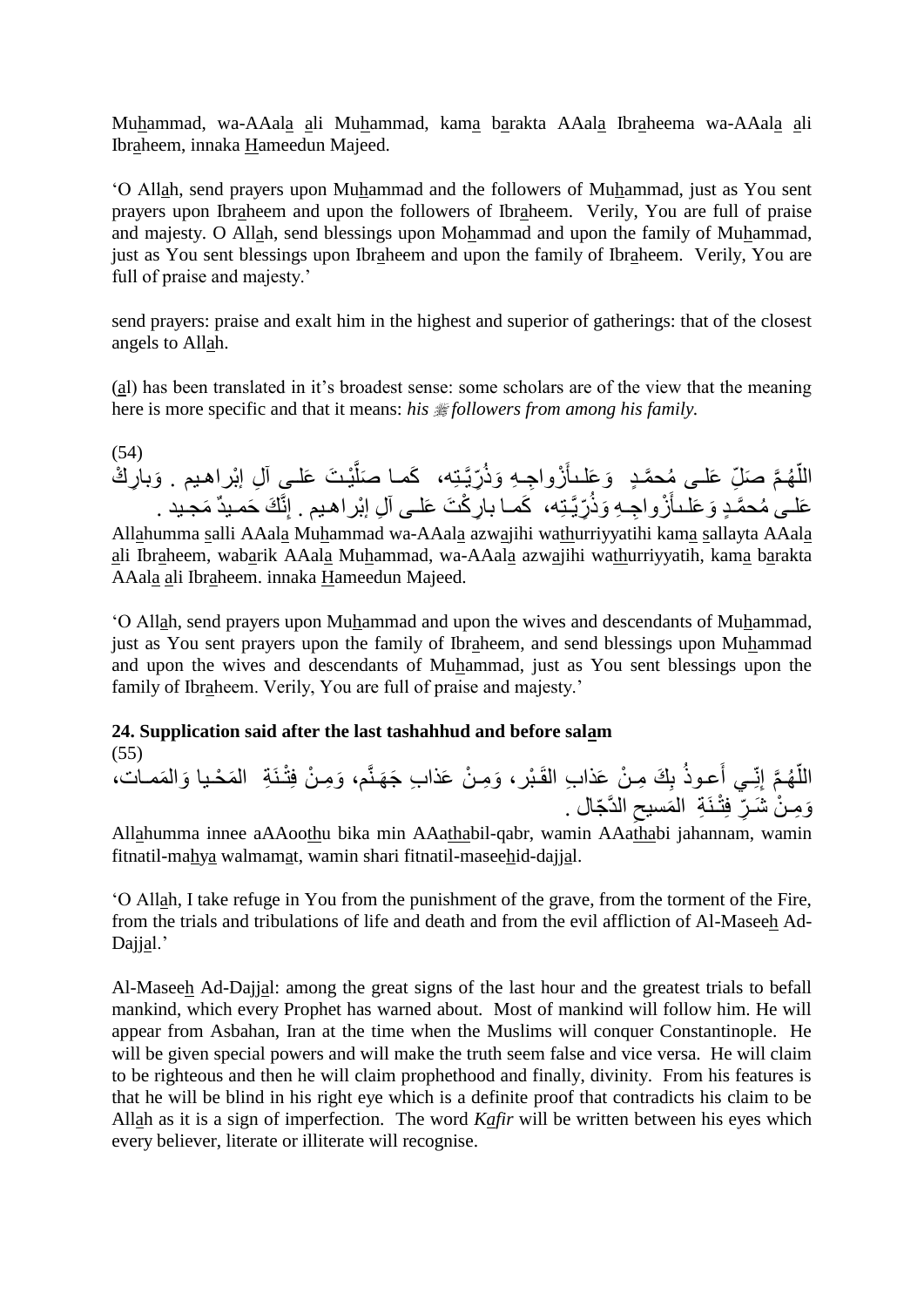Muhammad, wa-AAala ali Muhammad, kama barakta AAala Ibraheema wa-AAala ali Ibraheem, innaka Hameedun Majeed.

'O Allah, send prayers upon Muhammad and the followers of Muhammad, just as You sent prayers upon Ibraheem and upon the followers of Ibraheem. Verily, You are full of praise and majesty. O Allah, send blessings upon Mohammad and upon the family of Muhammad, just as You sent blessings upon Ibraheem and upon the family of Ibraheem. Verily, You are full of praise and majesty.'

send prayers: praise and exalt him in the highest and superior of gatherings: that of the closest angels to Allah.

(al) has been translated in it's broadest sense: some scholars are of the view that the meaning here is more specific and that it means: *his ﷺ followers from among his family.*

(54)

اللّهُمَّ صَلِّ عَلـى مُحمَّـدٍ وَعَلـىأَزْواجِـهِ وَذُرِّيَّـتِه، كَمـا صَلَّيْـتَ عَلـى آلِ إبْراهـيم . وَبارِكْ عَلـى مُحمَّـدٍ وَعَلـىأَزْواجِـهِ وَذُرِّيَّـتِه، كَمـا بارِكْتَ عَلـى آلِ إبْراهـيم . إِنَّكَ حَمـيدٌ مَجـيد .

Allahumma salli AAala Muhammad wa-AAala azwajihi wathurriyyatihi kama sallayta AAala ali Ibraheem, wabarik AAala Muhammad, wa-AAala azwajihi wathurriyyatih, kama barakta AAala ali Ibraheem. innaka Hameedun Majeed.

'O Allah, send prayers upon Muhammad and upon the wives and descendants of Muhammad, just as You sent prayers upon the family of Ibraheem, and send blessings upon Muhammad and upon the wives and descendants of Muhammad, just as You sent blessings upon the family of Ibraheem. Verily, You are full of praise and majesty.'

## 24. Supplication said after the last tashahhud and before salam

(55)

اللّهُمَّ إِنِّـي أَعـوذُ بِكَ مِـنْ عَذابِ القَـبْر، وَمِـنْ عَذابِ جَهَـنَّم، وَمِـنْ فِتْـنَةِ المَحْـيا وَالمَمـات، وَمِـنْ شَـرِّ فِتْـنَةِ المَسيحِ الدَّجّال .

Allahumma innee aAAoothu bika min AAathabil-qabr, wamin AAathabi jahannam, wamin fitnatil-mahya walmamat, wamin shari fitnatil-maseehid-dajjal.

'O Allah, I take refuge in You from the punishment of the grave, from the torment of the Fire, from the trials and tribulations of life and death and from the evil affliction of Al-Maseeh Ad-Dajjal.'

Al-Maseeh Ad-Dajjal: among the great signs of the last hour and the greatest trials to befall mankind, which every Prophet has warned about. Most of mankind will follow him. He will appear from Asbahan, Iran at the time when the Muslims will conquer Constantinople. He will be given special powers and will make the truth seem false and vice versa. He will claim to be righteous and then he will claim prophethood and finally, divinity. From his features is that he will be blind in his right eye which is a definite proof that contradicts his claim to be Allah as it is a sign of imperfection. The word *Kafir* will be written between his eyes which every believer, literate or illiterate will recognise.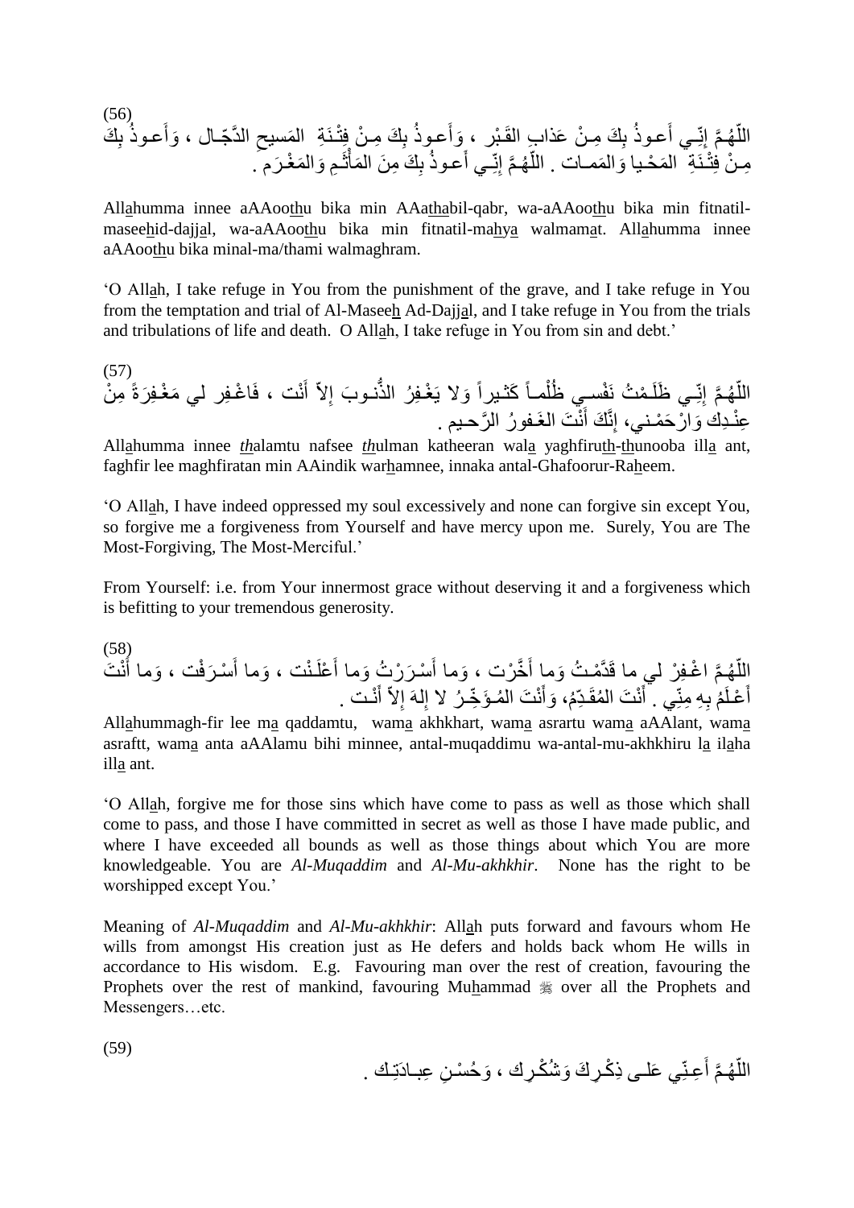(56)

اللّهُمَّ إِنّـي أَعـوذُ بِكَ مِـنْ عَذابِ القَـبْر ، وَأَعـوذُ بِكَ مِـنْ فِتْـنَةِ المَسيحِ الدَّجّال ، وَأَعـوذُ بِكَ مِـنْ فِتْـنَةِ المَحْـيا وَالمَمـات . اللّهُـمَّ إِنّـي أَعـوذُ بِكَ مِنَ المَأْثَـمِ وَالمَغْـرَم .

Allahumma innee aAAoothu bika min AAathabil-qabr, wa-aAAoothu bika min fitnatil-maseehid-dajjal, wa-aAAoothu bika min fitnatil-mahya walmamat. Allahumma innee aAAoothu bika minal-ma/thami walmaghram.

'O Allah, I take refuge in You from the punishment of the grave, and I take refuge in You from the temptation and trial of Al-Maseeh Ad-Dajjal, and I take refuge in You from the trials and tribulations of life and death. O Allah, I take refuge in You from sin and debt.'

(57)

اللّهُـمَّ إِنّـي ظَلَـمْتُ نَفْسـي ظُلْمـاً كَثـيراً وَلا يَغْـفِرُ الذُّنـوبَ إِلاّ أَنْت ، فَاغْـفِر لي مَغْـفِرَةً مِنْ عِنْـدِك وَارْحَمْـني، إِنَّكَ أَنْتَ الغَـفورُ الرَّحـيم .

Allahumma innee thalamtu nafsee thulman katheeran wala yaghfiruth-thunooba illa ant, faghfir lee maghfiratan min AAindik warhamnee, innaka antal-Ghafoorur-Raheem.

'O Allah, I have indeed oppressed my soul excessively and none can forgive sin except You, so forgive me a forgiveness from Yourself and have mercy upon me. Surely, You are The Most-Forgiving, The Most-Merciful.'

From Yourself: i.e. from Your innermost grace without deserving it and a forgiveness which is befitting to your tremendous generosity.

(58)

اللّهُـمَّ اغْـفِرْ لي ما قَدَّمْـتُ وَما أَخَّرْت ، وَما أَسْـرَرْتُ وَما أَعْلَـنْت ، وَما أَسْـرَفْت ، وَما أَنْتَ أَعْـلَمُ بِهِ مِنِّـي . أَنْتَ المُقَـدِّمُ، وَأَنْتَ المُـؤَخِّـرُ لا إِلهَ إِلاّ أَنْـت .

Allahummagh-fir lee ma qaddamtu, wama akhkhart, wama asrartu wama aAAlant, wama asraftt, wama anta aAAlamu bihi minnee, antal-muqaddimu wa-antal-mu-akhkhiru la ilaha illa ant.

'O Allah, forgive me for those sins which have come to pass as well as those which shall come to pass, and those I have committed in secret as well as those I have made public, and where I have exceeded all bounds as well as those things about which You are more knowledgeable. You are *Al-Muqaddim* and *Al-Mu-akhkhir*. None has the right to be worshipped except You.'

Meaning of *Al-Muqaddim* and *Al-Mu-akhkhir*: Allah puts forward and favours whom He wills from amongst His creation just as He defers and holds back whom He wills in accordance to His wisdom. E.g. Favouring man over the rest of creation, favouring the Prophets over the rest of mankind, favouring Muhammad ﷺ over all the Prophets and Messengers…etc.

(59)

اللّهُـمَّ أَعِـنِّي عَلـى ذِكْـرِكَ وَشُكْـرِك ، وَحُسْـنِ عِبـادَتِـك .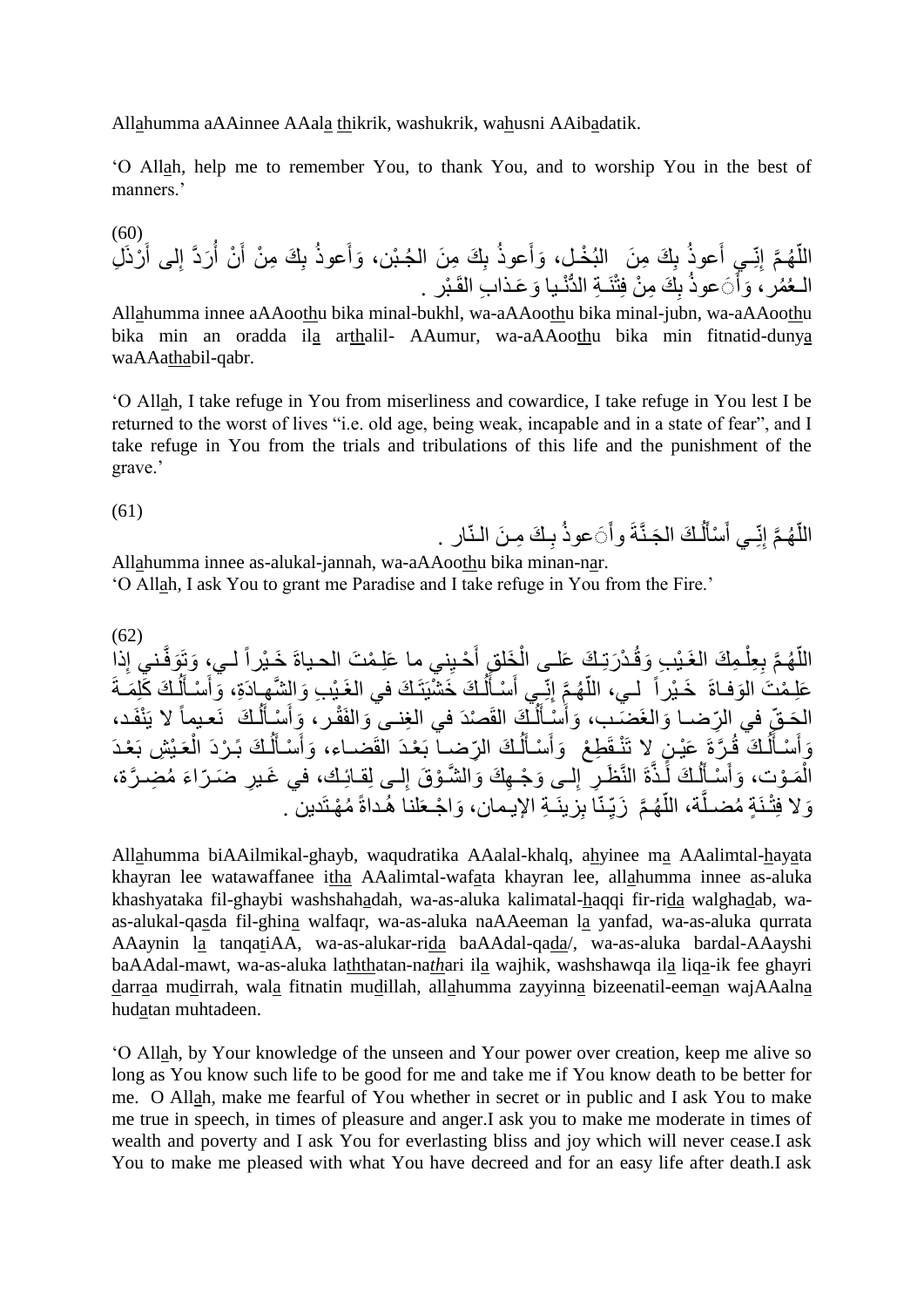Allahumma aAAinnee AAala thikrik, washukrik, wahusni AAibadatik.

‘O Allah, help me to remember You, to thank You, and to worship You in the best of manners.’

(60)

اللّهُمَّ إِنّـي أَعوذُ بِكَ مِنَ البُخْـل، وَأَعوذُ بِكَ مِنَ الجُـبْن، وَأَعوذُ بِكَ مِنْ أَنْ أُرَدَّ إِلـى أَرْذَلِ الـعُمُر، وَأَعوذُ بِكَ مِنْ فِتْنَـةِ الدُّنْـيا وَعَـذابِ القَـبْر .

Allahumma innee aAAoothu bika minal-bukhl, wa-aAAoothu bika minal-jubn, wa-aAAoothu bika min an oradda ila arthalil- AAumur, wa-aAAoothu bika min fitnatid-dunya waAAathabil-qabr.

‘O Allah, I take refuge in You from miserliness and cowardice, I take refuge in You lest I be returned to the worst of lives “i.e. old age, being weak, incapable and in a state of fear”, and I take refuge in You from the trials and tribulations of this life and the punishment of the grave.’

(61)

اللّهُمَّ إِنّـي أَسْأَلُـكَ الجَـنَّةَ وأَعوذُ بِـكَ مِـنَ الـنّار .

Allahumma innee as-alukal-jannah, wa-aAAoothu bika minan-nar.
‘O Allah, I ask You to grant me Paradise and I take refuge in You from the Fire.’

(62)

اللّهُـمَّ بِعِلْـمِكَ الغَـيْبِ وَقُـدْرَتِـكَ عَلـى الْخَلْقِ أَحْـيِني ما عَلِـمْتَ الحـياةَ خَـيْراً لـي، وَتَوَفَّـني إِذا عَلِـمْتَ الوَفـاةَ خَـيْراً لـي، اللّهُـمَّ إِنّـي أَسْـأَلُـكَ خَشْيَتَـكَ في الغَـيْبِ وَالشَّـهـادَةِ، وَأَسْـأَلُـكَ كَلِمَـةَ الحَـقِّ في الرِّضـا وَالغَضَـب، وَأَسْـأَلُـكَ القَصْدَ في الغِنـى وَالفَقْـر، وَأَسْـأَلُـكَ نَعـيماً لا يَنْفَـد، وَأَسْـأَلُـكَ قُـرَّةَ عَيْـنٍ لا تَنْـقَطِعْ وَأَسْـأَلُـكَ الرِّضـا بَعْـدَ القَضـاء، وَأَسْـأَلُـكَ بَـرْدَ الْعَـيْشِ بَعْـدَ الْمَـوْت، وَأَسْـأَلُـكَ لَـذَّةَ النَّظَـرِ إِلـى وَجْـهِكَ وَالشَّـوْقَ إِلـى لِقـائِـك، في غَـيرِ ضَـرّاءَ مُضِـرَّة، وَلا فِتْـنَةٍ مُضـلَّة، اللّهُـمَّ زَيِّـنّا بِزينَـةِ الإيْـمان، وَاجْـعَلنا هُـداةً مُهْـتَدين .

Allahumma biAAilmikal-ghayb, waqudratika AAalal-khalq, ahyinee ma AAalimtal-hayata khayran lee watawaffanee itha AAalimtal-wafata khayran lee, allahumma innee as-aluka khashyataka fil-ghaybi washshahadah, wa-as-aluka kalimatal-haqqi fir-rida walghadab, wa-as-alukal-qasda fil-ghina walfaqr, wa-as-aluka naAAeeman la yanfad, wa-as-aluka qurrata AAaynin la tanqatiAA, wa-as-alukar-rida baAAdal-qada/, wa-as-aluka bardal-AAayshi baAAdal-mawt, wa-as-aluka laththatan-nathari ila wajhik, washshawqa ila liqa-ik fee ghayri darraa mudirrah, wala fitnatin mudillah, allahumma zayyinna bizeenatil-eeman wajAAalna hudatan muhtadeen.

‘O Allah, by Your knowledge of the unseen and Your power over creation, keep me alive so long as You know such life to be good for me and take me if You know death to be better for me. O Allah, make me fearful of You whether in secret or in public and I ask You to make me true in speech, in times of pleasure and anger.I ask you to make me moderate in times of wealth and poverty and I ask You for everlasting bliss and joy which will never cease.I ask You to make me pleased with what You have decreed and for an easy life after death.I ask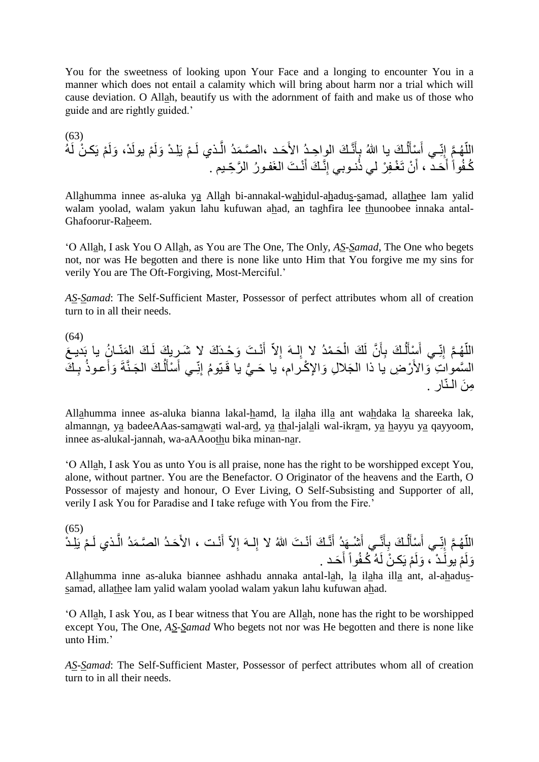You for the sweetness of looking upon Your Face and a longing to encounter You in a manner which does not entail a calamity which will bring about harm nor a trial which will cause deviation. O Allah, beautify us with the adornment of faith and make us of those who guide and are rightly guided.'

(63)

اللّهُـمَّ إِنِّـي أَسْأَلُـكَ يا اللهُ بِأَنَّـكَ الواحِـدُ الأَحَـد ،الصَّـمَدُ الَّـذي لَـمْ يَلِـدْ وَلَمْ يولَدْ، وَلَمْ يَكـنْ لَهُ كُـفُواً أَحَـد ، أَنْ تَغْـفِرْ لي ذُنـوبي إِنَّـكَ أَنْـتَ الغَفـورُ الرَّحِّـيم .

Allahumma innee as-aluka ya Allah bi-annakal-wahidul-ahadus-samad, allathee lam yalid walam yoolad, walam yakun lahu kufuwan ahad, an taghfira lee thunoobee innaka antal-Ghafoorur-Raheem.

'O Allah, I ask You O Allah, as You are The One, The Only, *AS-Samad*, The One who begets not, nor was He begotten and there is none like unto Him that You forgive me my sins for verily You are The Oft-Forgiving, Most-Merciful.'

*AS-Samad*: The Self-Sufficient Master, Possessor of perfect attributes whom all of creation turn to in all their needs.

(64)

اللّهُـمَّ إِنِّـي أَسْأَلُـكَ بِأَنَّ لَكَ الْحَـمْدُ لا إِلـهَ إِلاّ أَنْـتَ وَحْـدَكَ لا شَـريكَ لَـكَ المَنّـانُ يا بَديـعَ السَّمواتِ وَالأَرْضِ يا ذا الجَلالِ وَالإِكْـرام، يا حَـيُّ يا قَـيّومُ إِنِّـي أَسْأَلُـكَ الجَـنَّةَ وَأَعـوذُ بِـكَ مِنَ الـنّار .

Allahumma innee as-aluka bianna lakal-hamd, la ilaha illa ant wahdaka la shareeka lak, almannan, ya badeeAAas-samawati wal-ard, ya thal-jalali wal-ikram, ya hayyu ya qayyoom, innee as-alukal-jannah, wa-aAAoothu bika minan-nar.

'O Allah, I ask You as unto You is all praise, none has the right to be worshipped except You, alone, without partner. You are the Benefactor. O Originator of the heavens and the Earth, O Possessor of majesty and honour, O Ever Living, O Self-Subsisting and Supporter of all, verily I ask You for Paradise and I take refuge with You from the Fire.'

(65)

اللّهُـمَّ إِنِّـي أَسْأَلُـكَ بِأَنِّـي أَشْـهَدُ أَنَّـكَ أَنْـتَ اللهُ لا إِلـهَ إِلاّ أَنْـت ، الأَحَـدُ الصَّـمَدُ الَّـذي لَـمْ يَلِـدْ وَلَمْ يولَـدْ ، وَلَمْ يَكـنْ لَهُ كُـفُواً أَحَـد .

Allahumma inne as-aluka biannee ashhadu annaka antal-lah, la ilaha illa ant, al-ahadus-samad, allathee lam yalid walam yoolad walam yakun lahu kufuwan ahad.

'O Allah, I ask You, as I bear witness that You are Allah, none has the right to be worshipped except You, The One, *AS-Samad* Who begets not nor was He begotten and there is none like unto Him.'

*AS-Samad*: The Self-Sufficient Master, Possessor of perfect attributes whom all of creation turn to in all their needs.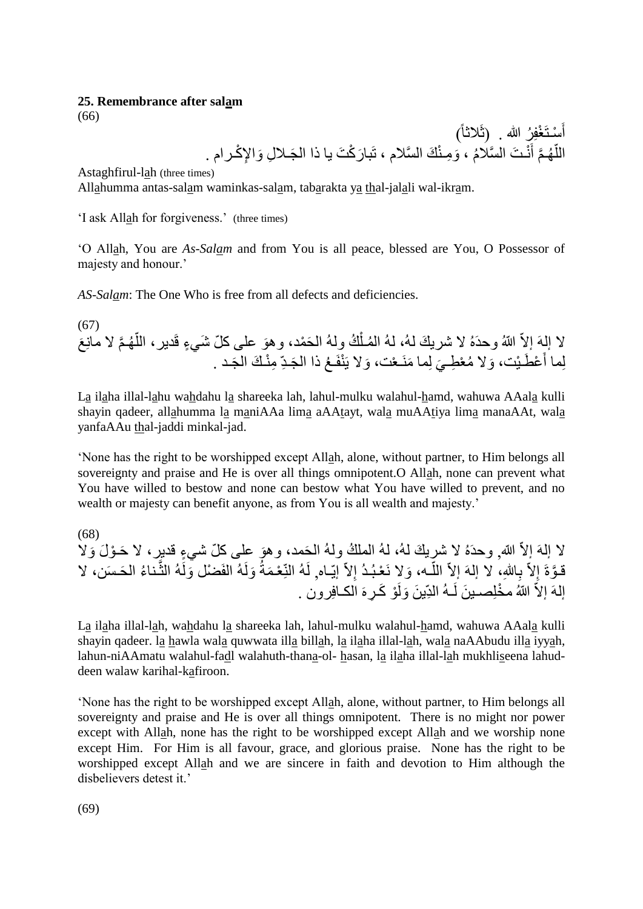**25. Remembrance after salam**

(66)

أَسْـتَغْفِرُ الله . (ثَلاثاً)
اللّهُـمَّ أَنْـتَ السَّلامُ ، وَمِـنْكَ السَّلام ، تَبارَكْتَ يا ذا الجَـلالِ وَالإِكْـرام .

Astaghfirul-lah (three times)
Allahumma antas-salam waminkas-salam, tabarakta ya thal-jalali wal-ikram.

'I ask Allah for forgiveness.' (three times)

'O Allah, You are *As-Salam* and from You is all peace, blessed are You, O Possessor of majesty and honour.'

*AS-Salam*: The One Who is free from all defects and deficiencies.

(67)

لا إلهَ إلاّ اللّهُ وحدَهُ لا شريكَ لهُ، لهُ المُـلْكُ ولهُ الحَمْد، وهوَ على كلّ شَيءٍ قَدير، اللّهُـمَّ لا مانِعَ لِما أَعْطَـيْت، وَلا مُعْطِـيَ لِما مَنَـعْت، وَلا يَنْفَـعُ ذا الجَـدِّ مِنْـكَ الجَـد .

La ilaha illal-lahu wahdahu la shareeka lah, lahul-mulku walahul-hamd, wahuwa AAala kulli shayin qadeer, allahumma la maniAAa lima aAAtayt, wala muAAtiya lima manaAAt, wala yanfaAAu thal-jaddi minkal-jad.

'None has the right to be worshipped except Allah, alone, without partner, to Him belongs all sovereignty and praise and He is over all things omnipotent.O Allah, none can prevent what You have willed to bestow and none can bestow what You have willed to prevent, and no wealth or majesty can benefit anyone, as from You is all wealth and majesty.'

(68)

لا إلهَ إلاّ اللّه, وحدَهُ لا شريكَ لهُ، لهُ الملكُ ولهُ الحَمد، وهوَ على كلّ شيءٍ قدير، لا حَـوْلَ وَلا قـوَّةَ إِلاّ بِاللهِ، لا إلهَ إلاّ اللّـه، وَلا نَعْـبُـدُ إِلاّ إيّـاه, لَهُ النِّعْـمَةُ وَلَهُ الفَضْل وَلَهُ الثَّـناءُ الحَـسَن، لا إلهَ إلاّ اللّهُ مخْلِصـينَ لَـهُ الدِّينَ وَلَوْ كَـرِهَ الكـافِرون .

La ilaha illal-lah, wahdahu la shareeka lah, lahul-mulku walahul-hamd, wahuwa AAala kulli shayin qadeer. la hawla wala quwwata illa billah, la ilaha illal-lah, wala naAAbudu illa iyyah, lahun-niAAmatu walahul-fadl walahuth-thana-ol- hasan, la ilaha illal-lah mukhliseena lahud-deen walaw karihal-kafiroon.

'None has the right to be worshipped except Allah, alone, without partner, to Him belongs all sovereignty and praise and He is over all things omnipotent. There is no might nor power except with Allah, none has the right to be worshipped except Allah and we worship none except Him. For Him is all favour, grace, and glorious praise. None has the right to be worshipped except Allah and we are sincere in faith and devotion to Him although the disbelievers detest it.'

(69)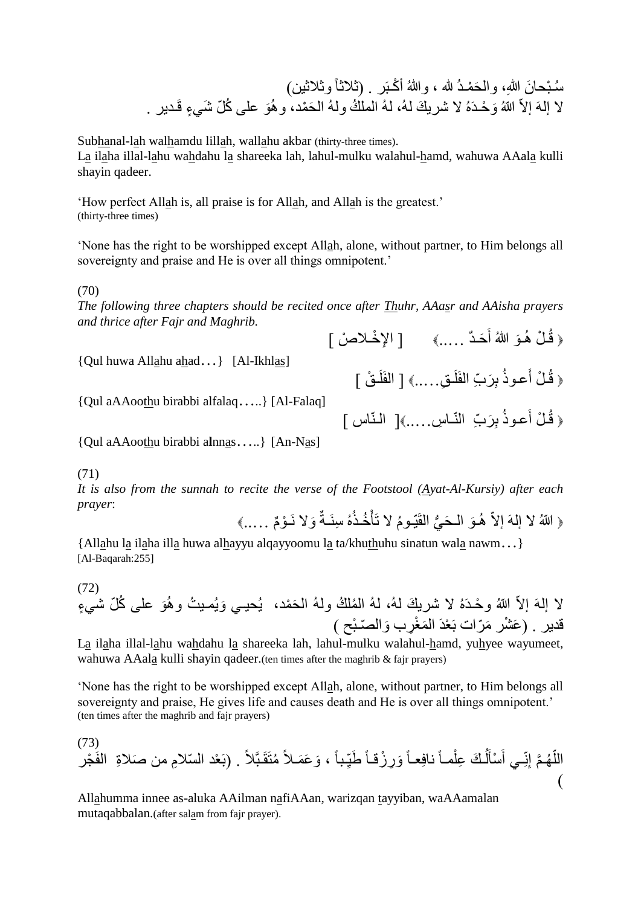سُـبْحانَ اللهِ، والحَمْـدُ لله ، واللهُ أكْـبَر . (ثلاثاً وثلاثين)
لا إلهَ إلاّ اللهُ وَحْـدَهُ لا شريكَ لهُ، لهُ الملكُ ولهُ الحَمْد، وهُوَ على كُلّ شَيءٍ قَـدير .

Subhanal-lah walhamdu lillah, wallahu akbar (thirty-three times).
La ilaha illal-lahu wahdahu la shareeka lah, lahul-mulku walahul-hamd, wahuwa AAala kulli shayin qadeer.

'How perfect Allah is, all praise is for Allah, and Allah is the greatest.' (thirty-three times)

'None has the right to be worshipped except Allah, alone, without partner, to Him belongs all sovereignty and praise and He is over all things omnipotent.'

(70)

*The following three chapters should be recited once after Thuhr, AAasr and AAisha prayers and thrice after Fajr and Maghrib.*

﴿ قُـلْ هُـوَ اللهُ أَحَـدٌ .....﴾ [ الإخْـلاصْ ]

{Qul huwa Allahu ahad...} [Al-Ikhlas]

﴿ قُـلْ أَعـوذُ بِرَبِّ الفَلَـقِ.....﴾ [ الفَلَـقْ ]

{Qul aAAoothu birabbi alfalaq.....} [Al-Falaq]

﴿ قُـلْ أَعـوذُ بِرَبِّ النّـاسِ.....﴾[ النّـاس ]

{Qul aAAoothu birabbi alnnas.....} [An-Nas]

(71)

*It is also from the sunnah to recite the verse of the Footstool (Ayat-Al-Kursiy) after each prayer*:

﴿ اللهُ لا إلهَ إلاّ هُـوَ الـحَيُّ القَيّـومُ لا تَأْخُـذُهُ سِنَـةٌ وَلا نَـوْمٌ .....﴾

{Allahu la ilaha illa huwa alhayyu alqayyoomu la ta/khuthuhu sinatun wala nawm...} [Al-Baqarah:255]

(72)

لا إلهَ إلاّ اللهُ وحْـدَهُ لا شريكَ لهُ، لهُ المُلكُ ولهُ الحَمْد، يُحيـي وَيُمـيتُ وهُوَ على كُلّ شيءٍ قدير . (عَشْر مَرّات بَعْدَ المَغْرِب وَالصّـبْح )

La ilaha illal-lahu wahdahu la shareeka lah, lahul-mulku walahul-hamd, yuhyee wayumeet, wahuwa AAala kulli shayin qadeer.(ten times after the maghrib & fajr prayers)

'None has the right to be worshipped except Allah, alone, without partner, to Him belongs all sovereignty and praise, He gives life and causes death and He is over all things omnipotent.' (ten times after the maghrib and fajr prayers)

(73)

اللّهُـمَّ إِنِّـي أَسْأَلُـكَ عِلْمـاً نافِعـاً وَرِزْقـاً طَيِّـباً ، وَعَمَـلاً مُتَقَـبَّلاً . (بَعْد السّلامِ من صَلاةِ الفَجْر )

Allahumma innee as-aluka AAilman nafiAAan, warizqan tayyiban, waAAamalan mutaqabbalan.(after salam from fajr prayer).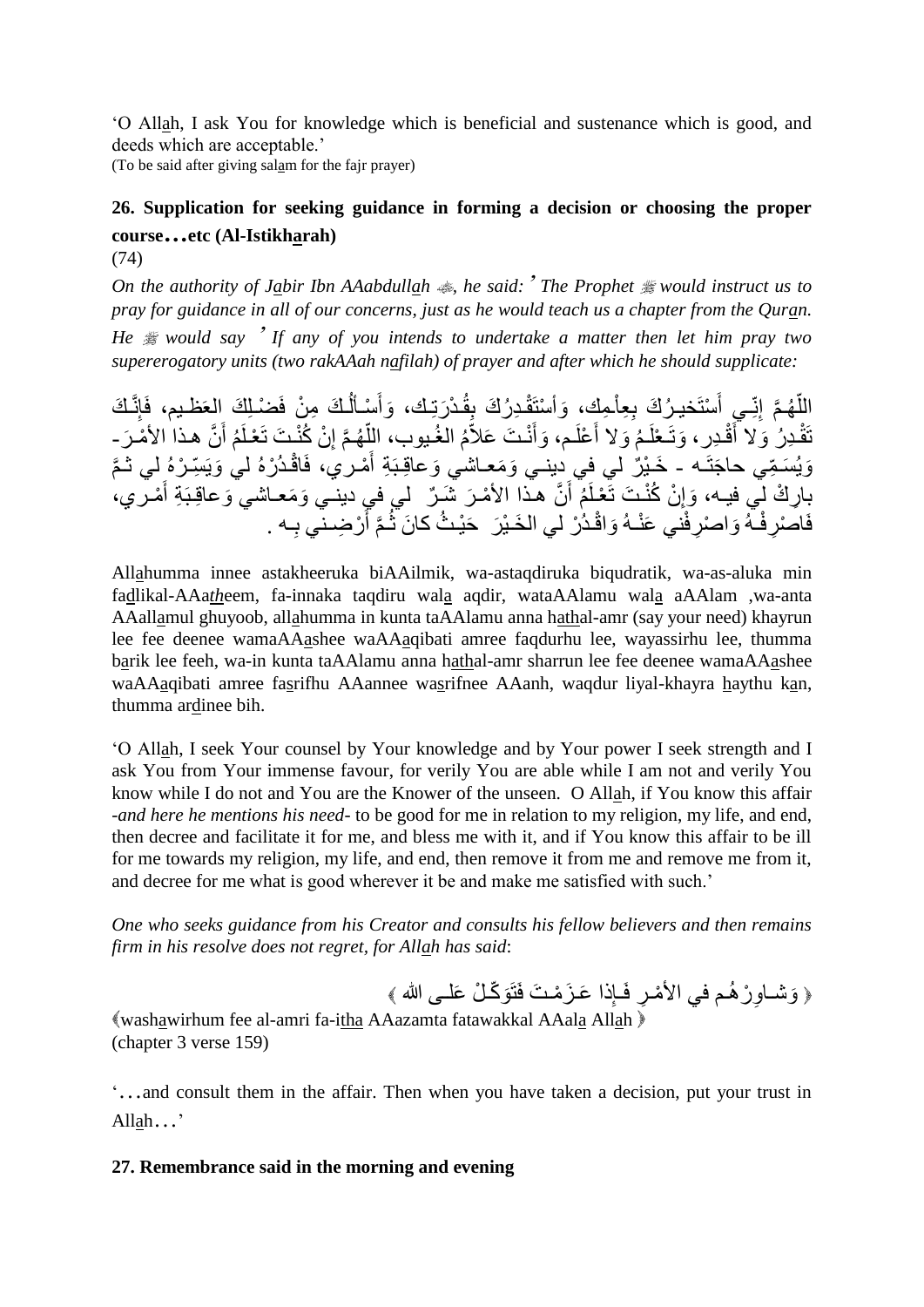'O Allah, I ask You for knowledge which is beneficial and sustenance which is good, and deeds which are acceptable.'
(To be said after giving salam for the fajr prayer)

## 26. Supplication for seeking guidance in forming a decision or choosing the proper course…etc (Al-Istikharah)

(74)

*On the authority of Jabir Ibn AAabdullah ﷺ, he said: ' The Prophet ﷺ would instruct us to pray for guidance in all of our concerns, just as he would teach us a chapter from the Quran. He ﷺ would say ' If any of you intends to undertake a matter then let him pray two supererogatory units (two rakAAah nafilah) of prayer and after which he should supplicate:*

اللّهُمَّ إِنِّي أَسْتَخيرُكَ بِعِلْمِك، وَأَسْتَقْدِرُكَ بِقُدْرَتِك، وَأَسْأَلُكَ مِنْ فَضْلِكَ العَظيم، فَإِنَّكَ تَقْدِرُ وَلا أَقْدِر، وَتَعْلَمُ وَلا أَعْلَم، وَأَنْتَ عَلاّمُ الغُيوب، اللّهُمَّ إِنْ كُنْتَ تَعْلَمُ أَنَّ هذا الأمْرَ- وَيُسَمِّي حاجَتَه - خَيْرٌ لي في ديني وَمَعاشي وَعاقِبَةِ أَمْري، فَاقْدُرْهُ لي وَيَسِّرْهُ لي ثُمَّ بارِكْ لي فيه، وَإِنْ كُنْتَ تَعْلَمُ أَنَّ هذا الأمْرَ شَرٌّ لي في ديني وَمَعاشي وَعاقِبَةِ أَمْري، فَاصْرِفْهُ وَاصْرِفْني عَنْهُ وَاقْدُرْ لي الخَيْرَ حَيْثُ كانَ ثُمَّ أَرْضِني بِه .

Allahumma innee astakheeruka biAAilmik, wa-astaqdiruka biqudratik, wa-as-aluka min fadlikal-AAatheem, fa-innaka taqdiru wala aqdir, wataAAlamu wala aAAlam ,wa-anta AAallamul ghuyoob, allahumma in kunta taAAlamu anna hathal-amr (say your need) khayrun lee fee deenee wamaAAashee waAAaqibati amree faqdurhu lee, wayassirhu lee, thumma barik lee feeh, wa-in kunta taAAlamu anna hathal-amr sharrun lee fee deenee wamaAAashee waAAaqibati amree fasrifhu AAannee wasrifnee AAanh, waqdur liyal-khayra haythu kan, thumma ardinee bih.

'O Allah, I seek Your counsel by Your knowledge and by Your power I seek strength and I ask You from Your immense favour, for verily You are able while I am not and verily You know while I do not and You are the Knower of the unseen. O Allah, if You know this affair -*and here he mentions his need*- to be good for me in relation to my religion, my life, and end, then decree and facilitate it for me, and bless me with it, and if You know this affair to be ill for me towards my religion, my life, and end, then remove it from me and remove me from it, and decree for me what is good wherever it be and make me satisfied with such.'

*One who seeks guidance from his Creator and consults his fellow believers and then remains firm in his resolve does not regret, for Allah has said*:

﴿ وَشاوِرْهُم في الأمْرِ فَإِذا عَزَمْتَ فَتَوَكّلْ عَلى الله ﴾

﴾washawirhum fee al-amri fa-itha AAazamta fatawakkal AAala Allah ﴿
(chapter 3 verse 159)

'…and consult them in the affair. Then when you have taken a decision, put your trust in Allah…'

## 27. Remembrance said in the morning and evening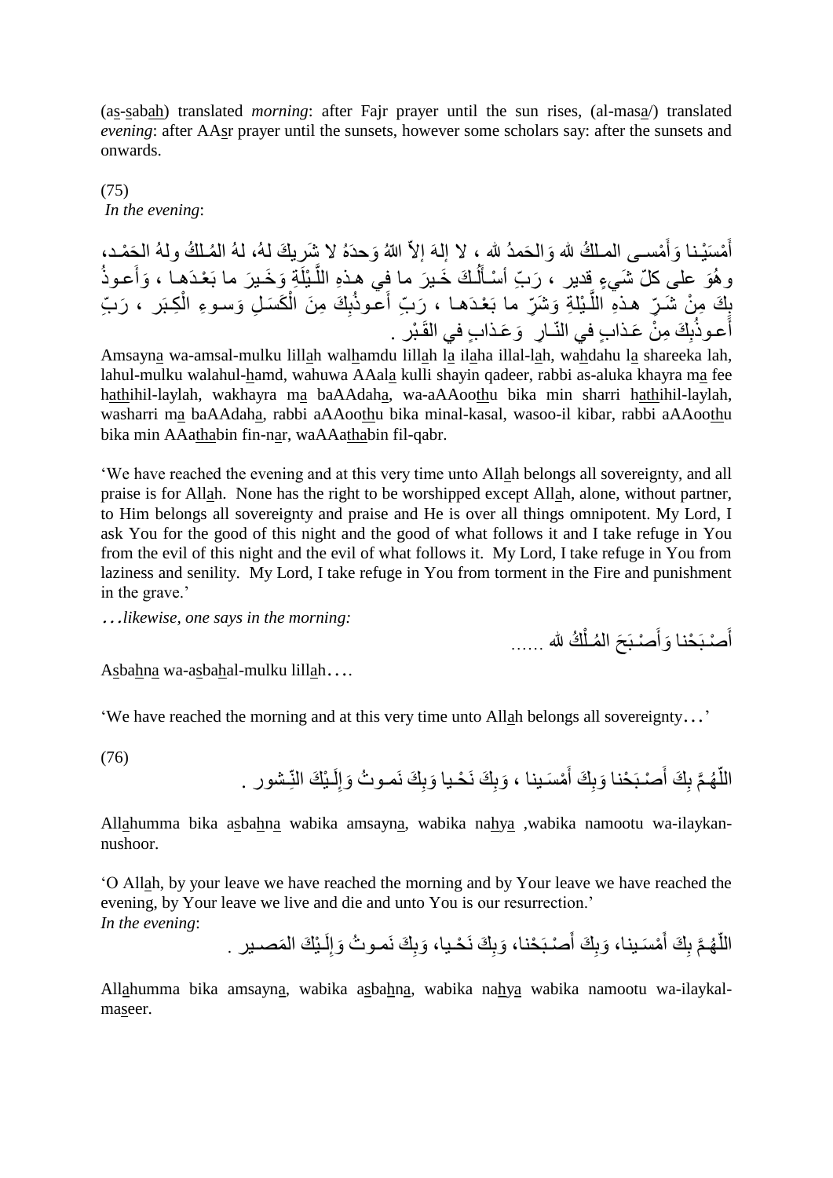(as-sabah) translated *morning*: after Fajr prayer until the sun rises, (al-masa/) translated *evening*: after AAsr prayer until the sunsets, however some scholars say: after the sunsets and onwards.

(75)
*In the evening*:

أَمْسَيْنا وَأَمْسى المـلكُ لله وَالحَمدُ لله ، لا إلهَ إلاّ اللّهُ وَحدَهُ لا شَريكَ لهُ، لهُ المُـلكُ ولهُ الحَمْـد، وهُوَ على كلّ شَيءٍ قدير ، رَبِّ أسْـأَلُـكَ خَـيرَ ما في هـذهِ اللَّـيْلَةِ وَخَـيرَ ما بَعْـدَهـا ، وَأَعـوذُ بِكَ مِنْ شَرِّ هـذهِ اللَّـيْلَةِ وَشَرِّ ما بَعْـدَهـا ، رَبِّ أَعـوذُبِكَ مِنَ الْكَسَلِ وَسـوءِ الْكِـبَر ، رَبِّ أَعـوذُبِكَ مِنْ عَـذابٍ في النّـارِ وَعَـذابٍ في القَـبْر .

Amsayna wa-amsal-mulku lillah walhamdu lillah la ilaha illal-lah, wahdahu la shareeka lah, lahul-mulku walahul-hamd, wahuwa AAala kulli shayin qadeer, rabbi as-aluka khayra ma fee hathihil-laylah, wakhayra ma baAAdaha, wa-aAAoothu bika min sharri hathihil-laylah, washarri ma baAAdaha, rabbi aAAoothu bika minal-kasal, wasoo-il kibar, rabbi aAAoothu bika min AAathabin fin-nar, waAAathabin fil-qabr.

'We have reached the evening and at this very time unto Allah belongs all sovereignty, and all praise is for Allah. None has the right to be worshipped except Allah, alone, without partner, to Him belongs all sovereignty and praise and He is over all things omnipotent. My Lord, I ask You for the good of this night and the good of what follows it and I take refuge in You from the evil of this night and the evil of what follows it. My Lord, I take refuge in You from laziness and senility. My Lord, I take refuge in You from torment in the Fire and punishment in the grave.'

*...likewise, one says in the morning:*

أَصْـبَحْنا وَأَصْـبَحَ المُـلْكُ لله ......

Asbahna wa-asbahal-mulku lillah....

'We have reached the morning and at this very time unto Allah belongs all sovereignty...'

(76)

اللّهُـمَّ بِكَ أَصْـبَحْنا وَبِكَ أَمْسَـينا ، وَبِكَ نَحْـيا وَبِكَ نَمـوتُ وَإِلَـيْكَ النُّـشور .

Allahumma bika asbahna wabika amsayna, wabika nahya ,wabika namootu wa-ilaykan-nushoor.

'O Allah, by your leave we have reached the morning and by Your leave we have reached the evening, by Your leave we live and die and unto You is our resurrection.'
*In the evening*:

اللّهُـمَّ بِكَ أَمْسَـينا، وَبِكَ أَصْـبَحْنا، وَبِكَ نَحْـيا، وَبِكَ نَمـوتُ وَإِلَـيْكَ المَصـير .

Allahumma bika amsayna, wabika asbahna, wabika nahya wabika namootu wa-ilaykal-maseer.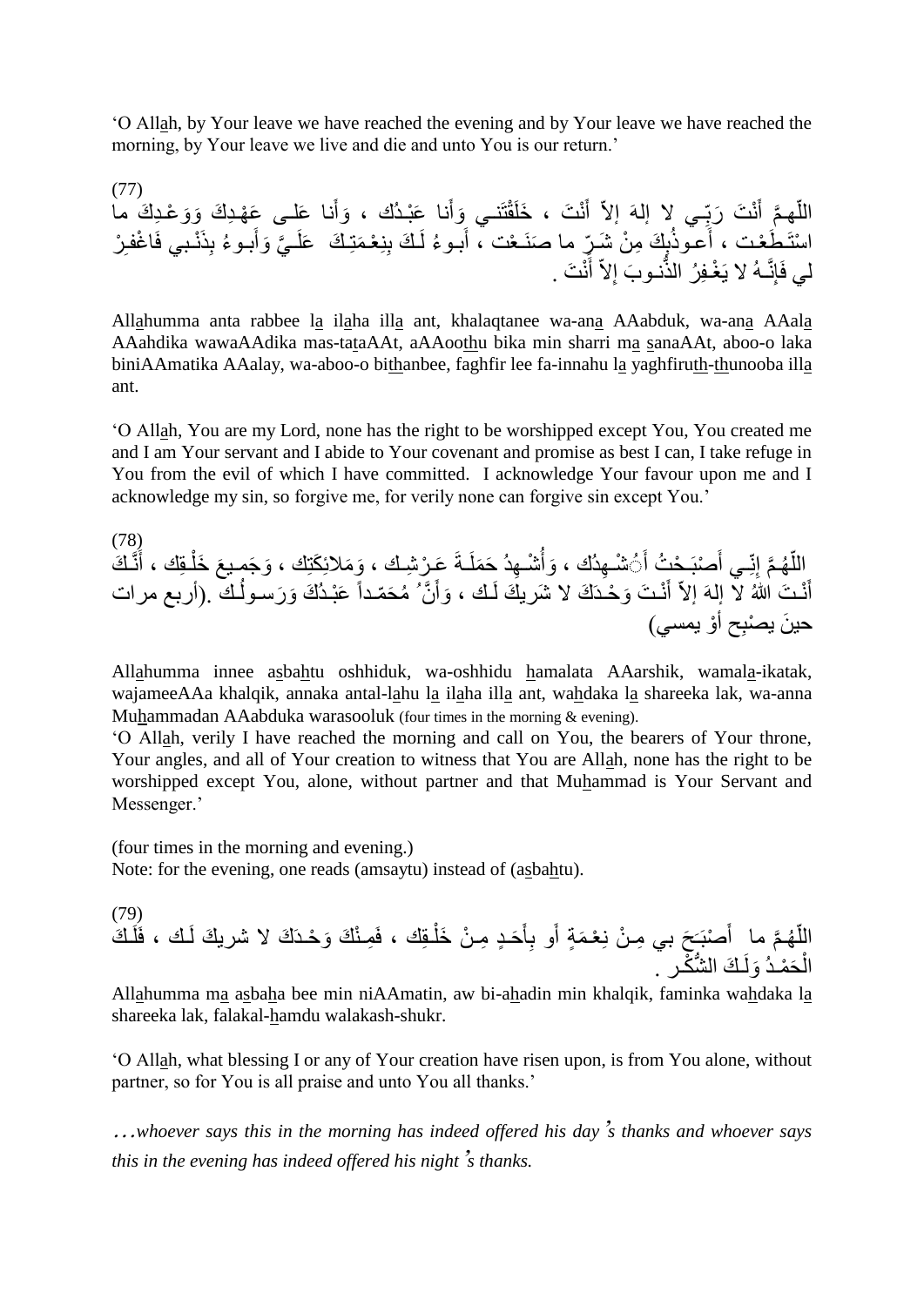'O Allah, by Your leave we have reached the evening and by Your leave we have reached the morning, by Your leave we live and die and unto You is our return.'

(77)
اللّهمَّ أَنْتَ رَبِّـي لا إلهَ إلاّ أَنْتَ ، خَلَقْتَنـي وَأَنا عَبْـدُك ، وَأَنا عَلـى عَهْـدِكَ وَوَعْـدِكَ ما اسْتَـطَعْـت ، أَعـوذُبِكَ مِنْ شَـرِّ ما صَنَـعْت ، أَبـوءُ لَـكَ بِنِعْـمَتِـكَ عَلَـيَّ وَأَبـوءُ بِذَنْـبي فَاغْفـِرْ لي فَإِنَّـهُ لا يَغْـفِرُ الذُّنـوبَ إِلاّ أَنْتَ .

Allahumma anta rabbee la ilaha illa ant, khalaqtanee wa-ana AAabduk, wa-ana AAala AAahdika wawaAAdika mas-tataAAt, aAAoothu bika min sharri ma sanaAAt, aboo-o laka biniAAmatika AAalay, wa-aboo-o bithanbee, faghfir lee fa-innahu la yaghfiruth-thunooba illa ant.

'O Allah, You are my Lord, none has the right to be worshipped except You, You created me and I am Your servant and I abide to Your covenant and promise as best I can, I take refuge in You from the evil of which I have committed. I acknowledge Your favour upon me and I acknowledge my sin, so forgive me, for verily none can forgive sin except You.'

(78)
اللّهُـمَّ إِنِّـي أَصْبَـحْتُ أُشْـهِدُك ، وَأُشْـهِدُ حَمَلَـةَ عَـرْشِـك ، وَمَلَائِكَتِك ، وَجَمـيعَ خَلْـقِك ، أَنَّـكَ أَنْـتَ اللهُ لا إلهَ إلاّ أَنْـتَ وَحْـدَكَ لا شَريكَ لَـك ، وَأَنَّ ُ مُحَمّـداً عَبْـدُكَ وَرَسـولُـك .(أربع مرات حينَ يصْبِح أوْ يمسي)

Allahumma innee asbahtu oshhiduk, wa-oshhidu hamalata AAarshik, wamala-ikatak, wajameeAAa khalqik, annaka antal-lahu la ilaha illa ant, wahdaka la shareeka lak, wa-anna Muhammadan AAabduka warasooluk (four times in the morning & evening).

'O Allah, verily I have reached the morning and call on You, the bearers of Your throne, Your angles, and all of Your creation to witness that You are Allah, none has the right to be worshipped except You, alone, without partner and that Muhammad is Your Servant and Messenger.'

(four times in the morning and evening.)
Note: for the evening, one reads (amsaytu) instead of (asbahtu).

(79)
اللّهُـمَّ ما أَصْبَـَحَ بي مِـنْ نِعْـمَةٍ أَو بِأَحَـدٍ مِـنْ خَلْـقِك ، فَمِـنْكَ وَحْـدَكَ لا شريكَ لَـك ، فَلَـكَ الْحَمْـدُ وَلَـكَ الشُّكْـر .

Allahumma ma asbaha bee min niAAmatin, aw bi-ahadin min khalqik, faminka wahdaka la shareeka lak, falakal-hamdu walakash-shukr.

'O Allah, what blessing I or any of Your creation have risen upon, is from You alone, without partner, so for You is all praise and unto You all thanks.'

*…whoever says this in the morning has indeed offered his day's thanks and whoever says this in the evening has indeed offered his night's thanks.*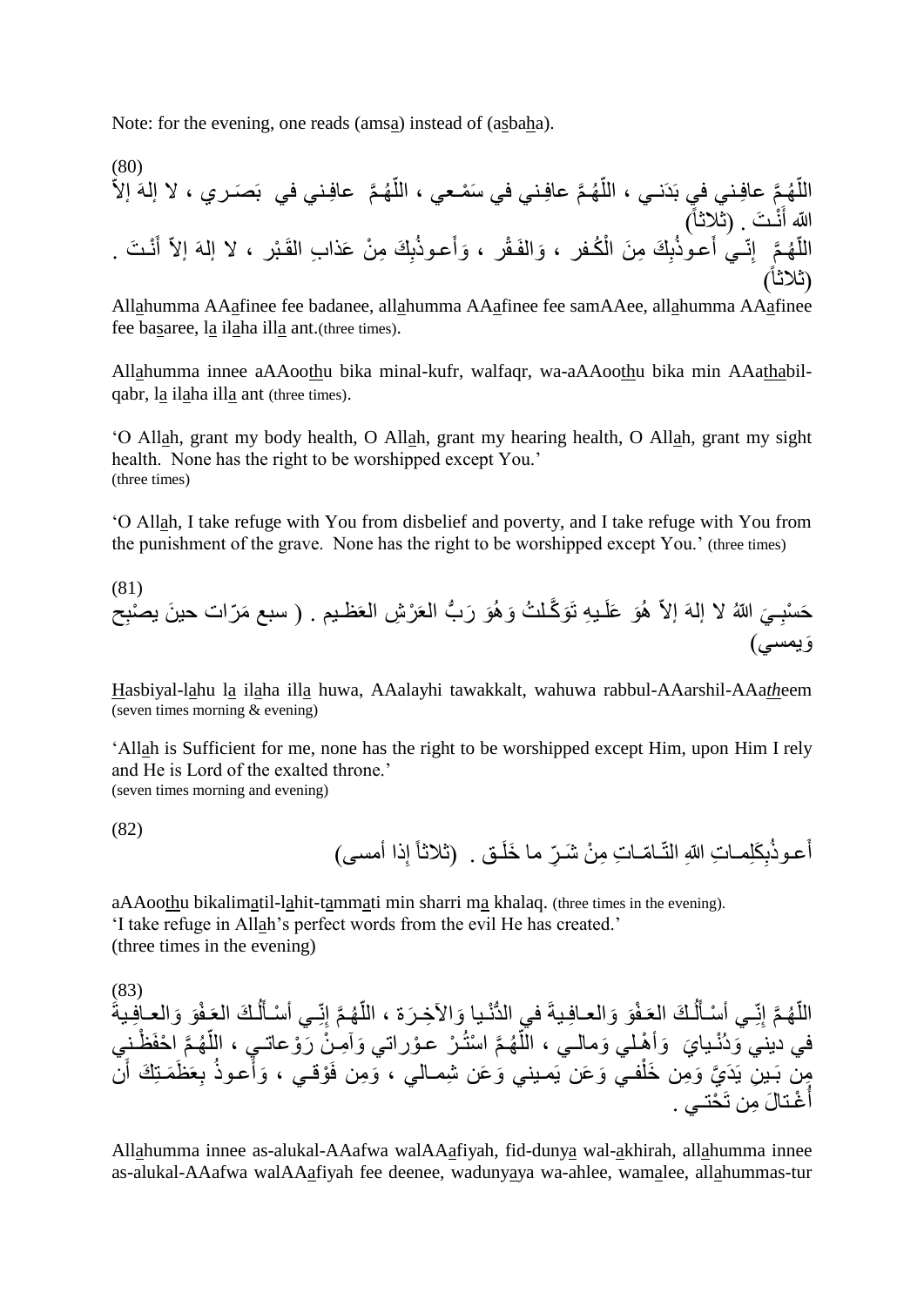Note: for the evening, one reads (amsa) instead of (asbaha).

(80)

اللّهُمَّ عافِـني في بَدَنـي ، اللّهُـمَّ عافِـني في سَمْـعي ، اللّهُـمَّ عافِـني في بَصَـري ، لا إلهَ إلاّ اللهَ أَنْـتَ . (ثلاثاً)

اللّهُـمَّ إِنّـي أَعـوذُبِكَ مِنَ الْكُـفر ، وَالفَـقْر ، وَأَعـوذُبِكَ مِنْ عَذابِ القَـبْر ، لا إلهَ إلاّ أَنْـتَ . (ثلاثاً)

Allahumma AAafinee fee badanee, allahumma AAafinee fee samAAee, allahumma AAafinee fee basaree, la ilaha illa ant.(three times).

Allahumma innee aAAoothu bika minal-kufr, walfaqr, wa-aAAoothu bika min AAathabil-qabr, la ilaha illa ant (three times).

'O Allah, grant my body health, O Allah, grant my hearing health, O Allah, grant my sight health. None has the right to be worshipped except You.'
(three times)

'O Allah, I take refuge with You from disbelief and poverty, and I take refuge with You from the punishment of the grave. None has the right to be worshipped except You.' (three times)

(81)

حَسْبِـيَ اللهُ لا إلهَ إلاّ هُوَ عَلَـيهِ تَوَكَّـلتُ وَهُوَ رَبُّ العَرْشِ العَظـيم . ( سبع مَرّات حينَ يصْبِح وَيمسي)

Hasbiyal-lahu la ilaha illa huwa, AAalayhi tawakkalt, wahuwa rabbul-AArshil-AAatheem
(seven times morning & evening)

'Allah is Sufficient for me, none has the right to be worshipped except Him, upon Him I rely and He is Lord of the exalted throne.'
(seven times morning and evening)

(82)

أَعـوذُبِكَلِمـاتِ اللهِ التّـامّـاتِ مِنْ شَـرِّ ما خَلَـق . (ثلاثاً إذا أمسى)

aAAoothu bikalimatil-lahit-tammati min sharri ma khalaq. (three times in the evening).
'I take refuge in Allah's perfect words from the evil He has created.'
(three times in the evening)

(83)

اللّهُـمَّ إِنِّـي أسْـأَلُـكَ العَـفْوَ وَالعـافِـيةَ في الدُّنْـيا وَالآخِـرَة ، اللّهُـمَّ إِنِّـي أسْـأَلُـكَ العَـفْوَ وَالعـافِـيةَ في ديني وَدُنْـيايَ وَأهْـلي وَمالـي ، اللّهُـمَّ اسْتُـرْ عـوْراتي وَآمِـنْ رَوْعاتـي ، اللّهُـمَّ احْفَظْـني مِن بَـينِ يَدَيَّ وَمِن خَلْفـي وَعَن يَمـيني وَعَن شِمـالي ، وَمِن فَوْقـي ، وَأَعـوذُ بِعَظَمَـتِكَ أَن أُغْـتالَ مِن تَحْتـي .

Allahumma innee as-alukal-AAafwa walAAafiyah, fid-dunya wal-akhirah, allahumma innee as-alukal-AAafwa walAAafiyah fee deenee, wadunyaya wa-ahlee, wamalee, allahummas-tur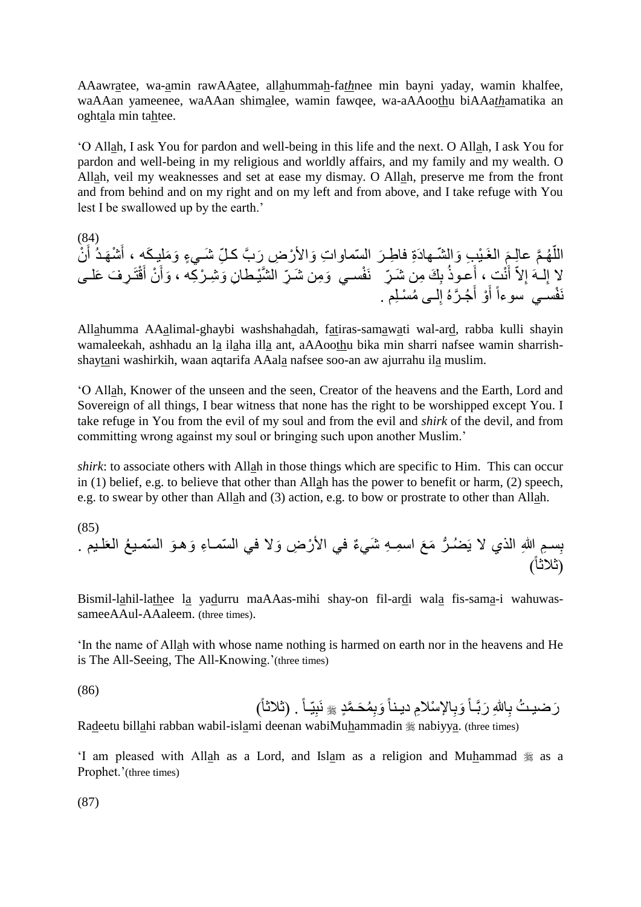AAawr<u>a</u>tee, wa-<u>a</u>min rawAA<u>a</u>tee, all<u>a</u>humma<u>h</u>-fa*th*nee min bayni yaday, wamin khalfee, waAAan yameenee, waAAan shim<u>a</u>lee, wamin fawqee, wa-aAAoo<u>th</u>u biAAa*th*amatika an oght<u>a</u>la min ta<u>h</u>tee.

'O All<u>a</u>h, I ask You for pardon and well-being in this life and the next. O All<u>a</u>h, I ask You for pardon and well-being in my religious and worldly affairs, and my family and my wealth. O All<u>a</u>h, veil my weaknesses and set at ease my dismay. O All<u>a</u>h, preserve me from the front and from behind and on my right and on my left and from above, and I take refuge with You lest I be swallowed up by the earth.'

(84)

اللّهُمَّ عالِمَ الغَيْبِ وَالشّهادَةِ فاطِرَ السّماواتِ وَالأرْضِ رَبَّ كلِّ شَيءٍ وَمَليكَه ، أَشْهَدُ أَنْ لا إِلهَ إِلاّ أَنْت ، أَعوذُ بِكَ مِن شَرِّ نَفْسي وَمِن شَرِّ الشَّيْطانِ وَشِرْكِه ، وَأَنْ أَقْتَرِفَ عَلى نَفْسي سوءاً أَوْ أَجُرَّهُ إِلى مُسْلِم .

All<u>a</u>humma AA<u>a</u>limal-ghaybi washshah<u>a</u>dah, f<u>a</u>tiras-sam<u>a</u>w<u>a</u>ti wal-ar<u>d</u>, rabba kulli shayin wamaleekah, ashhadu an l<u>a</u> il<u>a</u>ha ill<u>a</u> ant, aAAoo<u>th</u>u bika min sharri nafsee wamin sharrish-shayt<u>a</u>ni washirkih, waan aqtarifa AAal<u>a</u> nafsee soo-an aw ajurrahu il<u>a</u> muslim.

'O All<u>a</u>h, Knower of the unseen and the seen, Creator of the heavens and the Earth, Lord and Sovereign of all things, I bear witness that none has the right to be worshipped except You. I take refuge in You from the evil of my soul and from the evil and *shirk* of the devil, and from committing wrong against my soul or bringing such upon another Muslim.'

*shirk*: to associate others with All<u>a</u>h in those things which are specific to Him. This can occur in (1) belief, e.g. to believe that other than All<u>a</u>h has the power to benefit or harm, (2) speech, e.g. to swear by other than All<u>a</u>h and (3) action, e.g. to bow or prostrate to other than All<u>a</u>h.

(85)

بِسمِ اللهِ الذي لا يَضُرُّ مَعَ اسمِهِ شَيءٌ في الأرْضِ وَلا في السّماءِ وَهوَ السّميعُ العَليم . (ثلاثاً)

Bismil-l<u>a</u>hil-la<u>th</u>ee l<u>a</u> ya<u>d</u>urru maAAas-mihi shay-on fil-ar<u>d</u>i wal<u>a</u> fis-sam<u>a</u>-i wahuwas-sameeAAul-AAaleem. (three times).

'In the name of All<u>a</u>h with whose name nothing is harmed on earth nor in the heavens and He is The All-Seeing, The All-Knowing.'(three times)

(86)

رَضيتُ بِاللهِ رَبَّاً وَبِالإسْلامِ ديناً وَبِمُحَمَّدٍ ﷺ نَبِيّاً . (ثلاثاً)

Ra<u>d</u>eetu bill<u>a</u>hi rabban wabil-isl<u>a</u>mi deenan wabiMu<u>h</u>ammadin ﷺ nabiyy<u>a</u>. (three times)

'I am pleased with All<u>a</u>h as a Lord, and Isl<u>a</u>m as a religion and Mu<u>h</u>ammad ﷺ as a Prophet.'(three times)

(87)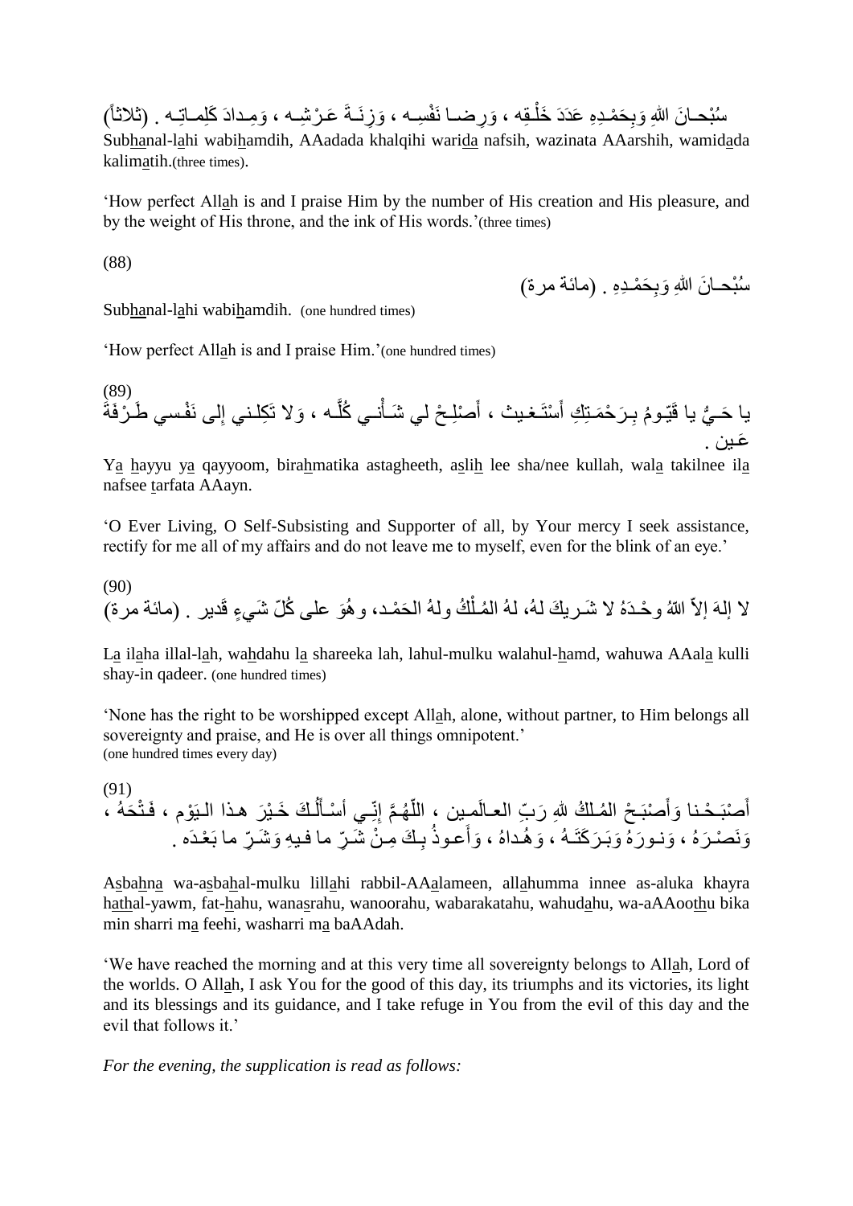سُبْحـانَ اللهِ وَبِحَمْـدِهِ عَدَدَ خَلْـقِه ، وَرِضـا نَفْسِـه ، وَزِنَـةَ عَـرْشِـه ، وَمِـدادَ كَلِمـاتِـه . (ثلاثاً)

Subhanal-lahi wabihamdih, AAadada khalqihi warida nafsih, wazinata AAarshih, wamidada kalimatih.(three times).

'How perfect Allah is and I praise Him by the number of His creation and His pleasure, and by the weight of His throne, and the ink of His words.'(three times)

(88)

سُبْحـانَ اللهِ وَبِحَمْـدِهِ . (مائة مرة)

Subhanal-lahi wabihamdih. (one hundred times)

'How perfect Allah is and I praise Him.'(one hundred times)

(89)

يا حَـيُّ يا قَيّـومُ بِـرَحْمَـتِكِ أَسْتَـغيث ، أَصْلِـحْ لي شَـأْنـي كُلَّـه ، وَلا تَكِلـني إِلى نَفْـسي طَـرْفَةَ عَـين .

Ya hayyu ya qayyoom, birahmatika astagheeth, aslih lee sha/nee kullah, wala takilnee ila nafsee tarfata AAayn.

'O Ever Living, O Self-Subsisting and Supporter of all, by Your mercy I seek assistance, rectify for me all of my affairs and do not leave me to myself, even for the blink of an eye.'

(90)

لا إلهَ إلاّ اللّهُ وحْـدَهُ لا شَـريكَ لهُ، لهُ المُـلْكُ ولهُ الحَمْـد، وهُوَ على كُلّ شَيءٍ قَدير . (مائة مرة)

La ilaha illal-lah, wahdahu la shareeka lah, lahul-mulku walahul-hamd, wahuwa AAala kulli shay-in qadeer. (one hundred times)

'None has the right to be worshipped except Allah, alone, without partner, to Him belongs all sovereignty and praise, and He is over all things omnipotent.'
(one hundred times every day)

(91)

أَصْبَـحْـنا وَأَصْبَـحْ المُـلكُ للهِ رَبِّ العـالَمـين ، اللّهُـمَّ إِنِّـي أسْـأَلُـكَ خَـيْرَ هـذا الـيَوْم ، فَـتْحَهُ ، وَنَصْـرَهُ ، وَنـورَهُ وَبَـرَكَتَـهُ ، وَهُـداهُ ، وَأَعـوذُ بِـكَ مِـنْ شَـرِّ ما فـيهِ وَشَـرِّ ما بَعْـدَه .

Asbahna wa-asbahal-mulku lillahi rabbil-AAalameen, allahumma innee as-aluka khayra hathal-yawm, fat-hahu, wanasrahu, wanoorahu, wabarakatahu, wahudahu, wa-aAAoothu bika min sharri ma feehi, washarri ma baAAdah.

'We have reached the morning and at this very time all sovereignty belongs to Allah, Lord of the worlds. O Allah, I ask You for the good of this day, its triumphs and its victories, its light and its blessings and its guidance, and I take refuge in You from the evil of this day and the evil that follows it.'

*For the evening, the supplication is read as follows:*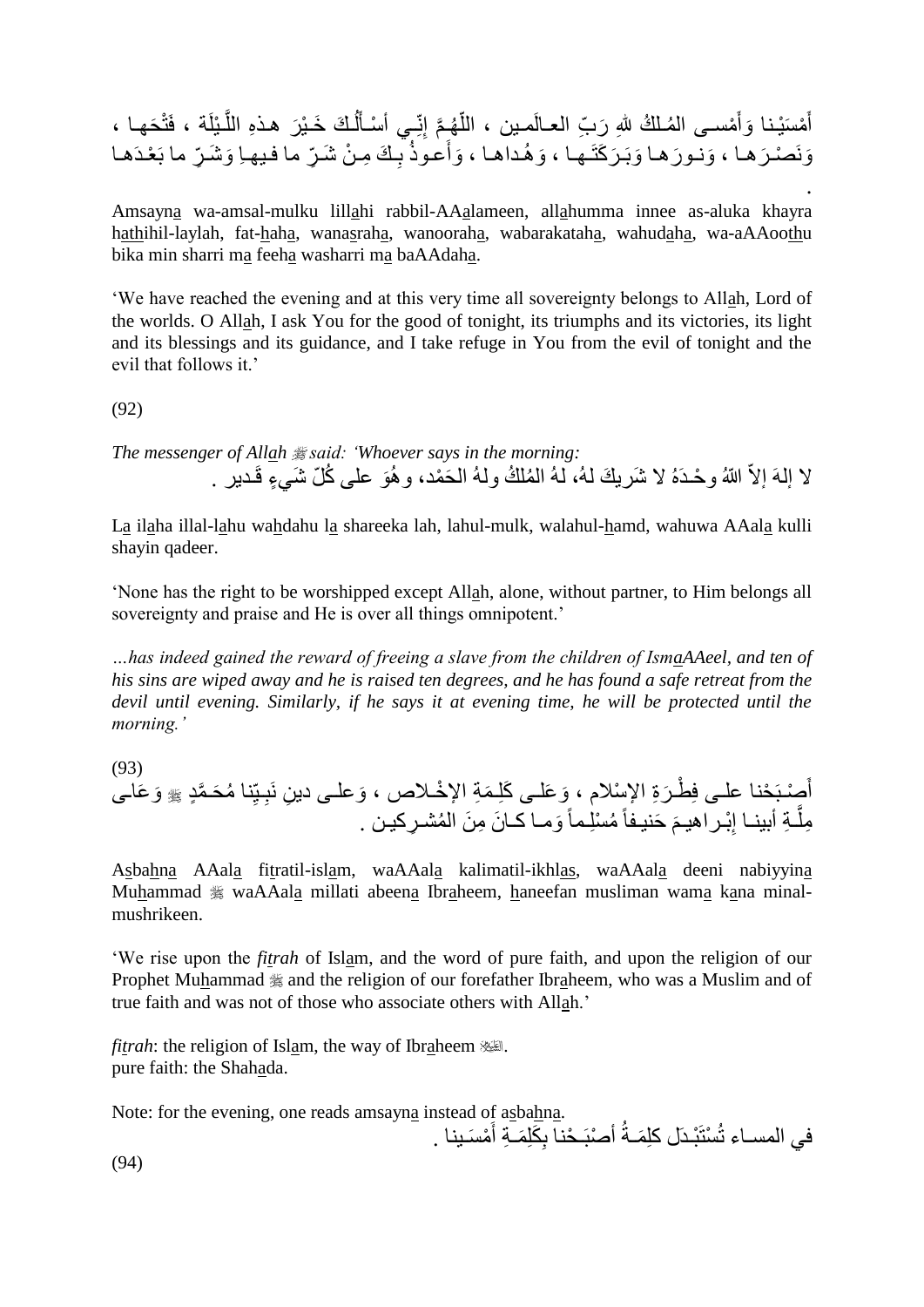أَمْسَيْنا وَأَمْسى المُلْكُ للهِ رَبِّ العالَمين ، اللَّهُمَّ إِنِّي أسْأَلُكَ خَيْرَ هذهِ اللَّيْلَة ، فَتْحَها ، وَنَصْرَها ، وَنورَها وَبَرَكَتَها ، وَهُداها ، وَأَعوذُ بِكَ مِنْ شَرِّ ما فيها وَشَرِّ ما بَعْدَها .

Amsayna wa-amsal-mulku lillahi rabbil-AAalameen, allahumma innee as-aluka khayra hathihil-laylah, fat-haha, wanasraha, wanooraha, wabarakataha, wahudaha, wa-aAAoothu bika min sharri ma feeha washarri ma baAAdaha.

'We have reached the evening and at this very time all sovereignty belongs to Allah, Lord of the worlds. O Allah, I ask You for the good of tonight, its triumphs and its victories, its light and its blessings and its guidance, and I take refuge in You from the evil of tonight and the evil that follows it.'

(92)

*The messenger of Allah ﷺ said: 'Whoever says in the morning:*

لا إلهَ إلاّ اللهُ وحْدَهُ لا شَريكَ لهُ، لهُ المُلكُ ولهُ الحَمْد، وهُوَ على كُلّ شَيءٍ قَدير .

La ilaha illal-lahu wahdahu la shareeka lah, lahul-mulk, walahul-hamd, wahuwa AAala kulli shayin qadeer.

'None has the right to be worshipped except Allah, alone, without partner, to Him belongs all sovereignty and praise and He is over all things omnipotent.'

*…has indeed gained the reward of freeing a slave from the children of IsmaAAeel, and ten of his sins are wiped away and he is raised ten degrees, and he has found a safe retreat from the devil until evening. Similarly, if he says it at evening time, he will be protected until the morning.'*

(93)

أَصْبَحْنا على فِطْرَةِ الإسْلام ، وَعَلى كَلِمَةِ الإخْلاص ، وَعلى دينِ نَبِيِّنا مُحَمَّدٍ ﷺ وَعَلى مِلَّةِ أبينا إبْراهيمَ حَنيفاً مُسْلِماً وَما كانَ مِنَ المُشرِكين .

Asbahna AAala fitratil-islam, waAAala kalimatil-ikhlas, waAAala deeni nabiyyina Muhammad ﷺ waAAala millati abeena Ibraheem, haneefan musliman wama kana minal-mushrikeen.

'We rise upon the *fitrah* of Islam, and the word of pure faith, and upon the religion of our Prophet Muhammad ﷺ and the religion of our forefather Ibraheem, who was a Muslim and of true faith and was not of those who associate others with Allah.'

*fitrah*: the religion of Islam, the way of Ibraheem ﷺ.
pure faith: the Shahada.

Note: for the evening, one reads amsayna instead of asbahna.

في المساء تُسْتَبْدَل كلِمَةُ أَصْبَحْنا بِكَلِمَةِ أَمْسَينا .

(94)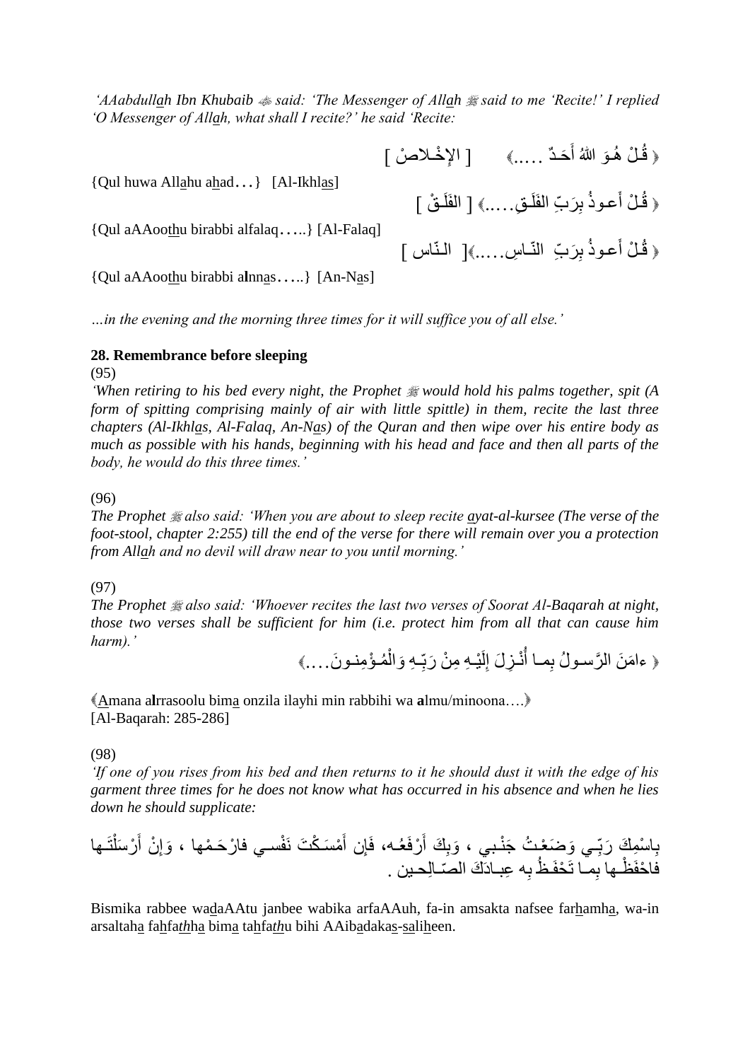*'AAbdullah Ibn Khubaib ﷺ said: 'The Messenger of Allah ﷺ said to me 'Recite!' I replied 'O Messenger of Allah, what shall I recite?' he said 'Recite:*

﴿ قُلْ هُوَ اللهُ أَحَدٌ ..... ﴾ [ الإِخْلاصْ ]

{Qul huwa Allahu ahad...} [Al-Ikhlas]

﴿ قُلْ أَعوذُ بِرَبِّ الفَلَقِ..... ﴾ [ الفَلَقْ ]

{Qul aAAoothu birabbi alfalaq.....} [Al-Falaq]

﴿ قُلْ أَعوذُ بِرَبِّ النّاسِ..... ﴾[ النّاس ]

{Qul aAAoothu birabbi alnnas.....} [An-Nas]

*...in the evening and the morning three times for it will suffice you of all else.'*

**28. Remembrance before sleeping**

(95)

*'When retiring to his bed every night, the Prophet ﷺ would hold his palms together, spit (A form of spitting comprising mainly of air with little spittle) in them, recite the last three chapters (Al-Ikhlas, Al-Falaq, An-Nas) of the Quran and then wipe over his entire body as much as possible with his hands, beginning with his head and face and then all parts of the body, he would do this three times.'*

(96)

*The Prophet ﷺ also said: 'When you are about to sleep recite ayat-al-kursee (The verse of the foot-stool, chapter 2:255) till the end of the verse for there will remain over you a protection from Allah and no devil will draw near to you until morning.'*

(97)

*The Prophet ﷺ also said: 'Whoever recites the last two verses of Soorat Al-Baqarah at night, those two verses shall be sufficient for him (i.e. protect him from all that can cause him harm).'*

﴿ ءامَنَ الرَّسولُ بِما أُنْزِلَ إِلَيْهِ مِنْ رَبِّهِ وَالْمُؤْمِنونَ.... ﴾

﴿Amana alrrasoolu bima onzila ilayhi min rabbihi wa almu/minoona....﴾
[Al-Baqarah: 285-286]

(98)

*'If one of you rises from his bed and then returns to it he should dust it with the edge of his garment three times for he does not know what has occurred in his absence and when he lies down he should supplicate:*

بِاسْمِكَ رَبِّي وَضَعْتُ جَنْبي ، وَبِكَ أَرْفَعُه، فَإِن أَمْسَكْتَ نَفْسي فارْحَمْها ، وَإِنْ أَرْسَلْتَها فاحْفَظْها بِما تَحْفَظُ بِه عِبادَكَ الصّالِحين .

Bismika rabbee wadaAAtu janbee wabika arfaAAuh, fa-in amsakta nafsee farhamha, wa-in arsaltaha fahfathha bima tahfathu bihi AAibadakas-saliheen.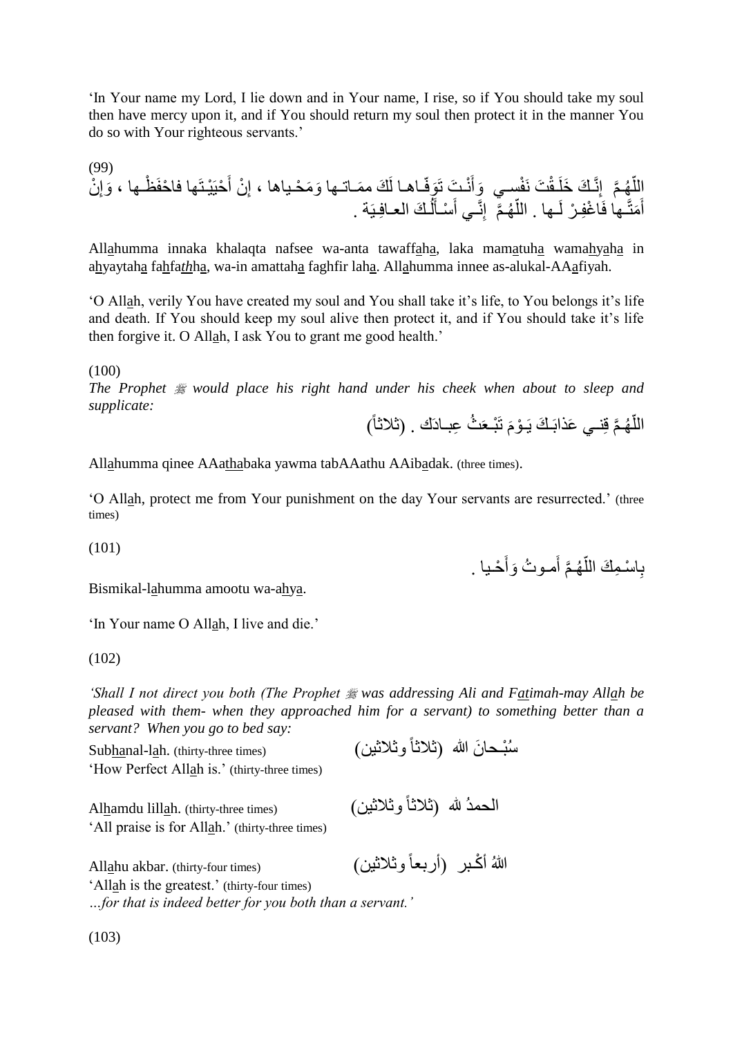'In Your name my Lord, I lie down and in Your name, I rise, so if You should take my soul then have mercy upon it, and if You should return my soul then protect it in the manner You do so with Your righteous servants.'

(99)

اللّهُـمَّ إِنَّـكَ خَلَـقْتَ نَفْسـي وَأَنْـتَ تَوَفّـاهـا لَكَ ممَـاتـها وَمَحْـياها ، إنْ أَحْيَيْـتَها فاحْفَظْـها ، وَإِنْ أَمَتَّـها فَاغْفِـرْ لَـها . اللّهُـمَّ إِنَّـي أَسْـأَلُـكَ العـافِـيَة .

All<u>a</u>humma innaka khalaqta nafsee wa-anta tawaffah<u>a</u>, laka mam<u>a</u>tuh<u>a</u> wama<u>h</u>y<u>a</u>h<u>a</u> in a<u>h</u>yaytah<u>a</u> fa<u>h</u>fa*th*h<u>a</u>, wa-in amattah<u>a</u> faghfir lah<u>a</u>. All<u>a</u>humma innee as-alukal-AA<u>a</u>fiyah.

'O All<u>a</u>h, verily You have created my soul and You shall take it's life, to You belongs it's life and death. If You should keep my soul alive then protect it, and if You should take it's life then forgive it. O All<u>a</u>h, I ask You to grant me good health.'

(100)

*The Prophet ﷺ would place his right hand under his cheek when about to sleep and supplicate:*

اللّهُـمَّ قِنـي عَذابَـكَ يَـوْمَ تَبْـعَثُ عِبـادَك . (ثلاثاً)

All<u>a</u>humma qinee AAa<u>tha</u>baka yawma tabAAathu AAib<u>a</u>dak. (three times).

'O All<u>a</u>h, protect me from Your punishment on the day Your servants are resurrected.' (three times)

(101)

بِاسْـمِكَ اللّهُـمَّ أَمـوتُ وَأَحْـيا .

Bismikal-l<u>a</u>humma amootu wa-a<u>h</u>y<u>a</u>.

'In Your name O All<u>a</u>h, I live and die.'

(102)

*'Shall I not direct you both (The Prophet ﷺ was addressing Ali and F<u>a</u>timah-may All<u>a</u>h be pleased with them- when they approached him for a servant) to something better than a servant? When you go to bed say:*

سُبْـحانَ الله (ثلاثاً وثلاثين)

Sub<u>ha</u>nal-l<u>a</u>h. (thirty-three times)

'How Perfect All<u>a</u>h is.' (thirty-three times)

الحمدُ لله (ثلاثاً وثلاثين)

Al<u>h</u>amdu lill<u>a</u>h. (thirty-three times)

'All praise is for All<u>a</u>h.' (thirty-three times)

اللهُ أكْـبر (أربعاً وثلاثين)

All<u>a</u>hu akbar. (thirty-four times)

'All<u>a</u>h is the greatest.' (thirty-four times)

*…for that is indeed better for you both than a servant.'*

(103)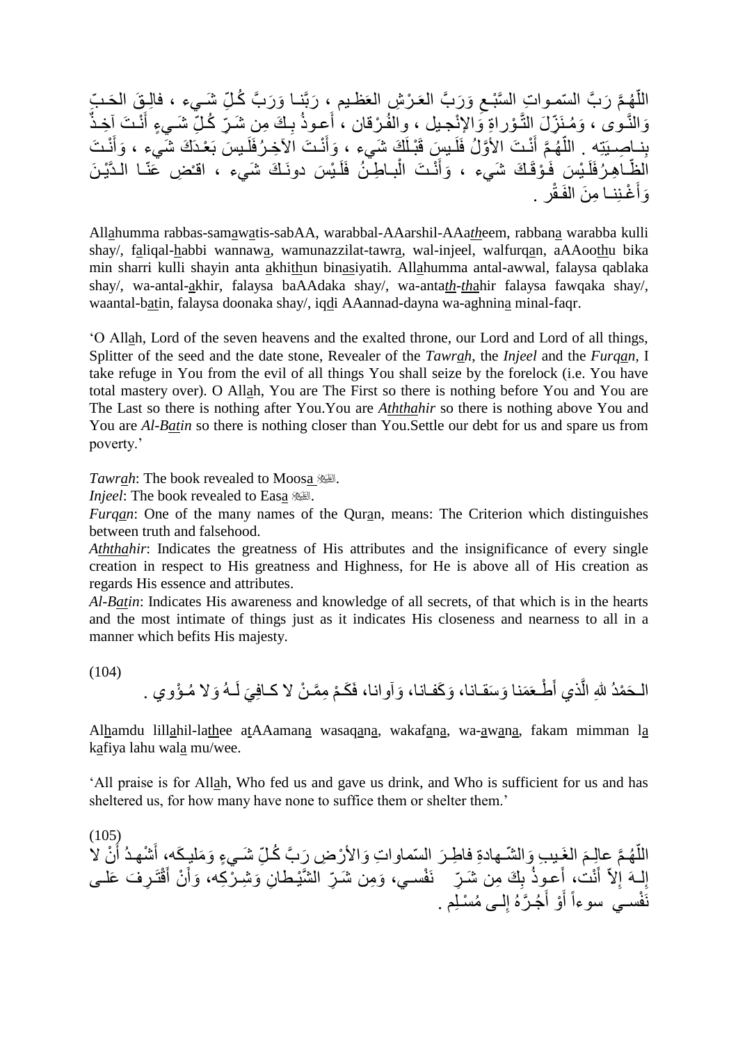اللّهُمَّ رَبَّ السّمـواتِ السَّبْـعِ وَرَبَّ العَـرْشِ العَظـيم ، رَبَّنـا وَرَبَّ كُـلِّ شَـيء ، فالِـقَ الحَـبِّ وَالنَّـوى ، وَمُـنَزِّلَ التَّـوْراةِ وَالإِنْجـيل ، والفُـرْقان ، أَعـوذُ بِـكَ مِن شَـرِّ كُـلِّ شَـيءٍ أَنْـتَ آخِـذٌ بِنـاصِـيَتِه . اللّهُـمَّ أَنْـتَ الأوَّلُ فَلَـيسَ قَبْـلَكَ شَيء ، وَأَنْـتَ الآَخِـرُ فَلَـيسَ بَعْـدَكَ شَيء ، وَأَنْـتَ الظّـاهِـرُ فَلَـيْسَ فَـوْقَـكَ شَيء ، وَأَنْـتَ الْبـاطِـنُ فَلَـيْسَ دونَـكَ شَيء ، اقـْضِ عَنّـا الـدَّيْـنَ وَأَغْـنِنـا مِنَ الفَـقْر .

Allahumma rabbas-samawatis-sabAA, warabbal-AAarshil-AAatheem, rabbana warabba kulli shay/, faliqal-habbi wannawa, wamunazzilat-tawra, wal-injeel, walfurqan, aAAoothu bika min sharri kulli shayin anta akhithun binasiyatih. Allahumma antal-awwal, falaysa qablaka shay/, wa-antal-akhir, falaysa baAAdaka shay/, wa-antath-thahir falaysa fawqaka shay/, waantal-batin, falaysa doonaka shay/, iqdi AAannad-dayna wa-aghnina minal-faqr.

'O Allah, Lord of the seven heavens and the exalted throne, our Lord and Lord of all things, Splitter of the seed and the date stone, Revealer of the *Tawrah*, the *Injeel* and the *Furqan*, I take refuge in You from the evil of all things You shall seize by the forelock (i.e. You have total mastery over). O Allah, You are The First so there is nothing before You and You are The Last so there is nothing after You.You are *Aththahir* so there is nothing above You and You are *Al-Batin* so there is nothing closer than You.Settle our debt for us and spare us from poverty.'

*Tawrah*: The book revealed to Moosa ﷺ.

*Injeel*: The book revealed to Easa ﷺ.

*Furqan*: One of the many names of the Quran, means: The Criterion which distinguishes between truth and falsehood.

*Aththahir*: Indicates the greatness of His attributes and the insignificance of every single creation in respect to His greatness and Highness, for He is above all of His creation as regards His essence and attributes.

*Al-Batin*: Indicates His awareness and knowledge of all secrets, of that which is in the hearts and the most intimate of things just as it indicates His closeness and nearness to all in a manner which befits His majesty.

(104)

الـحَمْدُ للهِ الَّذي أَطْـعَمَنا وَسَقـانا، وَكَفـانا، وَآوانا، فَكَـمْ مِمَّـنْ لا كـافِيَ لَـهُ وَلا مُـؤْوي .

Alhamdu lillahil-lathee atAAamana wasaqana, wakafana, wa-awana, fakam mimman la kafiya lahu wala mu/wee.

'All praise is for Allah, Who fed us and gave us drink, and Who is sufficient for us and has sheltered us, for how many have none to suffice them or shelter them.'

(105)

اللّهُـمَّ عالِـمَ الغَـيبِ وَالشّـهادةِ فاطِـرَ السّماواتِ وَالأرْضِ رَبَّ كُـلِّ شَـيءٍ وَمَليـكَه، أَشْهـدُ أَنْ لا إِلـهَ إِلاّ أَنْت، أَعـوذُ بِكَ مِن شَـرِّ نَفْسـي، وَمِن شَـرِّ الشَّيْـطانِ وَشِـرْكِه، وَأَنْ أَقْتَـرِفَ عَلـى نَفْسـي سوءاً أَوْ أَجُـرَّهُ إِلـى مُسْلِـم .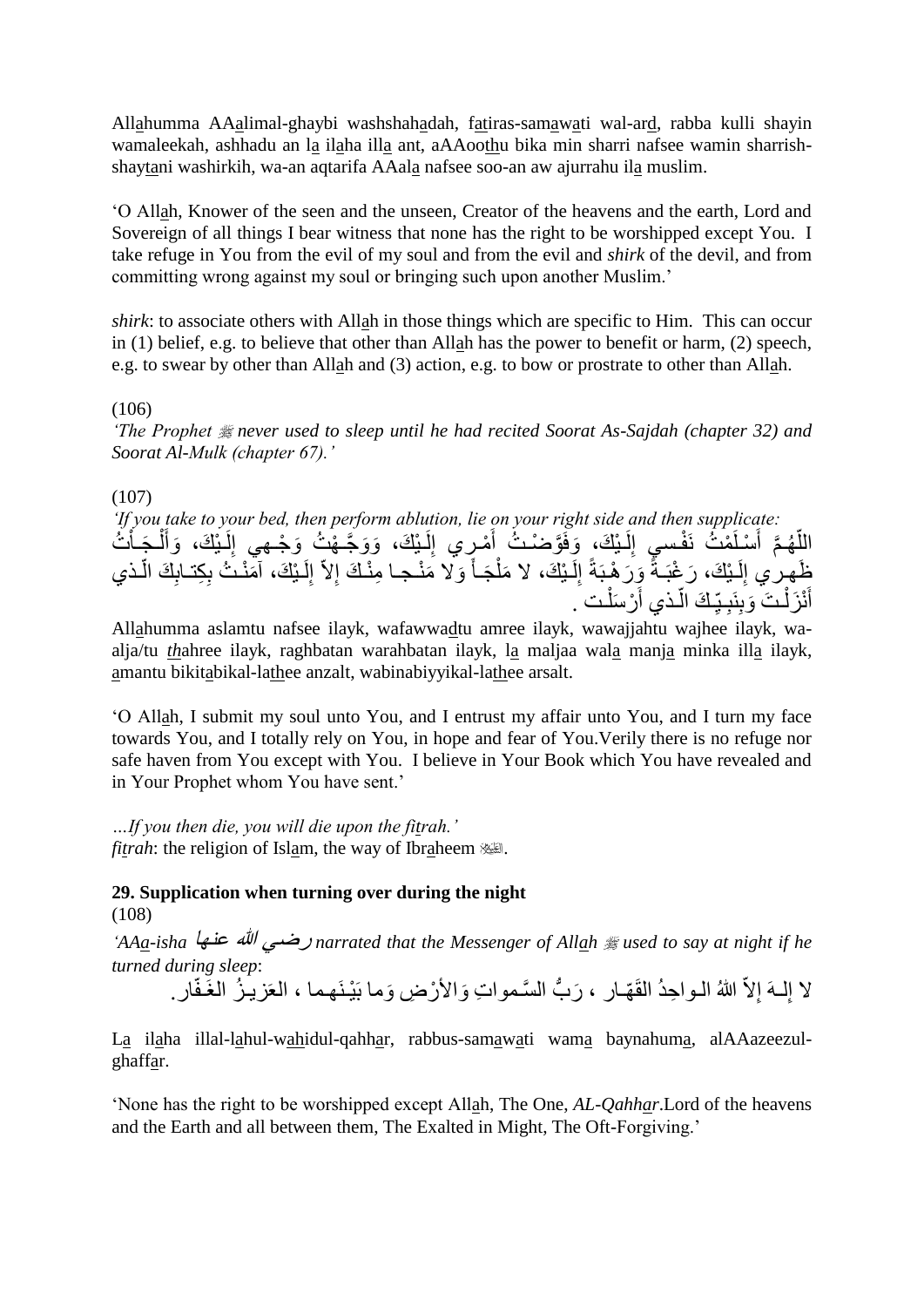Allahumma AAalimal-ghaybi washshahadah, fatiras-samawati wal-ard, rabba kulli shayin wamaleekah, ashhadu an la ilaha illa ant, aAAoothu bika min sharri nafsee wamin sharrish-shaytani washirkih, wa-an aqtarifa AAala nafsee soo-an aw ajurrahu ila muslim.

'O Allah, Knower of the seen and the unseen, Creator of the heavens and the earth, Lord and Sovereign of all things I bear witness that none has the right to be worshipped except You. I take refuge in You from the evil of my soul and from the evil and *shirk* of the devil, and from committing wrong against my soul or bringing such upon another Muslim.'

*shirk*: to associate others with Allah in those things which are specific to Him. This can occur in (1) belief, e.g. to believe that other than Allah has the power to benefit or harm, (2) speech, e.g. to swear by other than Allah and (3) action, e.g. to bow or prostrate to other than Allah.

(106)

*'The Prophet ﷺ never used to sleep until he had recited Soorat As-Sajdah (chapter 32) and Soorat Al-Mulk (chapter 67).'*

(107)

*'If you take to your bed, then perform ablution, lie on your right side and then supplicate:*

اللّهُـمَّ أَسْـلَمْتُ نَفْـسي إِلَـيْكَ، وَفَوَّضْـتُ أَمْـري إِلَـيْكَ، وَوَجَّـهْتُ وَجْـهي إِلَـيْكَ، وَأَلْـجَـأْتُ ظَهـري إِلَـيْكَ، رَغْبَـةً وَرَهْـبَةً إِلَـيْكَ، لا مَلْجَـأَ وَلا مَنْـجـا مِنْـكَ إِلاّ إِلَـيْكَ، آمَنْـتُ بِكِتـابِكَ الّـذي أَنْزَلْـتَ وَبِنَبِـيِّـكَ الّـذي أَرْسَلْـت .

Allahumma aslamtu nafsee ilayk, wafawwadtu amree ilayk, wawajjahtu wajhee ilayk, wa-alja/tu thahree ilayk, raghbatan warahbatan ilayk, la maljaa wala manja minka illa ilayk, amantu bikitabikal-lathee anzalt, wabinabiyyikal-lathee arsalt.

'O Allah, I submit my soul unto You, and I entrust my affair unto You, and I turn my face towards You, and I totally rely on You, in hope and fear of You.Verily there is no refuge nor safe haven from You except with You. I believe in Your Book which You have revealed and in Your Prophet whom You have sent.'

*…If you then die, you will die upon the fitrah.'*

*fitrah*: the religion of Islam, the way of Ibraheem ﷺ.

## 29. Supplication when turning over during the night

(108)

*'AAa-isha رضي الله عنها narrated that the Messenger of Allah ﷺ used to say at night if he turned during sleep*:

لا إلـهَ إلاّ اللهُ الـواحِدُ القَهّـار ، رَبُّ السَّـمواتِ وَالأرْضِ وَما بَيْـنَهـما ، العَزيـزُ الغَـفّار.

La ilaha illal-lahul-wahidul-qahhar, rabbus-samawati wama baynahuma, alAAazeezul-ghaffar.

'None has the right to be worshipped except Allah, The One, *AL-Qahhar*.Lord of the heavens and the Earth and all between them, The Exalted in Might, The Oft-Forgiving.'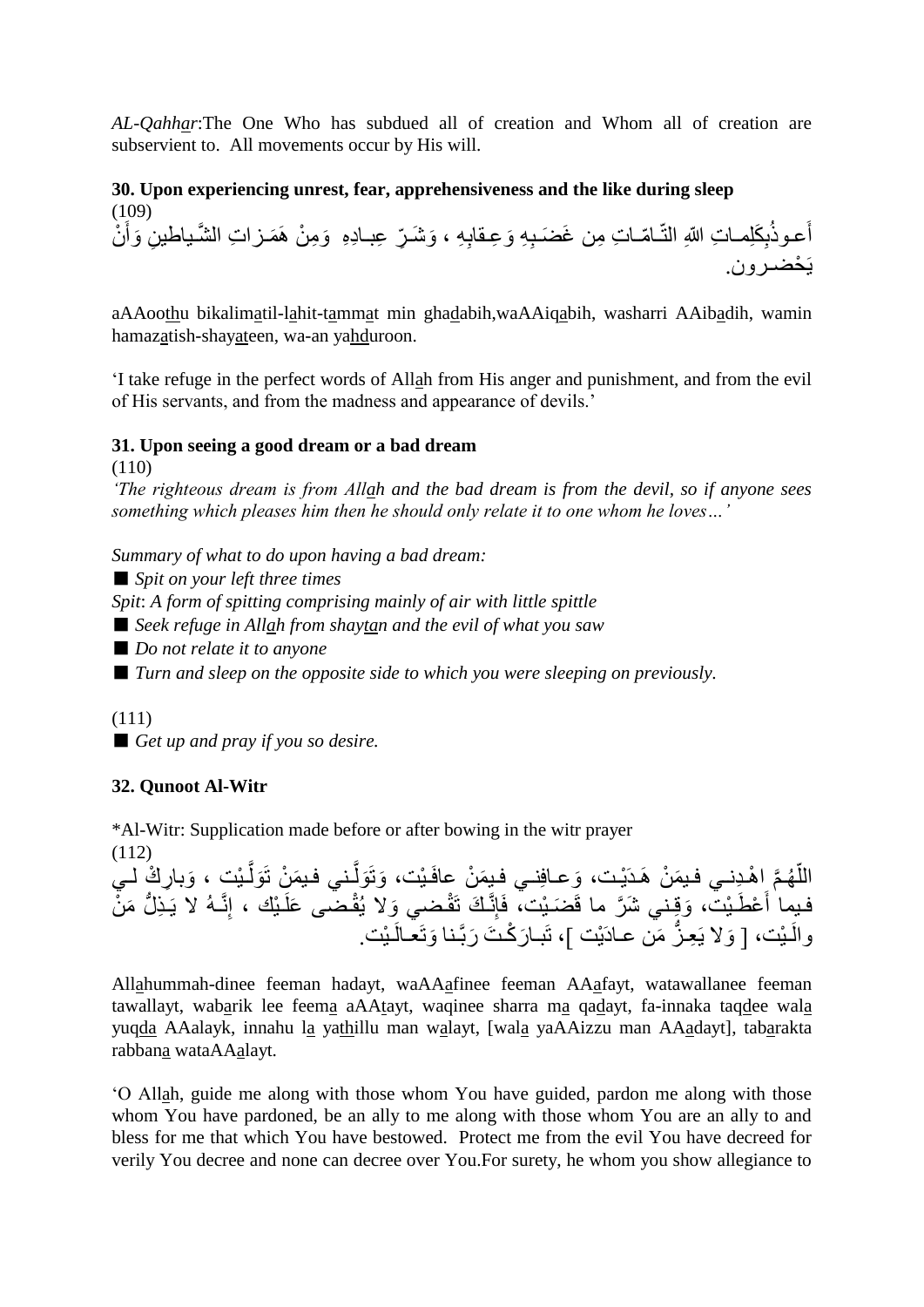*AL-Qahhar*:The One Who has subdued all of creation and Whom all of creation are subservient to. All movements occur by His will.

**30. Upon experiencing unrest, fear, apprehensiveness and the like during sleep**

(109)

أَعـوذُبِكَلِمـاتِ اللهِ التّـامّـاتِ مِن غَضَـبِهِ وَعِـقابِهِ ، وَشَـرِّ عِبـادِهِ وَمِنْ هَمَـزاتِ الشَّـياطينِ وَأَنْ يَحْضـرون.

aAAoothu bikalimatil-lahit-tammat min ghadabih,waAAiqabih, washarri AAibadih, wamin hamazatish-shayateen, wa-an yahduroon.

'I take refuge in the perfect words of Allah from His anger and punishment, and from the evil of His servants, and from the madness and appearance of devils.'

**31. Upon seeing a good dream or a bad dream**

(110)

*'The righteous dream is from Allah and the bad dream is from the devil, so if anyone sees something which pleases him then he should only relate it to one whom he loves…'*

*Summary of what to do upon having a bad dream:*

■ *Spit on your left three times*

*Spit*: *A form of spitting comprising mainly of air with little spittle*

■ *Seek refuge in Allah from shaytan and the evil of what you saw*

■ *Do not relate it to anyone*

■ *Turn and sleep on the opposite side to which you were sleeping on previously.*

(111)

■ *Get up and pray if you so desire.*

**32. Qunoot Al-Witr**

*Al-Witr: Supplication made before or after bowing in the witr prayer

(112)

اللّهُـمَّ اهْـدِنـي فـيمَنْ هَـدَيْـت، وَعـافِنـي فـيمَنْ عافَـيْت، وَتَوَلَّـني فـيمَنْ تَوَلَّـيْت ، وَبارِكْ لـي فـيما أَعْطَـيْت، وَقِـني شَرَّ ما قَضَـيْت، فَإِنَّـكَ تَقْـضي وَلا يُقْـضى عَلَـيْك ، إِنَّـهُ لا يَـذِلُّ مَنْ والَـيْت، [ وَلا يَعِـزُّ مَن عـادَيْت ]، تَبـارَكْـتَ رَبَّـنا وَتَعـالَـيْت.

Allahummah-dinee feeman hadayt, waAAafinee feeman AAafayt, watawallanee feeman tawallayt, wabarik lee feema aAAtayt, waqinee sharra ma qadayt, fa-innaka taqdee wala yuqda AAalayk, innahu la yathillu man walayt, [wala yaAAizzu man AAadayt], tabarakta rabbana wataAAalayt.

'O Allah, guide me along with those whom You have guided, pardon me along with those whom You have pardoned, be an ally to me along with those whom You are an ally to and bless for me that which You have bestowed. Protect me from the evil You have decreed for verily You decree and none can decree over You.For surety, he whom you show allegiance to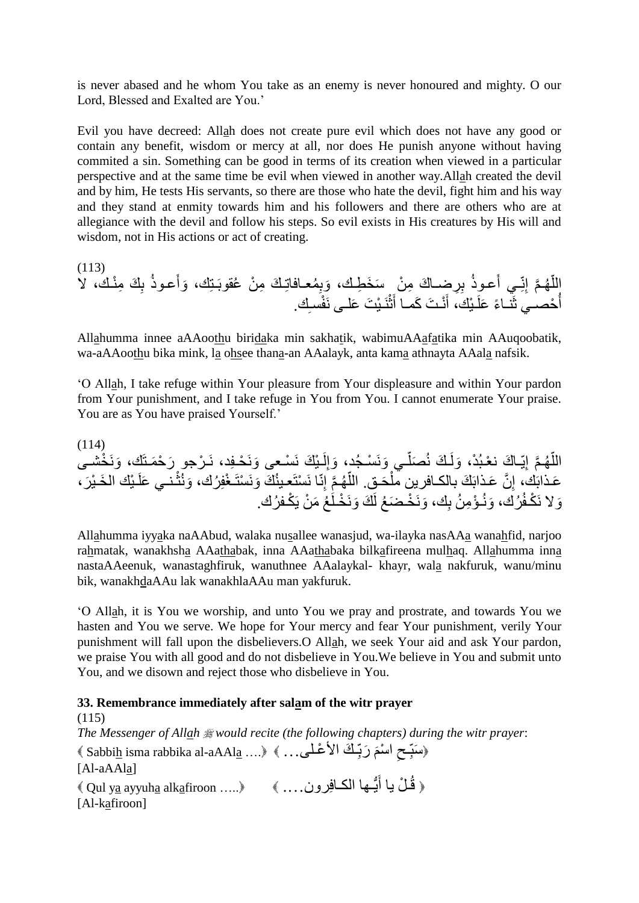is never abased and he whom You take as an enemy is never honoured and mighty. O our Lord, Blessed and Exalted are You.'

Evil you have decreed: Allah does not create pure evil which does not have any good or contain any benefit, wisdom or mercy at all, nor does He punish anyone without having commited a sin. Something can be good in terms of its creation when viewed in a particular perspective and at the same time be evil when viewed in another way.Allah created the devil and by him, He tests His servants, so there are those who hate the devil, fight him and his way and they stand at enmity towards him and his followers and there are others who are at allegiance with the devil and follow his steps. So evil exists in His creatures by His will and wisdom, not in His actions or act of creating.

(113)
اللّهُمَّ إِنِّـي أَعـوذُ بِرِضـاكَ مِنْ سَخَطِـك، وَبِمُعـافاتِـكَ مِنْ عُقوبَـتِك، وَأَعـوذُ بِكَ مِنْـك، لا أُحْصـي ثَنـاءً عَلَـيْك، أَنْـتَ كَمـا أَثْنَـيْتَ عَلـى نَفْسِـك.

Allahumma innee aAAoothu biridaka min sakhatik, wabimuAAafatika min AAuqoobatik, wa-aAAoothu bika mink, la ohsee thana-an AAalayk, anta kama athnayta AAala nafsik.

'O Allah, I take refuge within Your pleasure from Your displeasure and within Your pardon from Your punishment, and I take refuge in You from You. I cannot enumerate Your praise. You are as You have praised Yourself.'

(114)
اللّهُمَّ إِيّـاكَ نَعْبُدْ، وَلَـكَ نُصَلّـي وَنَسْـجُد، وَإِلَـيْكَ نَسْـعى وَنَحْـفِد، نَـرْجو رَحْمَـتَك، وَنَخْشـى عَـذابَك، إِنَّ عَـذابَكَ بالكـافرين مُلْحَـق. اللّهُمَّ إِنّا نَسْتَعـينُكَ وَنَسْتَـغْفِرُك، وَنُثْنـي عَلَـيْكَ الخَـيْرَ، وَلا نَكْـفُرُك، وَنُـؤْمِنُ بِك، وَنَخْـضَعُ لَكَ وَنَخْـلَعُ مَنْ يَكْـفُرُك.

Allahumma iyyaka naAAbud, walaka nusallee wanasjud, wa-ilayka nasAAa wanahfid, narjoo rahmatak, wanakhsha AAathabak, inna AAathabaka bilkafireena mulhaq. Allahumma inna nastaAAeenuk, wanastaghfiruk, wanuthnee AAalaykal- khayr, wala nakfuruk, wanu/minu bik, wanakhdaAAu lak wanakhlaAAu man yakfuruk.

'O Allah, it is You we worship, and unto You we pray and prostrate, and towards You we hasten and You we serve. We hope for Your mercy and fear Your punishment, verily Your punishment will fall upon the disbelievers.O Allah, we seek Your aid and ask Your pardon, we praise You with all good and do not disbelieve in You.We believe in You and submit unto You, and we disown and reject those who disbelieve in You.

**33. Remembrance immediately after salam of the witr prayer**

(115)
*The Messenger of Allah ﷺ would recite (the following chapters) during the witr prayer*:

﴿ Sabbih isma rabbika al-aAAla ….﴾ ﴿سَبِّحِ اسْمَ رَبِّكَ الأعْـلى...﴾
[Al-aAAla]

﴿ Qul ya ayyuha alkafiroon …..﴾ ﴿ قُلْ يا أَيُّـها الكـافِرون.... ﴾
[Al-kafiroon]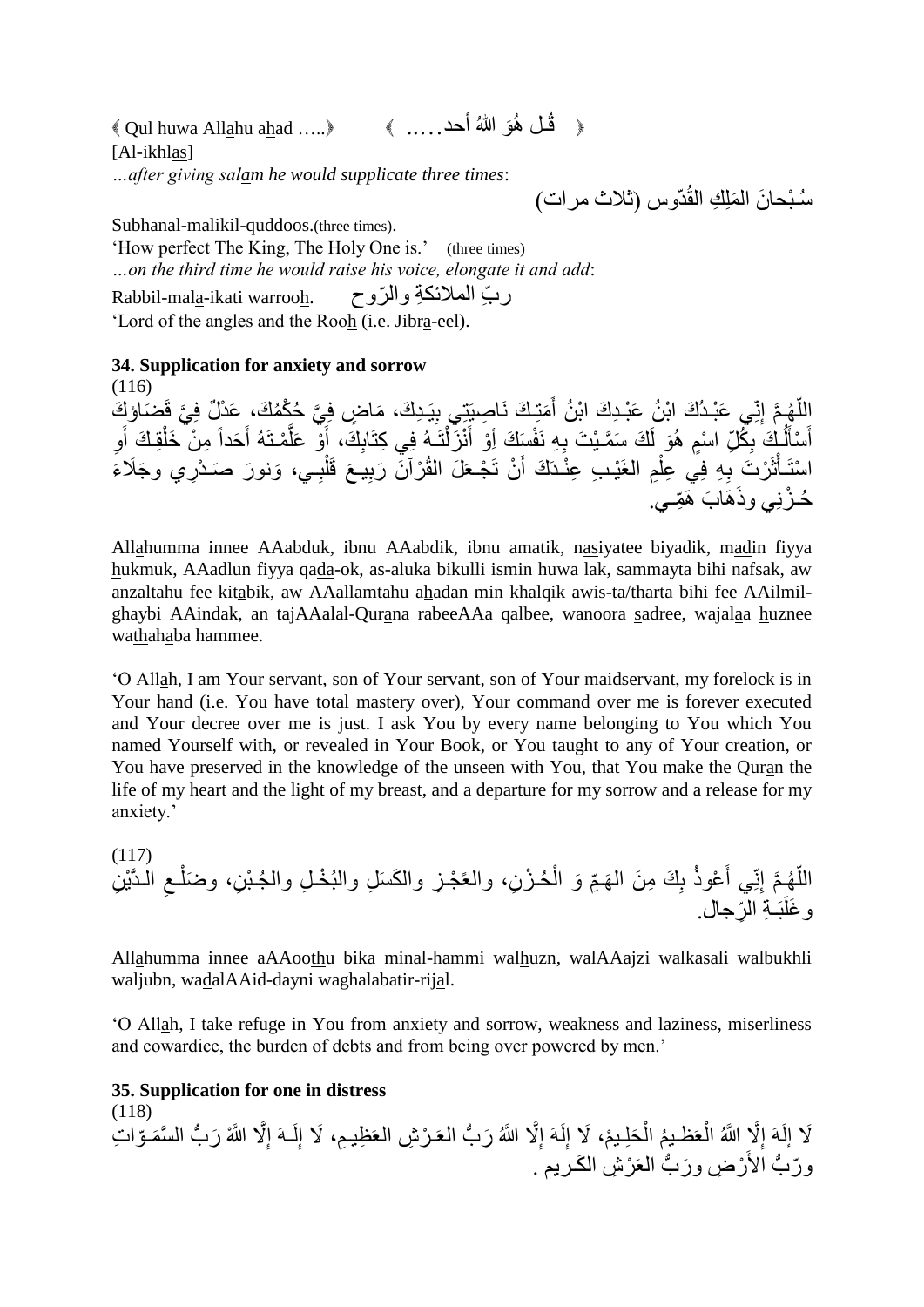﴿ Qul huwa Allahu ahad …..﴾ ﴿ قُل هُوَ اللهُ أحد….. ﴾

[Al-ikhlas]

*…after giving salam he would supplicate three times*:

سُبْحانَ المَلِكِ القُدّوس (ثلاث مرات)

Subhanal-malikil-quddoos.(three times).

'How perfect The King, The Holy One is.' (three times)

*…on the third time he would raise his voice, elongate it and add*:

Rabbil-mala-ikati warrooh. ربِّ الملائكةِ والرّوح

'Lord of the angles and the Rooh (i.e. Jibra-eel).

### 34. Supplication for anxiety and sorrow

(116)

اللّهُمَّ إِنِّي عَبْدُكَ ابْنُ عَبْدِكَ ابْنُ أَمَتِكَ نَاصِيَتِي بِيَدِكَ، مَاضٍ فِيَّ حُكْمُكَ، عَدْلٌ فِيَّ قَضَاؤُكَ أَسْأَلُكَ بِكُلِّ اسْمٍ هُوَ لَكَ سَمَّيْتَ بِهِ نَفْسَكَ أَوْ أَنْزَلْتَهُ فِي كِتَابِكَ، أَوْ عَلَّمْتَهُ أَحَداً مِنْ خَلْقِكَ أَوِ اسْتَأْثَرْتَ بِهِ فِي عِلْمِ الغَيْبِ عِنْدَكَ أَنْ تَجْعَلَ القُرْآنَ رَبِيعَ قَلْبِي، وَنورَ صَدْرِي وجَلَاءَ حُزْنِي وذَهَابَ هَمِّي.

Allahumma innee AAabduk, ibnu AAabdik, ibnu amatik, nasiyatee biyadik, madin fiyya hukmuk, AAadlun fiyya qada-ok, as-aluka bikulli ismin huwa lak, sammayta bihi nafsak, aw anzaltahu fee kitabik, aw AAallamtahu ahadan min khalqik awis-ta/tharta bihi fee AAilmil-ghaybi AAindak, an tajAAalal-Qurana rabeeAAa qalbee, wanoora sadree, wajalaa huznee wathahaba hammee.

'O Allah, I am Your servant, son of Your servant, son of Your maidservant, my forelock is in Your hand (i.e. You have total mastery over), Your command over me is forever executed and Your decree over me is just. I ask You by every name belonging to You which You named Yourself with, or revealed in Your Book, or You taught to any of Your creation, or You have preserved in the knowledge of the unseen with You, that You make the Quran the life of my heart and the light of my breast, and a departure for my sorrow and a release for my anxiety.'

(117)

اللّهُمَّ إِنّي أَعْوذُ بِكَ مِنَ الهَمِّ وَ الْحُزْنِ، والعَجْزِ والكَسَلِ والبُخْلِ والجُبْنِ، وضَلْعِ الدَّيْنِ وغَلَبَةِ الرِّجال.

Allahumma innee aAAoothu bika minal-hammi walhuzn, walAAajzi walkasali walbukhli waljubn, wadalAAid-dayni waghalabatir-rijal.

'O Allah, I take refuge in You from anxiety and sorrow, weakness and laziness, miserliness and cowardice, the burden of debts and from being over powered by men.'

### 35. Supplication for one in distress

(118)

لَا إِلَهَ إِلَّا اللَّهُ الْعَظِيمُ الْحَلِيمْ، لَا إِلَهَ إِلَّا اللَّهُ رَبُّ العَرْشِ العَظِيمِ، لَا إِلَـهَ إِلَّا اللَّهْ رَبُّ السَّمَـوّاتِ ورّبُّ الأَرْضِ ورَبُّ العَرْشِ الكَريم .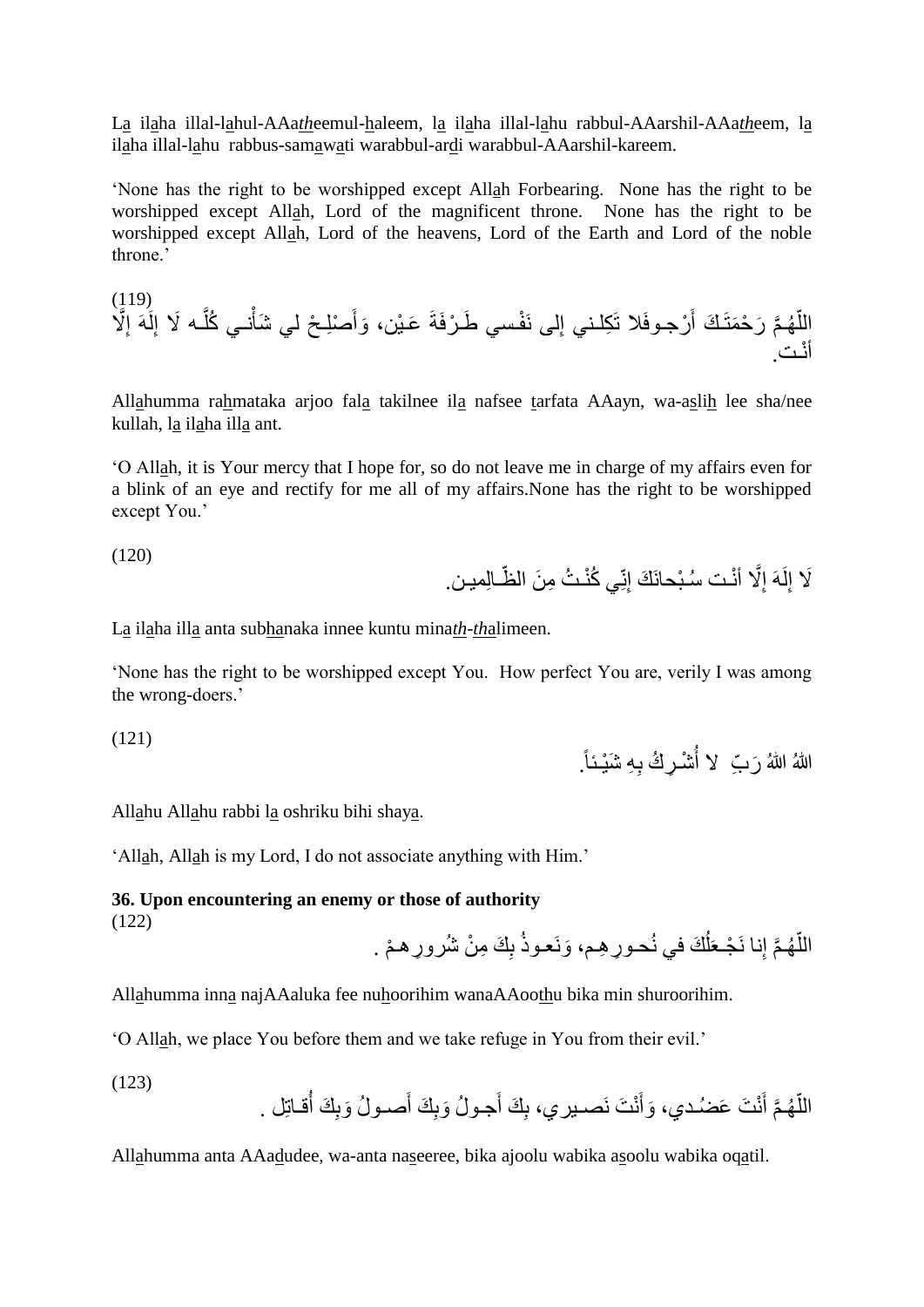L<u>a</u> il<u>a</u>ha illal-l<u>a</u>hul-AAa*th*eemul-<u>h</u>aleem, l<u>a</u> il<u>a</u>ha illal-l<u>a</u>hu rabbul-AArshil-AAa*th*eem, l<u>a</u> il<u>a</u>ha illal-l<u>a</u>hu rabbus-sam<u>a</u>w<u>a</u>ti warabbul-ar<u>d</u>i warabbul-AArshil-kareem.

'None has the right to be worshipped except All<u>a</u>h Forbearing. None has the right to be worshipped except All<u>a</u>h, Lord of the magnificent throne. None has the right to be worshipped except All<u>a</u>h, Lord of the heavens, Lord of the Earth and Lord of the noble throne.'

(119)

اللّهُمَّ رَحْمَتَكَ أَرْجـوفَلا تَكِلـني إِلى نَفْسي طَـرْفَةَ عَيْن، وَأَصْلِـحْ لي شَأْنـي كُلَّـه لَا إِلَهَ إِلَّا أَنْـت.

All<u>a</u>humma ra<u>h</u>mataka arjoo fal<u>a</u> takilnee il<u>a</u> nafsee <u>t</u>arfata AAayn, wa-a<u>s</u>li<u>h</u> lee sha/nee kullah, l<u>a</u> il<u>a</u>ha ill<u>a</u> ant.

'O All<u>a</u>h, it is Your mercy that I hope for, so do not leave me in charge of my affairs even for a blink of an eye and rectify for me all of my affairs.None has the right to be worshipped except You.'

(120)

لَا إِلَهَ إِلَّا أنْـت سُـبْحانَكَ إنّي كُنْـتُ مِنَ الظّـالِميـن.

L<u>a</u> il<u>a</u>ha ill<u>a</u> anta sub<u>h</u>anaka innee kuntu mina*th*-*th*<u>a</u>limeen.

'None has the right to be worshipped except You. How perfect You are, verily I was among the wrong-doers.'

(121)

اللهُ اللهُ رَبِّ لا أُشْـرِكُ بِهِ شَيْـئاً.

All<u>a</u>hu All<u>a</u>hu rabbi l<u>a</u> oshriku bihi shay<u>a</u>.

'All<u>a</u>h, All<u>a</u>h is my Lord, I do not associate anything with Him.'

**36. Upon encountering an enemy or those of authority**

(122)

اللّهُـمَّ إِنا نَجْـعَلُكَ في نُحـورِهِـم، وَنَعـوذُ بِكَ مِنْ شُرورِهـمْ .

All<u>a</u>humma inn<u>a</u> najAAaluka fee nu<u>h</u>oorihim wanaAAoo<u>th</u>u bika min shuroorihim.

'O All<u>a</u>h, we place You before them and we take refuge in You from their evil.'

(123)

اللّهُـمَّ أَنْتَ عَضُـدي، وَأَنْتَ نَصـيري، بِكَ أَجـولُ وَبِكَ أَصـولُ وَبِكَ أُقـاتِل .

All<u>a</u>humma anta AAa<u>d</u>udee, wa-anta na<u>s</u>eeree, bika ajoolu wabika a<u>s</u>oolu wabika oq<u>a</u>til.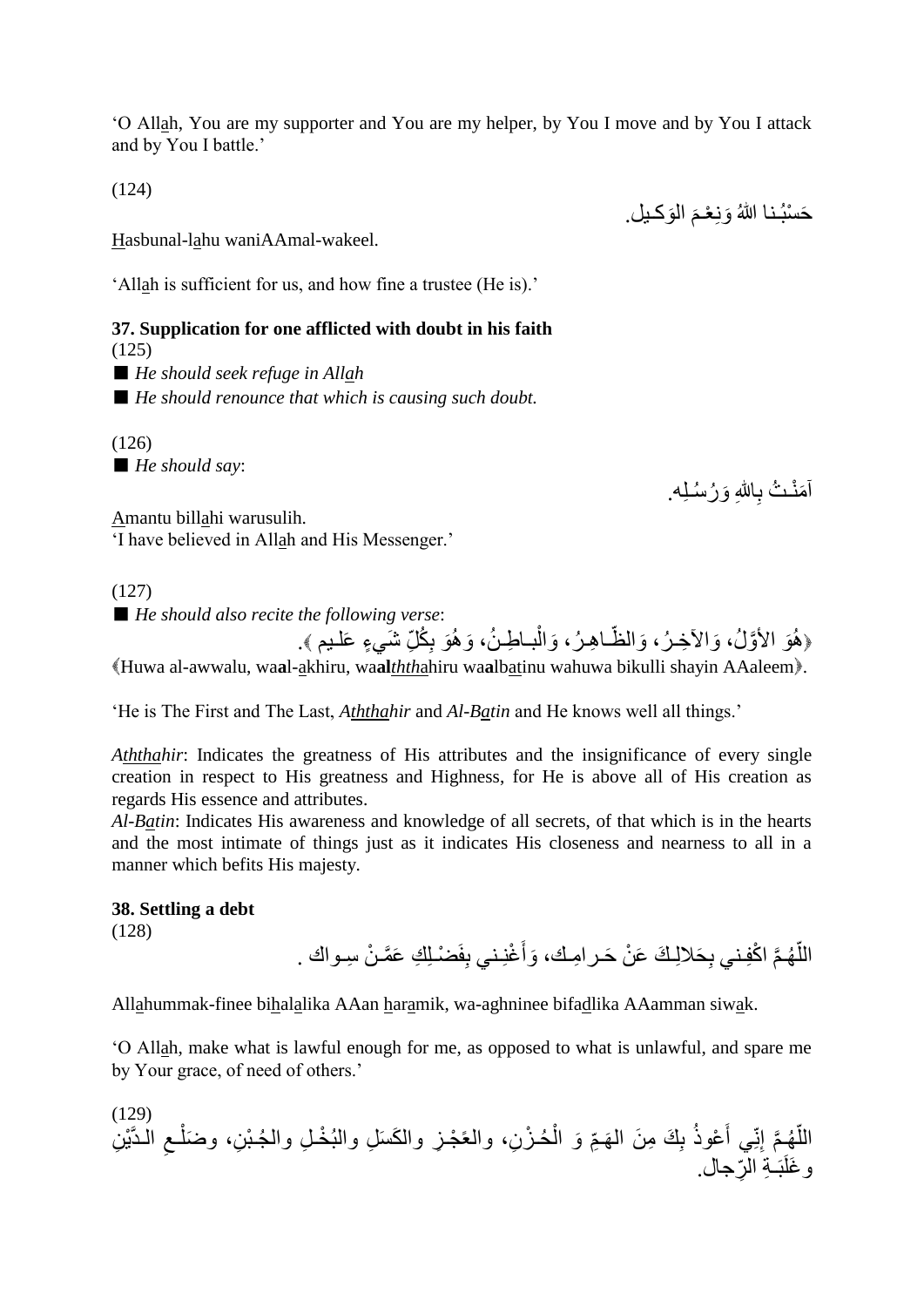'O Allah, You are my supporter and You are my helper, by You I move and by You I attack and by You I battle.'

(124)

حَسْبُـنا اللهُ وَنِعْـمَ الوَكـيل.

Hasbunal-lahu waniAAmal-wakeel.

'Allah is sufficient for us, and how fine a trustee (He is).'

### 37. Supplication for one afflicted with doubt in his faith

(125)

■ *He should seek refuge in Allah*

■ *He should renounce that which is causing such doubt.*

(126)

■ *He should say*:

آمَنْـتُ بِاللهِ وَرُسُـلِه.

Amantu billahi warusulih.
'I have believed in Allah and His Messenger.'

(127)

■ *He should also recite the following verse*:

﴿هُوَ الأَوَّلُ، وَالآَخِـرُ، وَالظّـاهِـرُ، وَالْبـاطِـنُ، وَهُوَ بِكُلِّ شَيءٍ عَلـيم ﴾.

﴿Huwa al-awwalu, waal-akhiru, waalththahiru waalbatinu wahuwa bikulli shayin AAaleem﴾.

'He is The First and The Last, *Aththahir* and *Al-Batin* and He knows well all things.'

*Aththahir*: Indicates the greatness of His attributes and the insignificance of every single creation in respect to His greatness and Highness, for He is above all of His creation as regards His essence and attributes.
*Al-Batin*: Indicates His awareness and knowledge of all secrets, of that which is in the hearts and the most intimate of things just as it indicates His closeness and nearness to all in a manner which befits His majesty.

### 38. Settling a debt

(128)

اللّهُـمَّ اكْفِـني بِحَلالِـكَ عَنْ حَـرامِـك، وَأَغْنِـني بِفَضْـلِكِ عَمَّـنْ سِـواك .

Allahummak-finee bihalalika AAan haramik, wa-aghninee bifadlika AAamman siwak.

'O Allah, make what is lawful enough for me, as opposed to what is unlawful, and spare me by Your grace, of need of others.'

(129)

اللّهُـمَّ إِنِّي أَعْوذُ بِكَ مِنَ الهَـمِّ وَ الْحُـزْنِ، والعًجْـزِ والكَسَلِ والبُخْـلِ والجُـبْنِ، وضَلْـعِ الـدَّيْنِ وغَلَبَـةِ الرِّجال.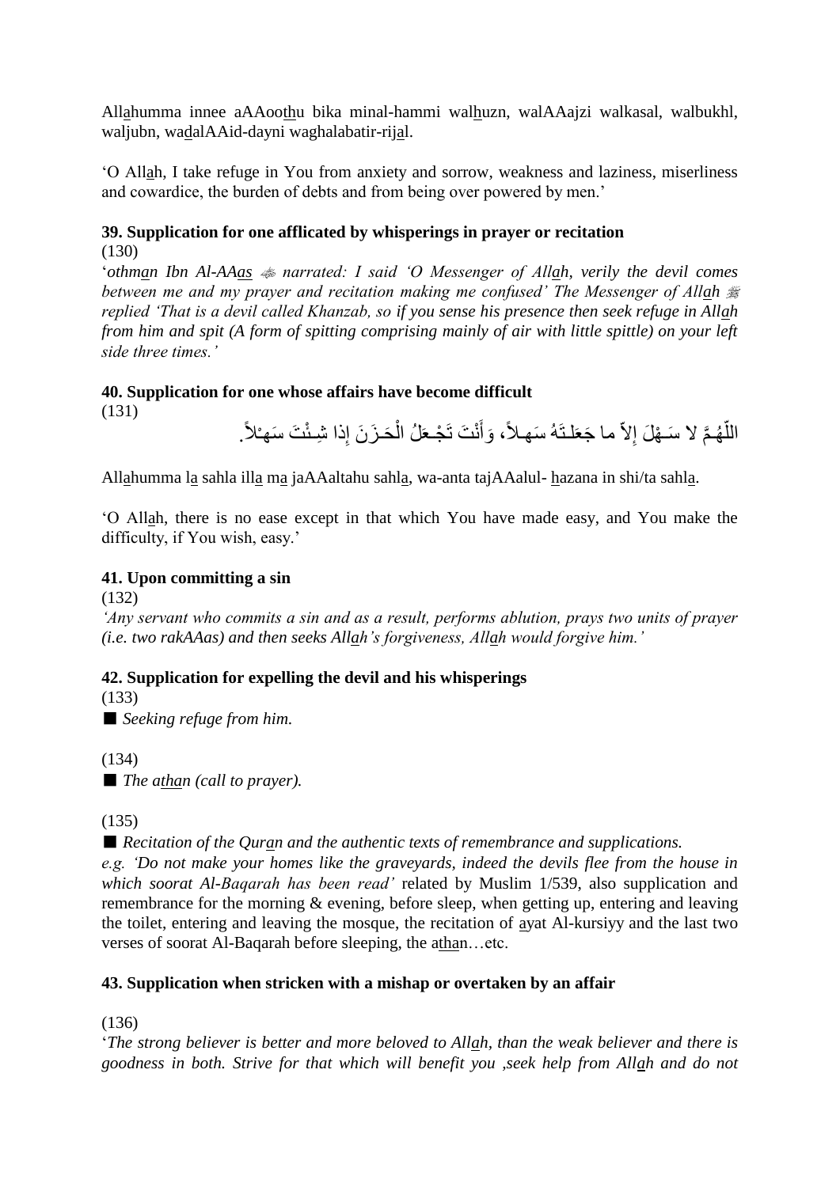All<u>a</u>humma innee aAAoo<u>th</u>u bika minal-hammi wal<u>h</u>uzn, walAAajzi walkasal, walbukhl, waljubn, wa<u>d</u>alAAid-dayni waghalabatir-rij<u>a</u>l.

'O All<u>a</u>h, I take refuge in You from anxiety and sorrow, weakness and laziness, miserliness and cowardice, the burden of debts and from being over powered by men.'

### 39. Supplication for one afflicated by whisperings in prayer or recitation

(130)

*'othm<u>a</u>n Ibn Al-AA<u>as</u> ﵁ narrated: I said 'O Messenger of All<u>a</u>h, verily the devil comes between me and my prayer and recitation making me confused' The Messenger of All<u>a</u>h ﷺ replied 'That is a devil called Khanzab, so if you sense his presence then seek refuge in All<u>a</u>h from him and spit (A form of spitting comprising mainly of air with little spittle) on your left side three times.'*

### 40. Supplication for one whose affairs have become difficult

(131)

اللّهُـمَّ لا سَـهْلَ إِلاّ ما جَعَلـتَهُ سَهـلاً، وَأَنْتَ تَجْـعَلُ الْحَـزَنَ إِذا شِـئْتَ سَهْـلاً.

All<u>a</u>humma l<u>a</u> sahla ill<u>a</u> m<u>a</u> jaAAaltahu sahl<u>a</u>, wa-anta tajAAalul- <u>h</u>azana in shi/ta sahl<u>a</u>.

'O All<u>a</u>h, there is no ease except in that which You have made easy, and You make the difficulty, if You wish, easy.'

### 41. Upon committing a sin

(132)

*'Any servant who commits a sin and as a result, performs ablution, prays two units of prayer (i.e. two rakAAas) and then seeks All<u>a</u>h's forgiveness, All<u>a</u>h would forgive him.'*

### 42. Supplication for expelling the devil and his whisperings

(133)

■ *Seeking refuge from him.*

(134)

■ *The a<u>th</u>an (call to prayer).*

(135)

■ *Recitation of the Qur<u>a</u>n and the authentic texts of remembrance and supplications.*

*e.g. 'Do not make your homes like the graveyards, indeed the devils flee from the house in which soorat Al-Baqarah has been read'* related by Muslim 1/539, also supplication and remembrance for the morning & evening, before sleep, when getting up, entering and leaving the toilet, entering and leaving the mosque, the recitation of <u>a</u>yat Al-kursiyy and the last two verses of soorat Al-Baqarah before sleeping, the a<u>tha</u>n…etc.

### 43. Supplication when stricken with a mishap or overtaken by an affair

(136)

'*The strong believer is better and more beloved to All<u>a</u>h, than the weak believer and there is goodness in both. Strive for that which will benefit you ,seek help from All<u>a</u>h and do not*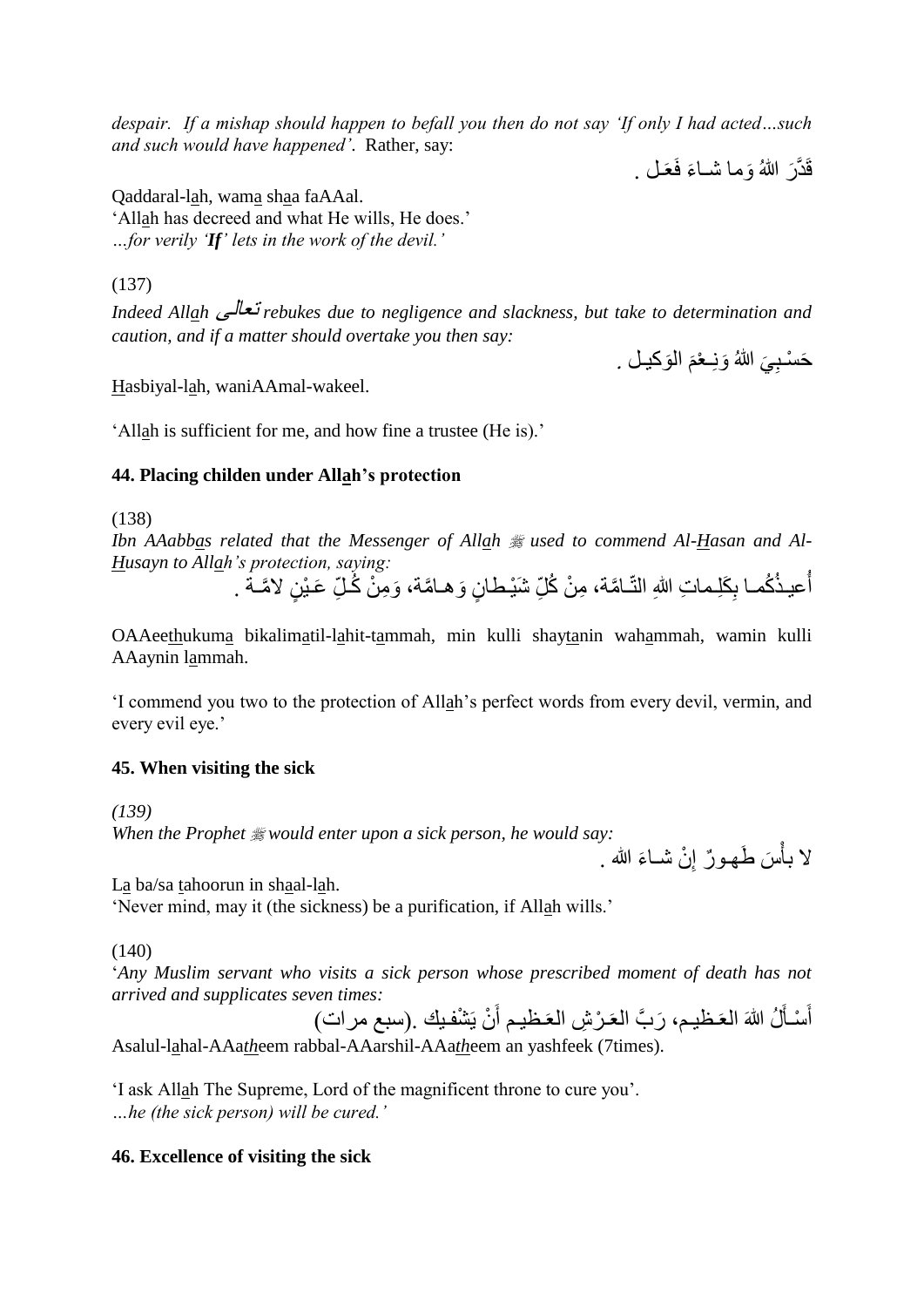*despair. If a mishap should happen to befall you then do not say 'If only I had acted…such and such would have happened'.* Rather, say:

قَدَّرَ اللهُ وَما شـاءَ فَعَـل .

Qaddaral-lah, wama shaa faAAal.
'Allah has decreed and what He wills, He does.'
*…for verily 'If' lets in the work of the devil.'*

(137)

*Indeed Allah تعالى rebukes due to negligence and slackness, but take to determination and caution, and if a matter should overtake you then say:*

حَسْـبِيَ اللهُ وَنِـعْمَ الوَكيـل .

Hasbiyal-lah, waniAAmal-wakeel.

'Allah is sufficient for me, and how fine a trustee (He is).'

## 44. Placing childen under Allah's protection

(138)

*Ibn AAabbas related that the Messenger of Allah ﷺ used to commend Al-Hasan and Al-Husayn to Allah's protection, saying:*

أُعيـذُكُمـا بِكَلِـماتِ اللهِ التّـامَّة، مِنْ كُلِّ شَيْـطانٍ وَهـامَّة، وَمِنْ كُـلِّ عَـيْنٍ لامَّـة .

OAAeethukuma bikalimatil-lahit-tammah, min kulli shaytanin wahammah, wamin kulli AAaynin lammah.

'I commend you two to the protection of Allah's perfect words from every devil, vermin, and every evil eye.'

## 45. When visiting the sick

*(139)*

*When the Prophet ﷺ would enter upon a sick person, he would say:*

لا بأْسَ طَهـورٌ إِنْ شـاءَ الله .

La ba/sa tahoorun in shaal-lah.
'Never mind, may it (the sickness) be a purification, if Allah wills.'

(140)

'*Any Muslim servant who visits a sick person whose prescribed moment of death has not arrived and supplicates seven times:*

أَسْـأَلُ اللهَ العَـظيـم، رَبَّ العَـرْشِ العَـظيـم أَنْ يَشْفـيك .(سبع مرات)

Asalul-lahal-AAatheem rabbal-AAarshil-AAatheem an yashfeek (7times).

'I ask Allah The Supreme, Lord of the magnificent throne to cure you'.
*…he (the sick person) will be cured.'*

## 46. Excellence of visiting the sick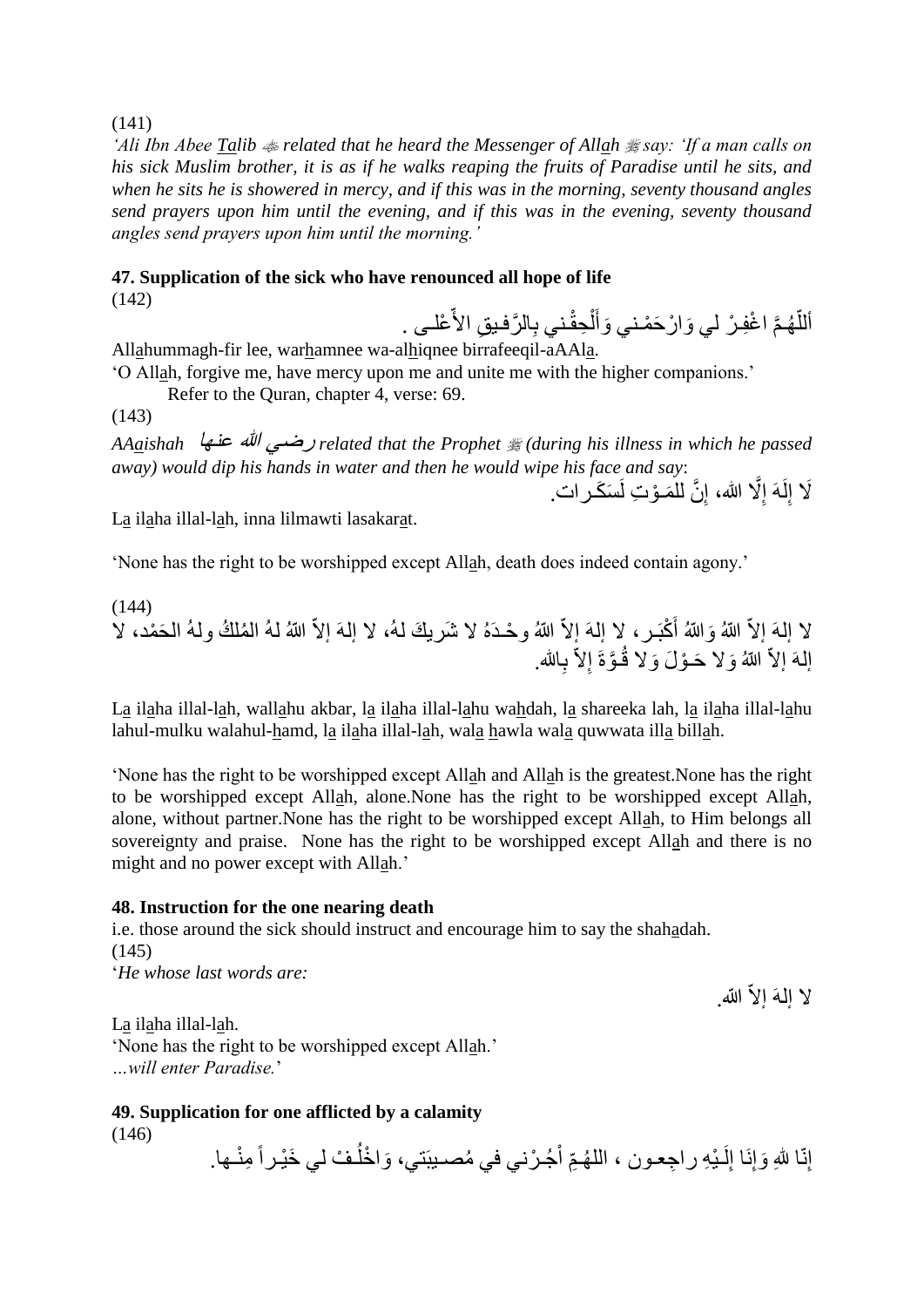(141)

*'Ali Ibn Abee Talib ﷺ related that he heard the Messenger of Allah ﷺ say: 'If a man calls on his sick Muslim brother, it is as if he walks reaping the fruits of Paradise until he sits, and when he sits he is showered in mercy, and if this was in the morning, seventy thousand angles send prayers upon him until the evening, and if this was in the evening, seventy thousand angles send prayers upon him until the morning.'*

**47. Supplication of the sick who have renounced all hope of life**

(142)

أَللّهُـمَّ اغْفِـرْ لي وَارْحَمْـني وَأَلْحِقْـني بِالرَّفـيقِ الأّعْلـى .

Allahummagh-fir lee, warhamnee wa-alhiqnee birrafeeqil-aAAla.

'O Allah, forgive me, have mercy upon me and unite me with the higher companions.'

Refer to the Quran, chapter 4, verse: 69.

(143)

*AAaishah رضـي الله عنـها related that the Prophet ﷺ (during his illness in which he passed away) would dip his hands in water and then he would wipe his face and say*:

لَا إِلَهَ إِلَّا الله، إِنَّ للمَـوْتِ لَسَكَـرات.

La ilaha illal-lah, inna lilmawti lasakarat.

'None has the right to be worshipped except Allah, death does indeed contain agony.'

(144)

لا إلهَ إلاّ اللّهُ وَاللّهُ أَكْبَـر، لا إلهَ إلاّ اللّهُ وحْـدَهُ لا شَريكَ لهُ، لا إلهَ إلاّ اللّهُ لهُ المُلكُ ولهُ الحَمْد، لا إلهَ إلاّ اللّهُ وَلا حَـوْلَ وَلا قُـوَّةَ إلاّ بِالله.

La ilaha illal-lah, wallahu akbar, la ilaha illal-lahu wahdah, la shareeka lah, la ilaha illal-lahu lahul-mulku walahul-hamd, la ilaha illal-lah, wala hawla wala quwwata illa billah.

'None has the right to be worshipped except Allah and Allah is the greatest.None has the right to be worshipped except Allah, alone.None has the right to be worshipped except Allah, alone, without partner.None has the right to be worshipped except Allah, to Him belongs all sovereignty and praise. None has the right to be worshipped except Allah and there is no might and no power except with Allah.'

**48. Instruction for the one nearing death**

i.e. those around the sick should instruct and encourage him to say the shahadah.

(145)

'*He whose last words are:*

لا إلهَ إلاّ اللّه.

La ilaha illal-lah.

'None has the right to be worshipped except Allah.'

*…will enter Paradise.*'

**49. Supplication for one afflicted by a calamity**

(146)

إِنّا للهِ وَإِنَا إِلَـيْهِ راجِعـون ، اللهُـمِّ اْجُـرْني في مُصـيبَتي، وَاخْلُـفْ لي خَيْـراً مِنْـها.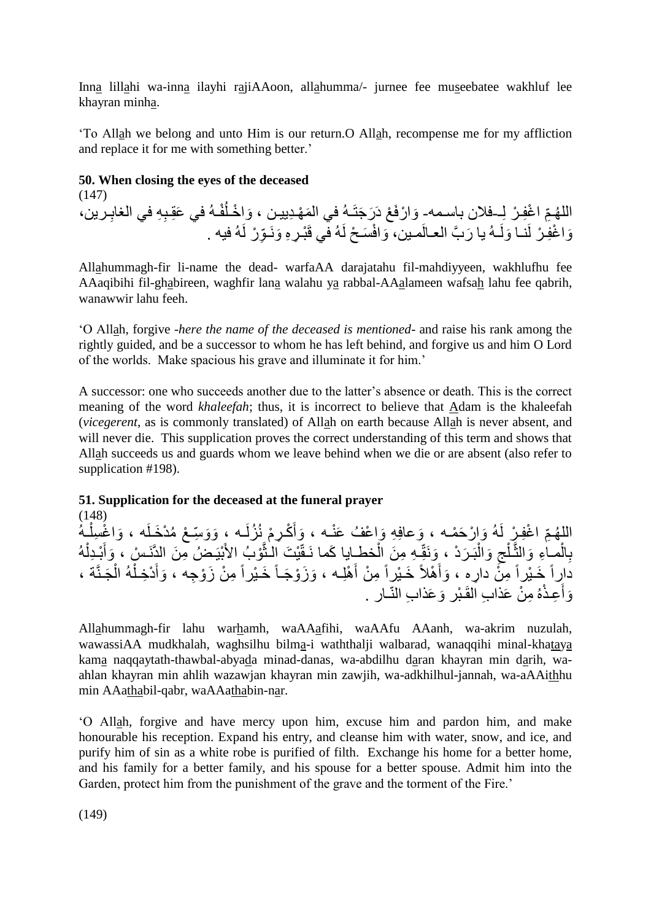Inn<u>a</u> lill<u>a</u>hi wa-inn<u>a</u> ilayhi r<u>a</u>jiAAoon, all<u>a</u>humma/- jurnee fee mu<u>s</u>eebatee wakhluf lee khayran minh<u>a</u>.

'To All<u>a</u>h we belong and unto Him is our return.O All<u>a</u>h, recompense me for my affliction and replace it for me with something better.'

**50. When closing the eyes of the deceased**

(147)

اللهُمِّ اغْفِرْ لِـفلان باسمه- وَارْفَعْ دَرَجَتَـهُ في المَهْـدِيين ، وَاخْـلُفْـهُ في عَقِـبِهِ في الغابِـرين، وَاغْفِـرْ لَنـا وَلَـهُ يا رَبَّ العـالَمـين، وَافْسَـحْ لَهُ في قَبْـرِهِ وَنَـوِّرْ لَهُ فيه .

All<u>a</u>hummagh-fir li-name the dead- warfaAA darajatahu fil-mahdiyyeen, wakhlufhu fee AAaqibihi fil-gh<u>a</u>bireen, waghfir lan<u>a</u> walahu y<u>a</u> rabbal-AA<u>a</u>lameen wafsa<u>h</u> lahu fee qabrih, wanawwir lahu feeh.

'O All<u>a</u>h, forgive *-here the name of the deceased is mentioned-* and raise his rank among the rightly guided, and be a successor to whom he has left behind, and forgive us and him O Lord of the worlds. Make spacious his grave and illuminate it for him.'

A successor: one who succeeds another due to the latter's absence or death. This is the correct meaning of the word *khaleefah*; thus, it is incorrect to believe that <u>A</u>dam is the khaleefah (*vicegerent*, as is commonly translated) of All<u>a</u>h on earth because All<u>a</u>h is never absent, and will never die. This supplication proves the correct understanding of this term and shows that All<u>a</u>h succeeds us and guards whom we leave behind when we die or are absent (also refer to supplication #198).

**51. Supplication for the deceased at the funeral prayer**

(148)

اللهُـمِّ اغْفِـرْ لَهُ وَارْحَمْـه ، وَعافِهِ وَاعْفُ عَنْـه ، وَأَكْـرِمْ نُزُلَـه ، وَوَسِّـعْ مُدْخَـلَه ، وَاغْسِلْـهُ بِالْمـاءِ وَالثَّـلْجِ وَالْبَـرَدْ ، وَنَقِّـهِ مِنَ الْخطـايا كَما نَـقّيْتَ الـثَّوْبُ الأَبْيَـضُ مِنَ الدَّنَـسْ ، وَأَبْـدِلْهُ داراً خَـيْراً مِنْ دارِه ، وَأَهْلاً خَـيْراً مِنْ أَهْلِـه ، وَزَوْجَـاً خَـيْراً مِنْ زَوْجِه ، وَأَدْخِـلْهُ الْجَـنَّة ، وَأَعِـذْهُ مِنْ عَذابِ القَـبْر وَعَذابِ النّـار .

All<u>a</u>hummagh-fir lahu war<u>h</u>amh, waAA<u>a</u>fihi, waAAfu AAanh, wa-akrim nuzulah, wawassiAA mudkhalah, waghsilhu bilm<u>a</u>-i waththalji walbarad, wanaqqihi minal-kha<u>t</u>ay<u>a</u> kam<u>a</u> naqqaytath-thawbal-abya<u>d</u>a minad-danas, wa-abdilhu d<u>a</u>ran khayran min d<u>a</u>rih, wa-ahlan khayran min ahlih wazawjan khayran min zawjih, wa-adkhilhul-jannah, wa-aAAi<u>th</u>hu min AAa<u>th</u>abil-qabr, waAAa<u>th</u>abin-n<u>a</u>r.

'O All<u>a</u>h, forgive and have mercy upon him, excuse him and pardon him, and make honourable his reception. Expand his entry, and cleanse him with water, snow, and ice, and purify him of sin as a white robe is purified of filth. Exchange his home for a better home, and his family for a better family, and his spouse for a better spouse. Admit him into the Garden, protect him from the punishment of the grave and the torment of the Fire.'

(149)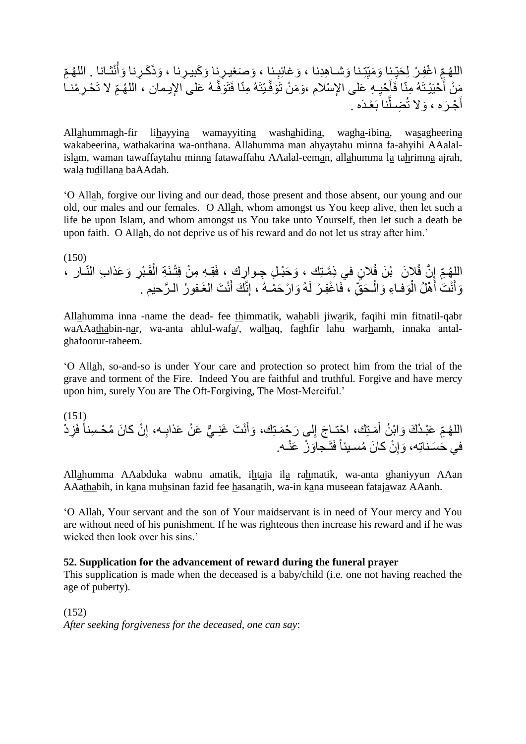اللهُـمِّ اغْفِـرْ لِحَيِّـنا وَمَيِّتِـنا وَشـاهِدِنا ، وَغـائِبِـنا ، وَصَغيـرِنـا وَكَبيـرِنـا ، وَذَكَـرِنـا وَأُنْثـانا . اللهُـمِّ مَنْ أَحْيَيْـتَهُ مِنّا فَأَحْيِـهِ عَلى الإِسْلام ،وَمَنْ تَوَفَّـيْتَهُ مِنّا فَتَوَفَّـهُ عَلى الإِيـمان ، اللهُـمِّ لا تَحْـرِمْنـا أَجْـرَه ، وَلا تُضِـلَّنا بَعْـدَه .

Allahummagh-fir lihayyina wamayyitina washahidina, wagha-ibina, wasagheerina wakabeerina, wathakarina wa-onthana. Allahumma man ahyaytahu minna fa-ahyihi AAalal-islam, waman tawaffaytahu minna fatawaffahu AAalal-eeman, allahumma la tahrimna ajrah, wala tudillana baAAdah.

'O Allah, forgive our living and our dead, those present and those absent, our young and our old, our males and our females. O Allah, whom amongst us You keep alive, then let such a life be upon Islam, and whom amongst us You take unto Yourself, then let such a death be upon faith. O Allah, do not deprive us of his reward and do not let us stray after him.'

(150)
اللهُـمِّ إِنَّ فُلانَ بْنَ فُلانٍ في ذِمَّـتِك ، وَحَبْـلِ جِـوارِك ، فَقِـهِ مِنْ فِتْـنَةِ الْقَـبْرِ وَعَذابِ النّـار ، وَأَنْتَ أَهْلُ الْوَفـاءِ وَالْـحَقِّ ، فَاغْفِـرْ لَهُ وَارْحَمْـهُ ، إِنَّكَ أَنْتَ الغَـفورُ الـرَّحيم .

Allahumma inna -name the dead- fee thimmatik, wahabli jiwarik, faqihi min fitnatil-qabr waAAathabin-nar, wa-anta ahlul-wafa/, walhaq, faghfir lahu warhamh, innaka antal-ghafoorur-raheem.

'O Allah, so-and-so is under Your care and protection so protect him from the trial of the grave and torment of the Fire. Indeed You are faithful and truthful. Forgive and have mercy upon him, surely You are The Oft-Forgiving, The Most-Merciful.'

(151)
اللهُـمِّ عَبْـدُكَ وَابْنُ أَمَـتِك، احْتـاجَ إِلى رَحْمَـتِك، وَأَنْتَ غَنِـيٌّ عَنْ عَذابِـه، إِنْ كانَ مُحْـسِناً فَزِدْ في حَسَـناتِه، وَإِنْ كانَ مُسـيئاً فَتَـجاوَزْ عَنْـه.

Allahumma AAabduka wabnu amatik, ihtaja ila rahmatik, wa-anta ghaniyyun AAan AAathabih, in kana muhsinan fazid fee hasanatih, wa-in kana museean fatajawaz AAanh.

'O Allah, Your servant and the son of Your maidservant is in need of Your mercy and You are without need of his punishment. If he was righteous then increase his reward and if he was wicked then look over his sins.'

**52. Supplication for the advancement of reward during the funeral prayer**

This supplication is made when the deceased is a baby/child (i.e. one not having reached the age of puberty).

(152)
*After seeking forgiveness for the deceased, one can say*: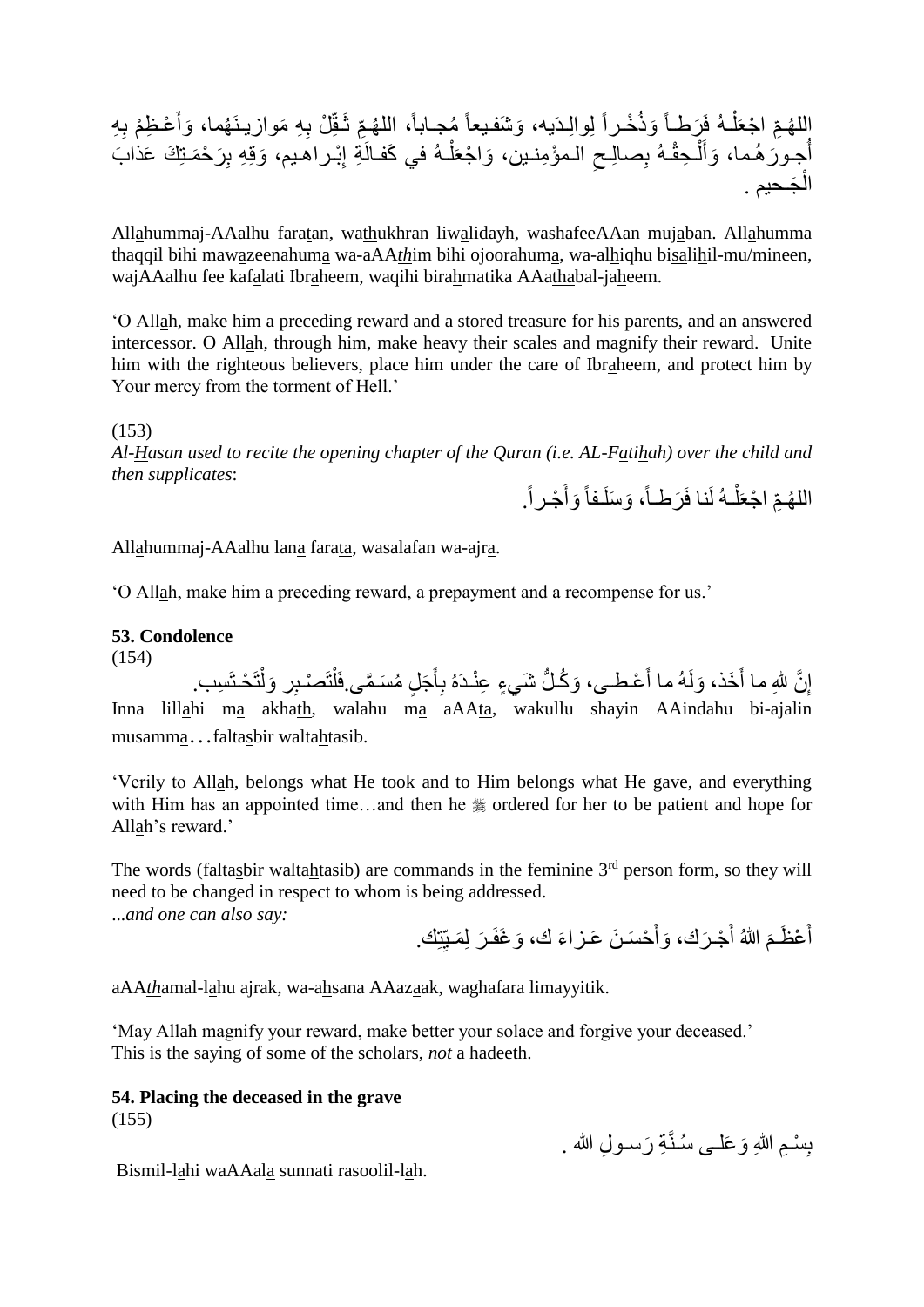اللهُـمِّ اجْعَلْـهُ فَرَطـاً وَذُخْـراً لِوالِـدَيه، وَشَفيعاً مُجـاباً، اللهُـمِّ ثَـقِّلْ بِهِ مَوازيـنَهُما، وَأَعْـظِمْ بِهِ أُجـورَهُـما، وَأَلْـحِقْـهُ بِصالِـحِ الـمؤْمِنـين، وَاجْعَلْـهُ في كَفـالَةِ إِبْـراهيم، وَقِهِ بِرَحْمَـتِكَ عَذابَ الْجَـحيم .

Allahummaj-AAalhu faratan, wathukhran liwalidayh, washafeeAAan mujaban. Allahumma thaqqil bihi mawazeenahuma wa-aAA*th*im bihi ojoorahuma, wa-alhiqhu bisalihil-mu/mineen, wajAAalhu fee kafalati Ibraheem, waqihi birahmatika AAathabal-jaheem.

'O Allah, make him a preceding reward and a stored treasure for his parents, and an answered intercessor. O Allah, through him, make heavy their scales and magnify their reward. Unite him with the righteous believers, place him under the care of Ibraheem, and protect him by Your mercy from the torment of Hell.'

(153)

*Al-Hasan used to recite the opening chapter of the Quran (i.e. AL-Fatihah) over the child and then supplicates*:

اللهُـمِّ اجْعَلْـهُ لَنا فَرَطـاً، وَسَلَـفاً وَأَجْـراً.

Allahummaj-AAalhu lana farata, wasalafan wa-ajra.

'O Allah, make him a preceding reward, a prepayment and a recompense for us.'

**53. Condolence**

(154)

إِنَّ للهِ ما أَخَذ، وَلَهُ ما أَعْـطـى، وَكُـلُّ شَيءٍ عِنْـدَهُ بِأَجَلٍ مُسَـمَّى.فَلْتَصْـبِر وَلْتَحْـتَسِب.

Inna lillahi ma akhath, walahu ma aAAta, wakullu shayin AAindahu bi-ajalin musamma…faltasbir waltahtasib.

'Verily to Allah, belongs what He took and to Him belongs what He gave, and everything with Him has an appointed time…and then he ﷺ ordered for her to be patient and hope for Allah's reward.'

The words (faltasbir waltahtasib) are commands in the feminine 3rd person form, so they will need to be changed in respect to whom is being addressed.

*...and one can also say:*

أَعْظَـمَ اللهُ أَجْـرَك، وَأَحْسَـنَ عَـزاءَ ك، وَغَفَـرَ لِمَـيِّتِك.

aAA*th*amal-lahu ajrak, wa-ahsana AAazaak, waghafara limayyitik.

'May Allah magnify your reward, make better your solace and forgive your deceased.'
This is the saying of some of the scholars, *not* a hadeeth.

**54. Placing the deceased in the grave**

(155)

بِسْـمِ اللهِ وَعَلـى سُـنَّـةِ رَسـولِ الله .

Bismil-lahi waAAala sunnati rasoolil-lah.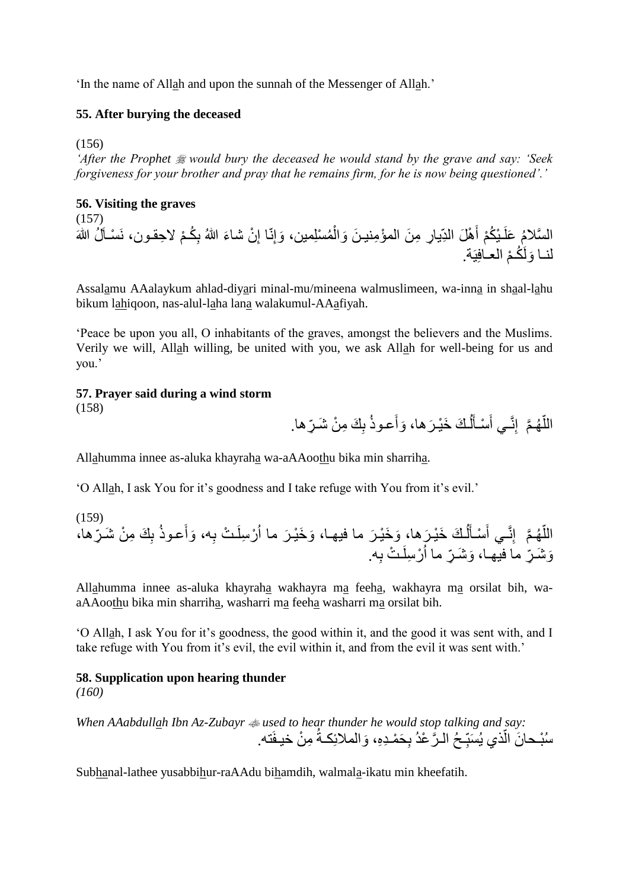'In the name of Allah and upon the sunnah of the Messenger of Allah.'

**55. After burying the deceased**

(156)

*'After the Prophet ﷺ would bury the deceased he would stand by the grave and say: 'Seek forgiveness for your brother and pray that he remains firm, for he is now being questioned'.'*

**56. Visiting the graves**

(157)

السَّلامُ عَلَـيْكُمْ أَهْلَ الدِّيارِ مِنَ المؤْمِنيـنَ وَالْمُسْلِمين، وَإِنّا إِنْ شاءَ اللهُ بِكُـمْ لاحِقـون، نَسْـأَلُ اللهَ لنـا وَلَكُـمْ العـافِيَة.

Assalamu AAalaykum ahlad-diyari minal-mu/mineena walmuslimeen, wa-inna in shaal-lahu bikum lahiqoon, nas-alul-laha lana walakumul-AAafiyah.

'Peace be upon you all, O inhabitants of the graves, amongst the believers and the Muslims. Verily we will, Allah willing, be united with you, we ask Allah for well-being for us and you.'

**57. Prayer said during a wind storm**

(158)

اللّهُـمَّ إِنَّـي أَسْـأَلُـكَ خَيْـرَها، وَأَعـوذُ بِكَ مِنْ شَـرِّها.

Allahumma innee as-aluka khayraha wa-aAAoothu bika min sharriha.

'O Allah, I ask You for it's goodness and I take refuge with You from it's evil.'

(159)

اللّهُـمَّ إِنَّـي أَسْـأَلُـكَ خَيْـرَها، وَخَيْـرَ ما فيهـا، وَخَيْـرَ ما أُرْسِلَـتْ بِه، وَأَعـوذُ بِكَ مِنْ شَـرِّها، وَشَـرِّ ما فيهـا، وَشَـرِّ ما أُرْسِلَـتْ بِه.

Allahumma innee as-aluka khayraha wakhayra ma feeha, wakhayra ma orsilat bih, wa-aAAoothu bika min sharriha, washarri ma feeha washarri ma orsilat bih.

'O Allah, I ask You for it's goodness, the good within it, and the good it was sent with, and I take refuge with You from it's evil, the evil within it, and from the evil it was sent with.'

**58. Supplication upon hearing thunder**

*(160)*

*When AAabdullah Ibn Az-Zubayr ﷺ used to hear thunder he would stop talking and say:*

سُبْـحانَ الّذي يُسَبِّـحُ الـرَّعْدُ بِحَمْـدِهِ، وَالملائِكـةُ مِنْ خيـفَته.

Subhanal-lathee yusabbihur-raAAdu bihamdih, walmala-ikatu min kheefatih.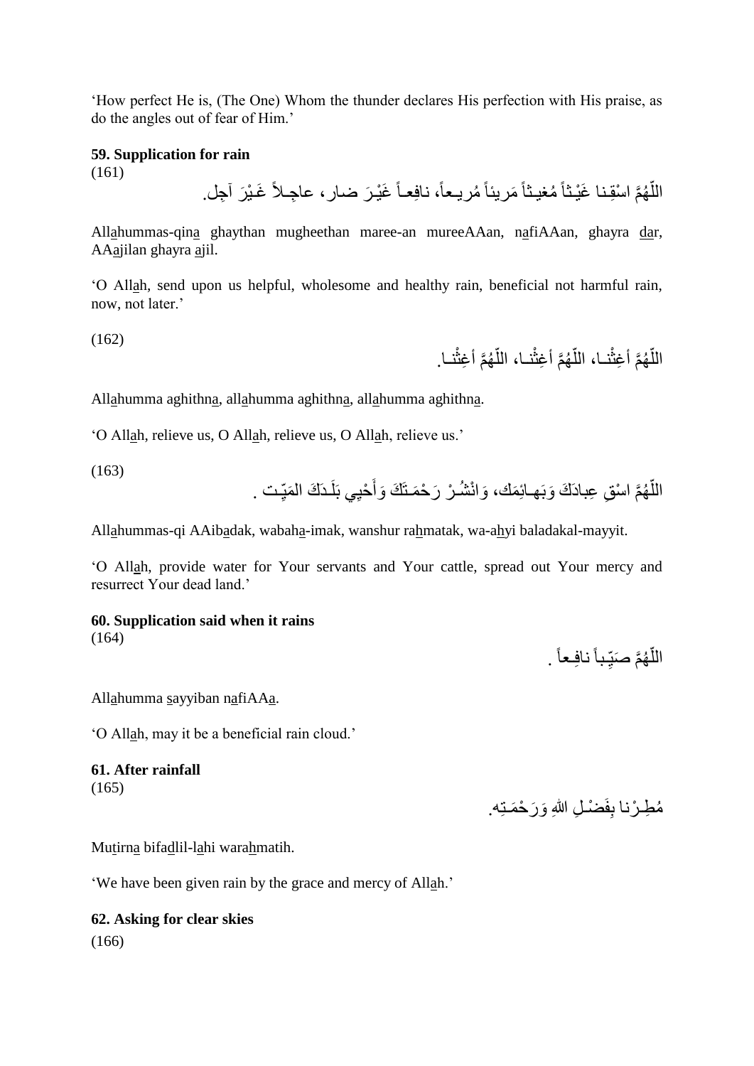'How perfect He is, (The One) Whom the thunder declares His perfection with His praise, as do the angles out of fear of Him.'

**59. Supplication for rain**

(161)

اللّهُمَّ اسْقِنا غَيْـثاً مُغيـثاً مَريئاً مُريـعاً، نافِعـاً غَيْـرَ ضار، عاجِـلاً غَـيْرَ آجِل.

Allahummas-qina ghaythan mugheethan maree-an mureeAAan, nafiAAan, ghayra dar, AAajilan ghayra ajil.

'O Allah, send upon us helpful, wholesome and healthy rain, beneficial not harmful rain, now, not later.'

(162)

اللّهُمَّ أغِثْنـا، اللّهُمَّ أغِثْنـا، اللّهُمَّ أغِثْنـا.

Allahumma aghithna, allahumma aghithna, allahumma aghithna.

'O Allah, relieve us, O Allah, relieve us, O Allah, relieve us.'

(163)

اللّهُمَّ اسْقِ عِبادَكَ وَبَهـائِمَك، وَانْشُـرْ رَحْمَـتَكَ وَأَحْيِي بَلَـدَكَ المَيِّـت .

Allahummas-qi AAibadak, wabaha-imak, wanshur rahmatak, wa-ahyi baladakal-mayyit.

'O Allah, provide water for Your servants and Your cattle, spread out Your mercy and resurrect Your dead land.'

**60. Supplication said when it rains**

(164)

اللّهُمَّ صَيِّـباً نافِـعاً .

Allahumma sayyiban nafiAAa.

'O Allah, may it be a beneficial rain cloud.'

**61. After rainfall**

(165)

مُطِـرْنا بِفَضْـلِ اللهِ وَرَحْمَـتِه.

Mutirna bifadlil-lahi warahmatih.

'We have been given rain by the grace and mercy of Allah.'

**62. Asking for clear skies**

(166)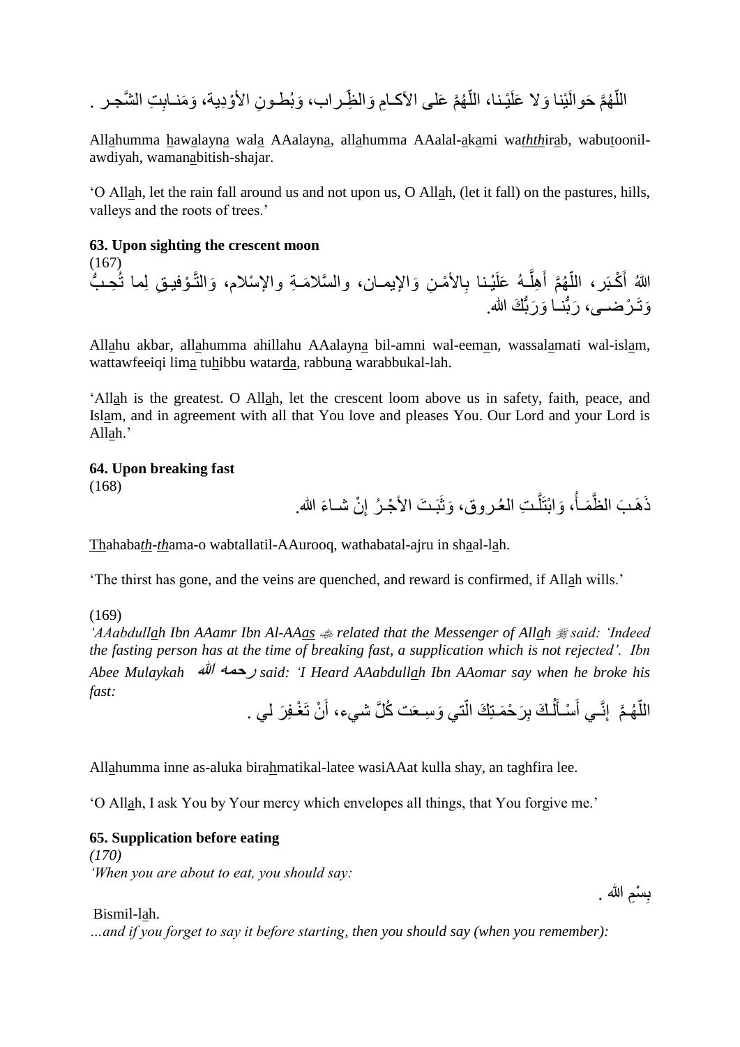اللّهُمَّ حَوالَيْنا وَلا عَلَيْنا، اللّهُمَّ عَلى الآكامِ وَالظِّراب، وَبُطونِ الأوْدِية، وَمَنابِتِ الشَّجر .

All<u>a</u>humma <u>h</u>aw<u>a</u>layn<u>a</u> wal<u>a</u> AAalayn<u>a</u>, all<u>a</u>humma AAalal-<u>a</u>k<u>a</u>mi wa*thth*ir<u>a</u>b, wabu<u>t</u>oonil-awdiyah, waman<u>a</u>bitish-shajar.

'O All<u>a</u>h, let the rain fall around us and not upon us, O All<u>a</u>h, (let it fall) on the pastures, hills, valleys and the roots of trees.'

**63. Upon sighting the crescent moon**

(167)

اللهُ أَكْبَر، اللّهُمَّ أَهِلَّهُ عَلَيْنا بِالأمْنِ وَالإيمان، والسَّلامَةِ والإسْلام، وَالتَّوْفيقِ لِما تُحِبُّ وَتَرْضى، رَبُّنا وَرَبُّكَ الله.

All<u>a</u>hu akbar, all<u>a</u>humma ahillahu AAalayn<u>a</u> bil-amni wal-eem<u>a</u>n, wassal<u>a</u>mati wal-isl<u>a</u>m, wattawfeeiqi lim<u>a</u> tu<u>h</u>ibbu watar<u>da</u>, rabbun<u>a</u> warabbukal-lah.

'All<u>a</u>h is the greatest. O All<u>a</u>h, let the crescent loom above us in safety, faith, peace, and Isl<u>a</u>m, and in agreement with all that You love and pleases You. Our Lord and your Lord is All<u>a</u>h.'

**64. Upon breaking fast**

(168)

ذَهَبَ الظَّمَأُ، وَابْتَلَّتِ العُروق، وَثَبَتَ الأجْرُ إنْ شاءَ الله.

<u>Th</u>ahaba*th*-*th*ama-o wabtallatil-AAurooq, wathabatal-ajru in sh<u>a</u>al-l<u>a</u>h.

'The thirst has gone, and the veins are quenched, and reward is confirmed, if All<u>a</u>h wills.'

(169)

*'AAabdull<u>a</u>h Ibn AAamr Ibn Al-AA<u>as</u> ﷺ related that the Messenger of All<u>a</u>h ﷺ said: 'Indeed the fasting person has at the time of breaking fast, a supplication which is not rejected'. Ibn Abee Mulaykah رحمه الله said: 'I Heard AAabdull<u>a</u>h Ibn AAomar say when he broke his fast:*

اللّهُمَّ إِنَّي أَسْأَلُكَ بِرَحْمَتِكَ الّتي وَسِعَت كُلَّ شيء، أَنْ تَغْفِرَ لي .

All<u>a</u>humma inne as-aluka bira<u>h</u>matikal-latee wasiAAat kulla shay, an taghfira lee.

'O All<u>a</u>h, I ask You by Your mercy which envelopes all things, that You forgive me.'

**65. Supplication before eating**

*(170)*

*'When you are about to eat, you should say:*

بِسْمِ الله .

Bismil-l<u>a</u>h.

*…and if you forget to say it before starting, then you should say (when you remember):*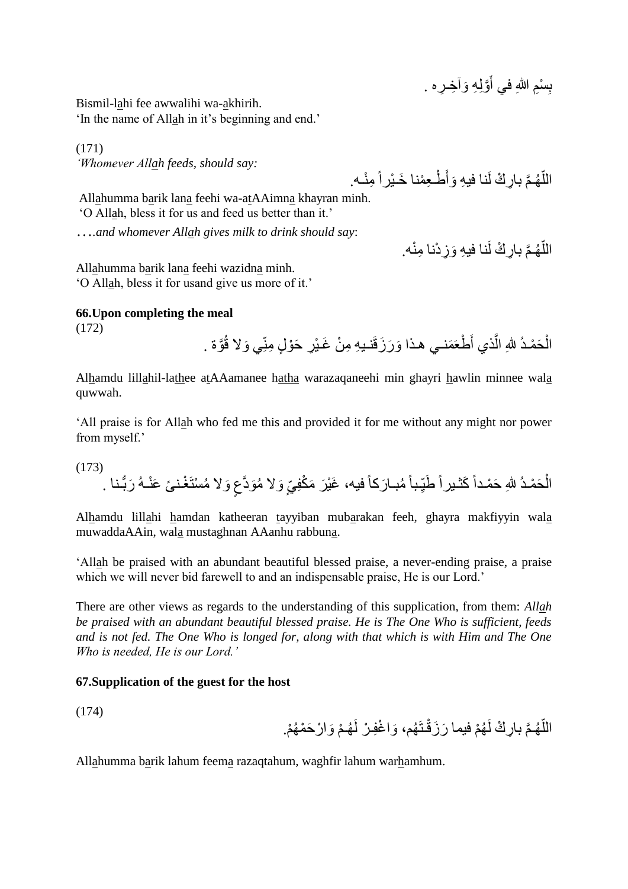بِسْمِ اللهِ في أَوَّلِهِ وَآخِـرِه .

Bismil-lahi fee awwalihi wa-akhirih.
'In the name of Allah in it's beginning and end.'

(171)
*'Whomever Allah feeds, should say:*

اللّهُـمَّ بارِكْ لَنا فيهِ وَأَطْـعِمْنا خَـيْراً مِنْـه.

Allahumma barik lana feehi wa-atAAimna khayran minh.
'O Allah, bless it for us and feed us better than it.'

*….and whomever Allah gives milk to drink should say*:

اللّهُـمَّ بارِكْ لَنا فيهِ وَزِدْنا مِنْه.

Allahumma barik lana feehi wazidna minh.
'O Allah, bless it for usand give us more of it.'

**66.Upon completing the meal**

(172)

الْحَمْـدُ للهِ الَّذي أَطْعَمَنـي هـذا وَرَزَقَنـيهِ مِنْ غَـيْرِ حَوْلٍ مِنِّي وَلا قُوَّة .

Alhamdu lillahil-lathee atAAamanee hatha warazaqaneehi min ghayri hawlin minnee wala quwwah.

'All praise is for Allah who fed me this and provided it for me without any might nor power from myself.'

(173)

الْحَمْـدُ للهِ حَمْـداً كَثـيراً طَيِّـباً مُبـارَكاً فيه، غَيْرَ مَكْفِيٍّ وَلا مُوَدَّعٍ وَلا مُسْتَغْـنىً عَنْـهُ رَبُّـنا .

Alhamdu lillahi hamdan katheeran tayyiban mubarakan feeh, ghayra makfiyyin wala muwaddaAAin, wala mustaghnan AAanhu rabbuna.

'Allah be praised with an abundant beautiful blessed praise, a never-ending praise, a praise which we will never bid farewell to and an indispensable praise, He is our Lord.'

There are other views as regards to the understanding of this supplication, from them: *Allah be praised with an abundant beautiful blessed praise. He is The One Who is sufficient, feeds and is not fed. The One Who is longed for, along with that which is with Him and The One Who is needed, He is our Lord.'*

**67.Supplication of the guest for the host**

(174)

اللّهُـمَّ بارِكْ لَهُمْ فيما رَزَقْـتَهُم، وَاغْفِـرْ لَهُـمْ وَارْحَمْهُمْ.

Allahumma barik lahum feema razaqtahum, waghfir lahum warhamhum.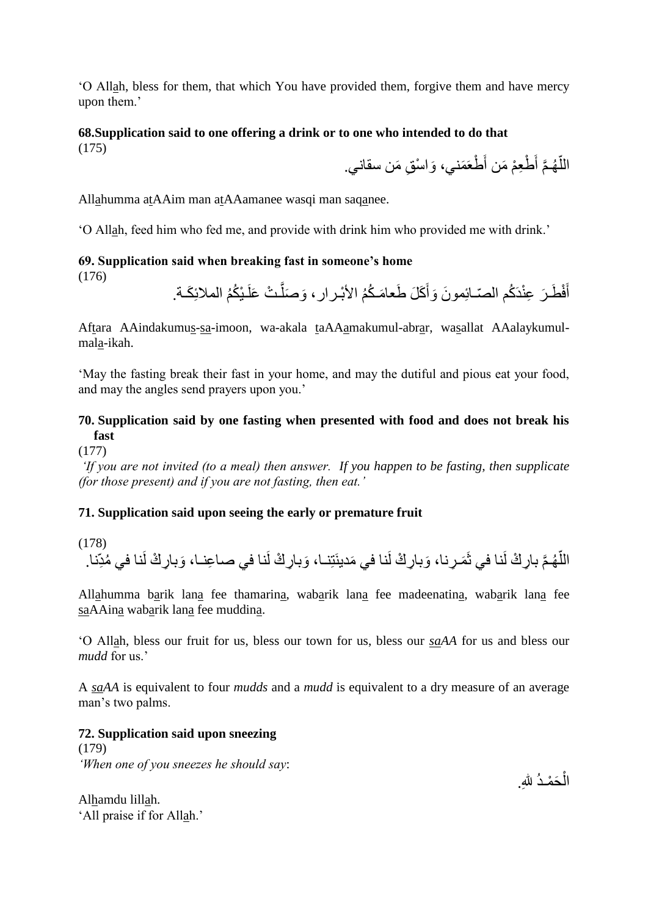'O Allah, bless for them, that which You have provided them, forgive them and have mercy upon them.'

**68.Supplication said to one offering a drink or to one who intended to do that**

(175)

اللّهُـمَّ أَطْعِمْ مَن أَطْعَمَنـي، وَاسْقِ مَن سقاني.

Allahumma atAAim man atAAamanee wasqi man saqanee.

'O Allah, feed him who fed me, and provide with drink him who provided me with drink.'

**69. Supplication said when breaking fast in someone's home**

(176)

أَفْطَـرَ عِنْدَكُم الصّـائِمونَ وَأَكَلَ طَعامَـكُمُ الأبْـرار، وَصَلَّـتْ عَلَـيْكُمُ الملائِكَـة.

Aftara AAindakumus-sa-imoon, wa-akala taAAamakumul-abrar, wasallat AAalaykumul-mala-ikah.

'May the fasting break their fast in your home, and may the dutiful and pious eat your food, and may the angles send prayers upon you.'

**70. Supplication said by one fasting when presented with food and does not break his fast**

(177)

*'If you are not invited (to a meal) then answer. If you happen to be fasting, then supplicate (for those present) and if you are not fasting, then eat.'*

**71. Supplication said upon seeing the early or premature fruit**

(178)

اللّهُـمَّ بارِكْ لَنا في ثَمَـرِنا، وَبارِكْ لَنا في مَدينَتِنـا، وَبارِكْ لَنا في صاعِنـا، وَبارِكْ لَنا في مُدِّنا.

Allahumma barik lana fee thamarina, wabarik lana fee madeenatina, wabarik lana fee saAAina wabarik lana fee muddina.

'O Allah, bless our fruit for us, bless our town for us, bless our *saAA* for us and bless our *mudd* for us.'

A *saAA* is equivalent to four *mudds* and a *mudd* is equivalent to a dry measure of an average man's two palms.

**72. Supplication said upon sneezing**

(179)

*'When one of you sneezes he should say*:

الْحَمْـدُ لله.

Alhamdu lillah.

'All praise if for Allah.'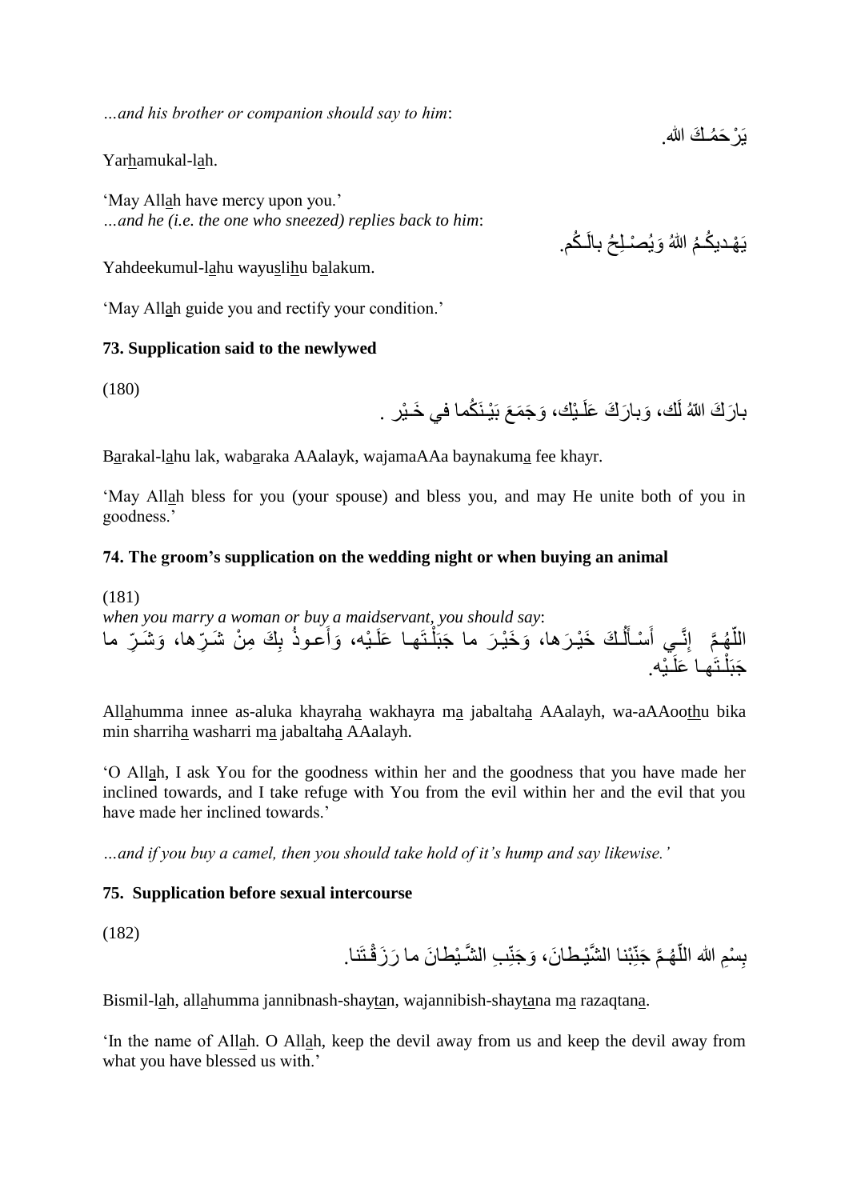*…and his brother or companion should say to him*:

يَرْحَمُـكَ الله.

Yar<u>h</u>amukal-l<u>a</u>h.

'May All<u>a</u>h have mercy upon you.'
*…and he (i.e. the one who sneezed) replies back to him*:

يَهْـديكُـمُ اللهُ وَيُصْـلِحُ بالَـكُم.

Yahdeekumul-l<u>a</u>hu wayu<u>s</u>li<u>h</u>u b<u>a</u>lakum.

'May All<u>a</u>h guide you and rectify your condition.'

**73. Supplication said to the newlywed**

(180)

بارَكَ اللهُ لَك، وَبارَكَ عَلَـيْك، وَجَمَعَ بَيْـنَكُما في خَـيْر .

B<u>a</u>rakal-l<u>a</u>hu lak, wab<u>a</u>raka AAalayk, wajamaAAa baynakum<u>a</u> fee khayr.

'May All<u>a</u>h bless for you (your spouse) and bless you, and may He unite both of you in goodness.'

**74. The groom's supplication on the wedding night or when buying an animal**

(181)
*when you marry a woman or buy a maidservant, you should say*:
اللّهُـمَّ إِنِّـي أَسْـأَلُـكَ خَيْـرَها، وَخَيْـرَ ما جَبَلْـتَهـا عَلَـيْه، وَأَعـوذُ بِكَ مِنْ شَـرِّها، وَشَـرِّ ما جَبَلْـتَهـا عَلَـيْه.

All<u>a</u>humma innee as-aluka khayrah<u>a</u> wakhayra m<u>a</u> jabaltah<u>a</u> AAalayh, wa-aAAoo<u>th</u>u bika min sharrih<u>a</u> washarri m<u>a</u> jabaltah<u>a</u> AAalayh.

'O All<u>a</u>h, I ask You for the goodness within her and the goodness that you have made her inclined towards, and I take refuge with You from the evil within her and the evil that you have made her inclined towards.'

*…and if you buy a camel, then you should take hold of it's hump and say likewise.'*

**75. Supplication before sexual intercourse**

(182)

بِسْمِ الله اللّهُـمَّ جَنِّبْنا الشَّيْـطانَ، وَجَنِّبِ الشَّـيْطانَ ما رَزَقْـتَنا.

Bismil-l<u>a</u>h, all<u>a</u>humma jannibnash-shay<u>t</u>an, wajannibish-shay<u>t</u>ana m<u>a</u> razaqtan<u>a</u>.

'In the name of All<u>a</u>h. O All<u>a</u>h, keep the devil away from us and keep the devil away from what you have blessed us with.'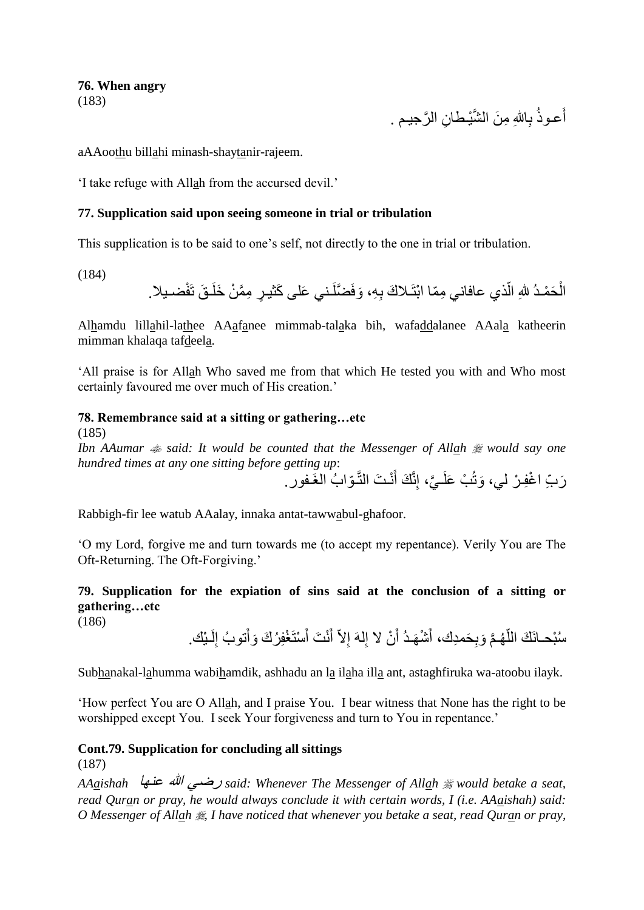**76. When angry**
(183)

أَعـوذُ بِاللهِ مِنَ الشَّيْطانِ الرَّجيـم .

aAAoothu billahi minash-shaytanir-rajeem.

'I take refuge with Allah from the accursed devil.'

**77. Supplication said upon seeing someone in trial or tribulation**

This supplication is to be said to one's self, not directly to the one in trial or tribulation.

(184)

الْحَمْـدُ للهِ الّذي عافاني مِمّا ابْتَـلاكَ بِهِ، وَفَضَّلَـني عَلى كَثيـرٍ مِمَّنْ خَلَـقَ تَفْضـيلا.

Alhamdu lillahil-lathee AAafanee mimmab-talaka bih, wafaddalanee AAala katheerin mimman khalaqa tafdeela.

'All praise is for Allah Who saved me from that which He tested you with and Who most certainly favoured me over much of His creation.'

**78. Remembrance said at a sitting or gathering…etc**
(185)
*Ibn AAumar said: It would be counted that the Messenger of Allah would say one hundred times at any one sitting before getting up*:

رَبِّ اغْفِـرْ لي، وَتُبْ عَلَـيَّ، إِنَّكَ أَنْـتَ التَّـوّابُ الغَـفور.

Rabbigh-fir lee watub AAalay, innaka antat-tawwabul-ghafoor.

'O my Lord, forgive me and turn towards me (to accept my repentance). Verily You are The Oft-Returning. The Oft-Forgiving.'

**79. Supplication for the expiation of sins said at the conclusion of a sitting or gathering…etc**
(186)

سُبْحـانَكَ اللّهُـمَّ وَبِحَمدِك، أَشْهَـدُ أَنْ لا إِلهَ إِلاّ أَنْتَ أَسْتَغْفِرُكَ وَأَتوبُ إِلَـيْك.

Subhanakal-lahumma wabihamdik, ashhadu an la ilaha illa ant, astaghfiruka wa-atoobu ilayk.

'How perfect You are O Allah, and I praise You. I bear witness that None has the right to be worshipped except You. I seek Your forgiveness and turn to You in repentance.'

**Cont.79. Supplication for concluding all sittings**
(187)
*AAaishah رضي الله عنها said: Whenever The Messenger of Allah would betake a seat, read Quran or pray, he would always conclude it with certain words, I (i.e. AAaishah) said: O Messenger of Allah, I have noticed that whenever you betake a seat, read Quran or pray,*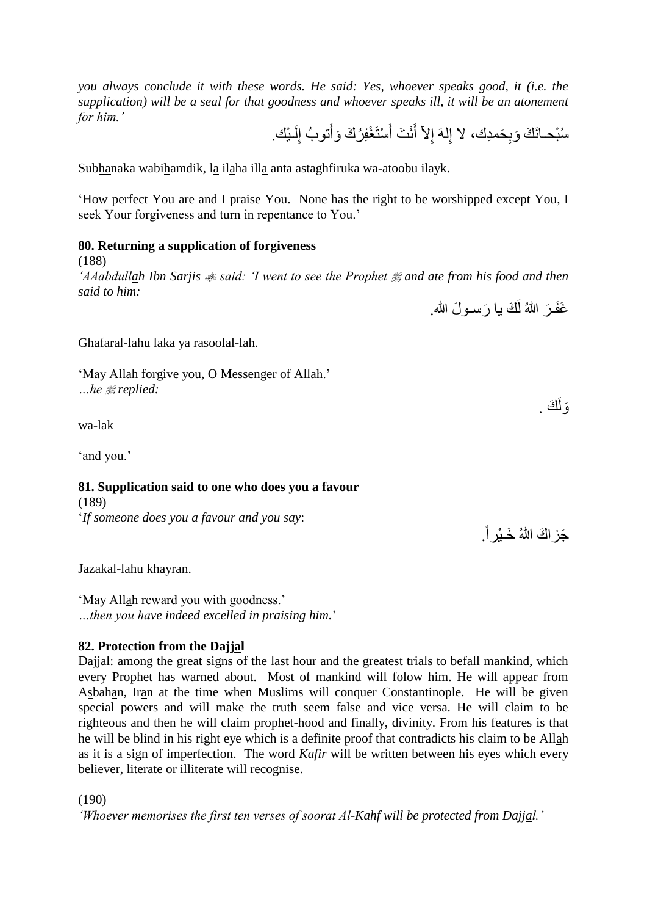*you always conclude it with these words. He said: Yes, whoever speaks good, it (i.e. the supplication) will be a seal for that goodness and whoever speaks ill, it will be an atonement for him.'*

سُبْحـانَكَ وَبِحَمدِك، لا إلهَ إلاّ أَنْتَ أَسْتَغْفِرُكَ وَأَتوبُ إِلَـيْك.

Subhanaka wabihamdik, la ilaha illa anta astaghfiruka wa-atoobu ilayk.

'How perfect You are and I praise You. None has the right to be worshipped except You, I seek Your forgiveness and turn in repentance to You.'

**80. Returning a supplication of forgiveness**

(188)

*'AAabdullah Ibn Sarjis ﷺ said: 'I went to see the Prophet ﷺ and ate from his food and then said to him:*

غَفَـرَ اللهُ لَكَ يا رَسـولَ الله.

Ghafaral-lahu laka ya rasoolal-lah.

'May Allah forgive you, O Messenger of Allah.'

*…he ﷺ replied:*

وَلَكَ .

wa-lak

'and you.'

**81. Supplication said to one who does you a favour**

(189)

'*If someone does you a favour and you say*:

جَزاكَ اللهُ خَـيْراً.

Jazakal-lahu khayran.

'May Allah reward you with goodness.'

*…then you have indeed excelled in praising him.*'

**82. Protection from the Dajjal**

Dajjal: among the great signs of the last hour and the greatest trials to befall mankind, which every Prophet has warned about. Most of mankind will folow him. He will appear from Asbahan, Iran at the time when Muslims will conquer Constantinople. He will be given special powers and will make the truth seem false and vice versa. He will claim to be righteous and then he will claim prophet-hood and finally, divinity. From his features is that he will be blind in his right eye which is a definite proof that contradicts his claim to be Allah as it is a sign of imperfection. The word *Kafir* will be written between his eyes which every believer, literate or illiterate will recognise.

(190)

*'Whoever memorises the first ten verses of soorat Al-Kahf will be protected from Dajjal.'*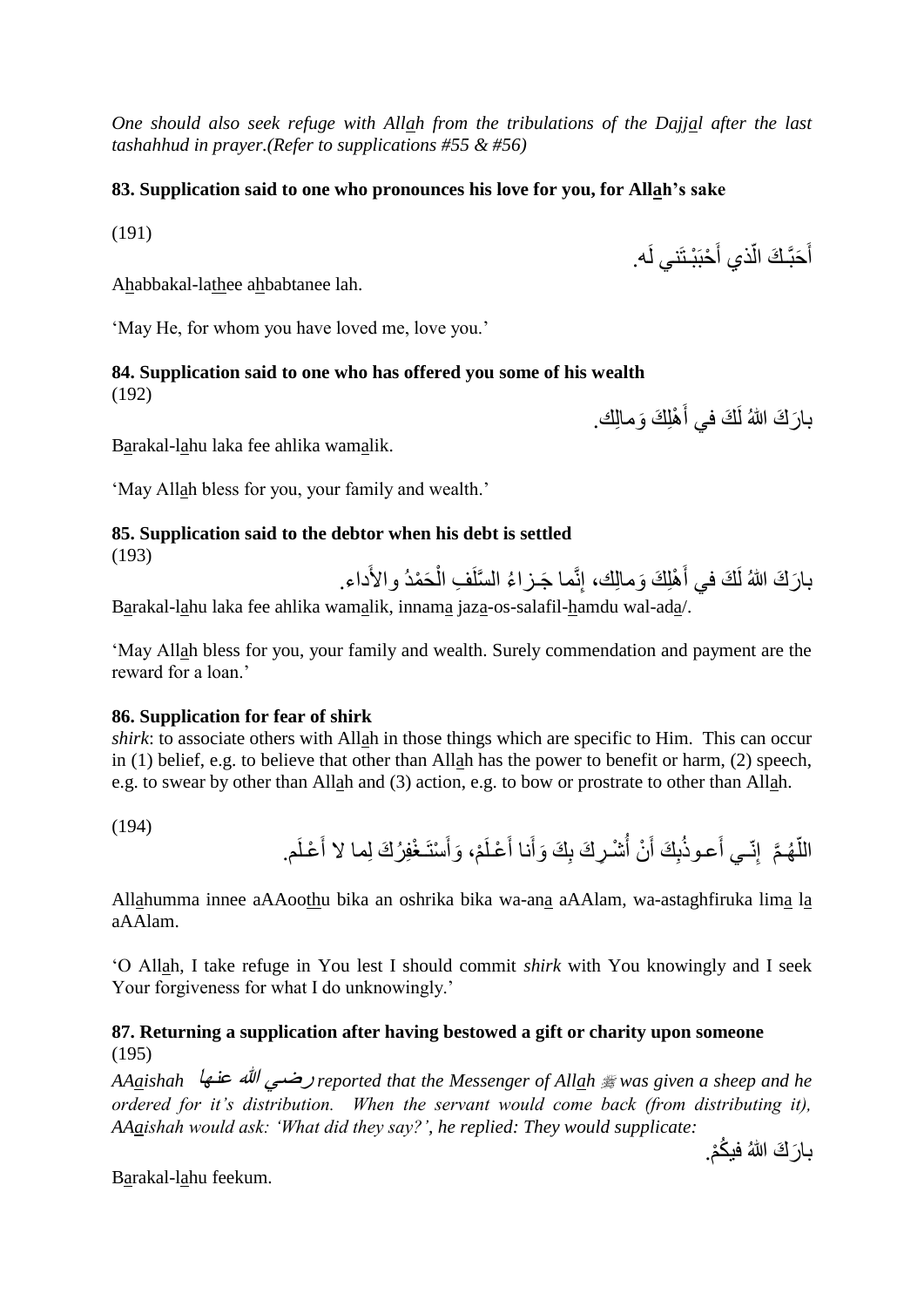*One should also seek refuge with Allah from the tribulations of the Dajjal after the last tashahhud in prayer.(Refer to supplications #55 & #56)*

**83. Supplication said to one who pronounces his love for you, for Allah's sake**

(191)

أَحَبَّـكَ الّذي أَحْبَبْـتَني لَه.

Ahabbakal-lathee ahbabtanee lah.

'May He, for whom you have loved me, love you.'

**84. Supplication said to one who has offered you some of his wealth**

(192)

بارَكَ اللهُ لَكَ في أَهْلِكَ وَمالِك.

Barakal-lahu laka fee ahlika wamalik.

'May Allah bless for you, your family and wealth.'

**85. Supplication said to the debtor when his debt is settled**

(193)

بارَكَ اللهُ لَكَ في أَهْلِكَ وَمالِك، إِنَّما جَـزاءُ السَّلَفِ الْحَمْدُ والأَداء.

Barakal-lahu laka fee ahlika wamalik, innama jazaa-os-salafil-hamdu wal-adaa/.

'May Allah bless for you, your family and wealth. Surely commendation and payment are the reward for a loan.'

**86. Supplication for fear of shirk**

*shirk*: to associate others with Allah in those things which are specific to Him. This can occur in (1) belief, e.g. to believe that other than Allah has the power to benefit or harm, (2) speech, e.g. to swear by other than Allah and (3) action, e.g. to bow or prostrate to other than Allah.

(194)

اللّهُـمَّ إِنّـي أَعـوذُبِكَ أَنْ أُشْـرِكَ بِكَ وَأَنا أَعْـلَمْ، وَأَسْتَـغْفِرُكَ لِما لا أَعْـلَم.

Allahumma innee aAAoothu bika an oshrika bika wa-ana aAAlam, wa-astaghfiruka lima la aAAlam.

'O Allah, I take refuge in You lest I should commit *shirk* with You knowingly and I seek Your forgiveness for what I do unknowingly.'

**87. Returning a supplication after having bestowed a gift or charity upon someone**

(195)

*AAaishah رضـي الله عنـها reported that the Messenger of Allah ﷺ was given a sheep and he ordered for it's distribution. When the servant would come back (from distributing it), AAaishah would ask: 'What did they say?', he replied: They would supplicate:*

بارَكَ اللهُ فيكُمْ.

Barakal-lahu feekum.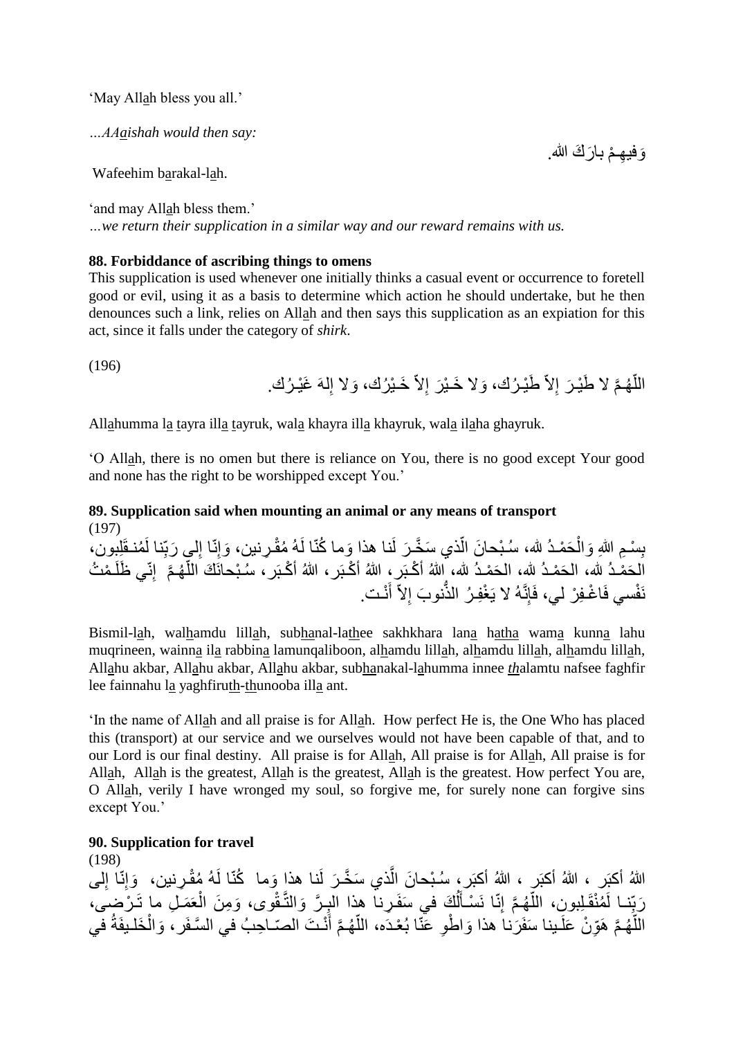'May All<u>a</u>h bless you all.'

*…AA<u>a</u>ishah would then say:*

وَفيهِـمْ بارَكَ الله.

Wafeehim b<u>a</u>rakal-l<u>a</u>h.

'and may All<u>a</u>h bless them.'

*…we return their supplication in a similar way and our reward remains with us.*

**88. Forbiddance of ascribing things to omens**

This supplication is used whenever one initially thinks a casual event or occurrence to foretell good or evil, using it as a basis to determine which action he should undertake, but he then denounces such a link, relies on All<u>a</u>h and then says this supplication as an expiation for this act, since it falls under the category of *shirk*.

(196)

اللّهُـمَّ لا طَيْـرَ إِلاّ طَيْـرُك، وَلا خَـيْرَ إِلاّ خَـيْرُك، وَلا إِلهَ غَيْـرُك.

All<u>a</u>humma l<u>a</u> <u>t</u>ayra ill<u>a</u> <u>t</u>ayruk, wal<u>a</u> khayra ill<u>a</u> khayruk, wal<u>a</u> il<u>a</u>ha ghayruk.

'O All<u>a</u>h, there is no omen but there is reliance on You, there is no good except Your good and none has the right to be worshipped except You.'

**89. Supplication said when mounting an animal or any means of transport**

(197)

بِسْـمِ اللهِ وَالْحَمْـدُ لله، سُـبْحانَ الّذي سَخَّـرَ لَنا هذا وَما كُنّا لَهُ مُقْـرِنين، وَإِنّا إِلى رَبِّنا لَمُنـقَلِبون، الحَمْـدُ لله، الحَمْـدُ لله، الحَمْـدُ لله، اللهُ أَكْـبَر، اللهُ أَكْـبَر، اللهُ أَكْـبَر، سُـبْحانَكَ اللّهُـمَّ إِنّي ظَلَـمْتُ نَفْسي فَاغْـفِرْ لي، فَإِنَّهُ لا يَغْفِـرُ الذُّنوبَ إِلاّ أَنْـت.

Bismil-l<u>a</u>h, wal<u>h</u>amdu lill<u>a</u>h, sub<u>h</u>anal-la<u>th</u>ee sakhkhara lan<u>a</u> h<u>a</u>tha wam<u>a</u> kunn<u>a</u> lahu muqrineen, wainn<u>a</u> il<u>a</u> rabbin<u>a</u> lamunqaliboon, al<u>h</u>amdu lill<u>a</u>h, al<u>h</u>amdu lill<u>a</u>h, al<u>h</u>amdu lill<u>a</u>h, All<u>a</u>hu akbar, All<u>a</u>hu akbar, All<u>a</u>hu akbar, sub<u>h</u>anakal-l<u>a</u>humma innee *<u>th</u>*alamtu nafsee faghfir lee fainnahu l<u>a</u> yaghfiru<u>th</u>-<u>th</u>unooba ill<u>a</u> ant.

'In the name of All<u>a</u>h and all praise is for All<u>a</u>h. How perfect He is, the One Who has placed this (transport) at our service and we ourselves would not have been capable of that, and to our Lord is our final destiny. All praise is for All<u>a</u>h, All praise is for All<u>a</u>h, All praise is for All<u>a</u>h, All<u>a</u>h is the greatest, All<u>a</u>h is the greatest, All<u>a</u>h is the greatest. How perfect You are, O All<u>a</u>h, verily I have wronged my soul, so forgive me, for surely none can forgive sins except You.'

**90. Supplication for travel**

(198)

اللهُ أكبَر ، اللهُ أكبَر ، اللهُ أكبَر، سُبْحانَ الَّذي سَخَّـرَ لَنا هذا وَما كُنّا لَهُ مُقْـرِنين، وَإِنّا إِلى رَبِّنـا لَمُنْقَـلِبون، اللّهُـمَّ إِنّا نَسْـأَلُكَ في سَفَـرِنا هذا البِـرَّ وَالتَّـقْوى، وَمِنَ الْعَمَـلِ ما تَـرْضى، اللّهُـمَّ هَوِّنْ عَلَـينا سَفَرَنا هذا وَاطْوِ عَنّا بُعْـدَه، اللّهُـمَّ أَنْـتَ الصّـاحِبُ في السَّـفَر، وَالْخَلـيفَةُ في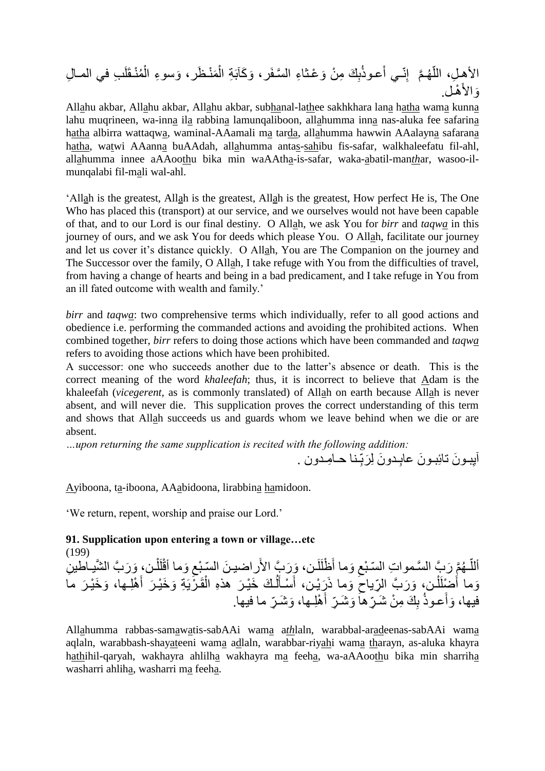الأهلِ، اللّهُمَّ إِنّـي أَعـوذُبِكَ مِنْ وَعْـثاءِ السَّـفَر، وَكَآبَةِ الْمَنْـظَر، وَسوءِ الْمُنْـقَلَبِ في المـالِ وَالأَهْـل.

All<u>a</u>hu akbar, All<u>a</u>hu akbar, All<u>a</u>hu akbar, sub<u>ha</u>nal-la<u>th</u>ee sakhkhara lan<u>a</u> h<u>a</u>tha wam<u>a</u> kunn<u>a</u> lahu muqrineen, wa-inn<u>a</u> il<u>a</u> rabbin<u>a</u> lamunqaliboon, all<u>a</u>humma inn<u>a</u> nas-aluka fee safarin<u>a</u> h<u>a</u>tha albirra wattaqw<u>a</u>, waminal-AAamali m<u>a</u> tar<u>d</u>a, all<u>a</u>humma hawwin AAalayn<u>a</u> safaran<u>a</u> h<u>a</u>tha, wa<u>t</u>wi AAann<u>a</u> buAAdah, all<u>a</u>humma anta<u>s</u>-<u>sah</u>ibu fis-safar, walkhaleefatu fil-ahl, all<u>a</u>humma innee aAAoo<u>th</u>u bika min waAAth<u>a</u>-is-safar, waka-<u>a</u>batil-man<u>*th*</u>ar, wasoo-il-munqalabi fil-m<u>a</u>li wal-ahl.

'All<u>a</u>h is the greatest, All<u>a</u>h is the greatest, All<u>a</u>h is the greatest, How perfect He is, The One Who has placed this (transport) at our service, and we ourselves would not have been capable of that, and to our Lord is our final destiny. O All<u>a</u>h, we ask You for *birr* and *taqw<u>a</u>* in this journey of ours, and we ask You for deeds which please You. O All<u>a</u>h, facilitate our journey and let us cover it's distance quickly. O All<u>a</u>h, You are The Companion on the journey and The Successor over the family, O All<u>a</u>h, I take refuge with You from the difficulties of travel, from having a change of hearts and being in a bad predicament, and I take refuge in You from an ill fated outcome with wealth and family.'

*birr* and *taqw<u>a</u>*: two comprehensive terms which individually, refer to all good actions and obedience i.e. performing the commanded actions and avoiding the prohibited actions. When combined together, *birr* refers to doing those actions which have been commanded and *taqw<u>a</u>* refers to avoiding those actions which have been prohibited.
A successor: one who succeeds another due to the latter's absence or death. This is the correct meaning of the word *khaleefah*; thus, it is incorrect to believe that <u>A</u>dam is the khaleefah (*vicegerent*, as is commonly translated) of All<u>a</u>h on earth because All<u>a</u>h is never absent, and will never die. This supplication proves the correct understanding of this term and shows that All<u>a</u>h succeeds us and guards whom we leave behind when we die or are absent.
*…upon returning the same supplication is recited with the following addition:*

آيِبـونَ تائِبـونَ عابِـدونَ لِرَبِّـنا حـامِـدون .

<u>A</u>yiboona, t<u>a</u>-iboona, AA<u>a</u>bidoona, lirabbin<u>a</u> <u>ha</u>midoon.

'We return, repent, worship and praise our Lord.'

**91. Supplication upon entering a town or village…etc**
(199)

أللّـهُمَّ رَبَّ السَّـمواتِ السّبْعِ وَما أَظْلَلْـن، وَرَبَّ الأَراضيـنَ السّـبْعِ وَما أقْلَلْـن، وَرَبَّ الشَّيـاطينِ وَما أَضْلَلْـن، وَرَبَّ الرِّياحِ وَما ذَرَيْـن، أَسْـأَلُـكَ خَيْـرَ هذهِ الْقَـرْيَةِ وَخَيْـرَ أَهْلِـها، وَخَيْـرَ ما فيها، وَأَعـوذُ بِكَ مِنْ شَـرِّها وَشَـرِّ أَهْلِـها، وَشَـرِّ ما فيها.

All<u>a</u>humma rabbas-sam<u>a</u>w<u>a</u>tis-sabAAi wam<u>a</u> a<u>*th*</u>laln, warabbal-ar<u>ad</u>eenas-sabAAi wam<u>a</u> aqlaln, warabbash-shay<u>a</u>teeni wam<u>a</u> a<u>d</u>laln, warabbar-riy<u>ah</u>i wam<u>a</u> <u>th</u>arayn, as-aluka khayra h<u>a</u>thihil-qaryah, wakhayra ahlilh<u>a</u> wakhayra m<u>a</u> feeh<u>a</u>, wa-aAAoo<u>th</u>u bika min sharrih<u>a</u> washarri ahlih<u>a</u>, washarri m<u>a</u> feeh<u>a</u>.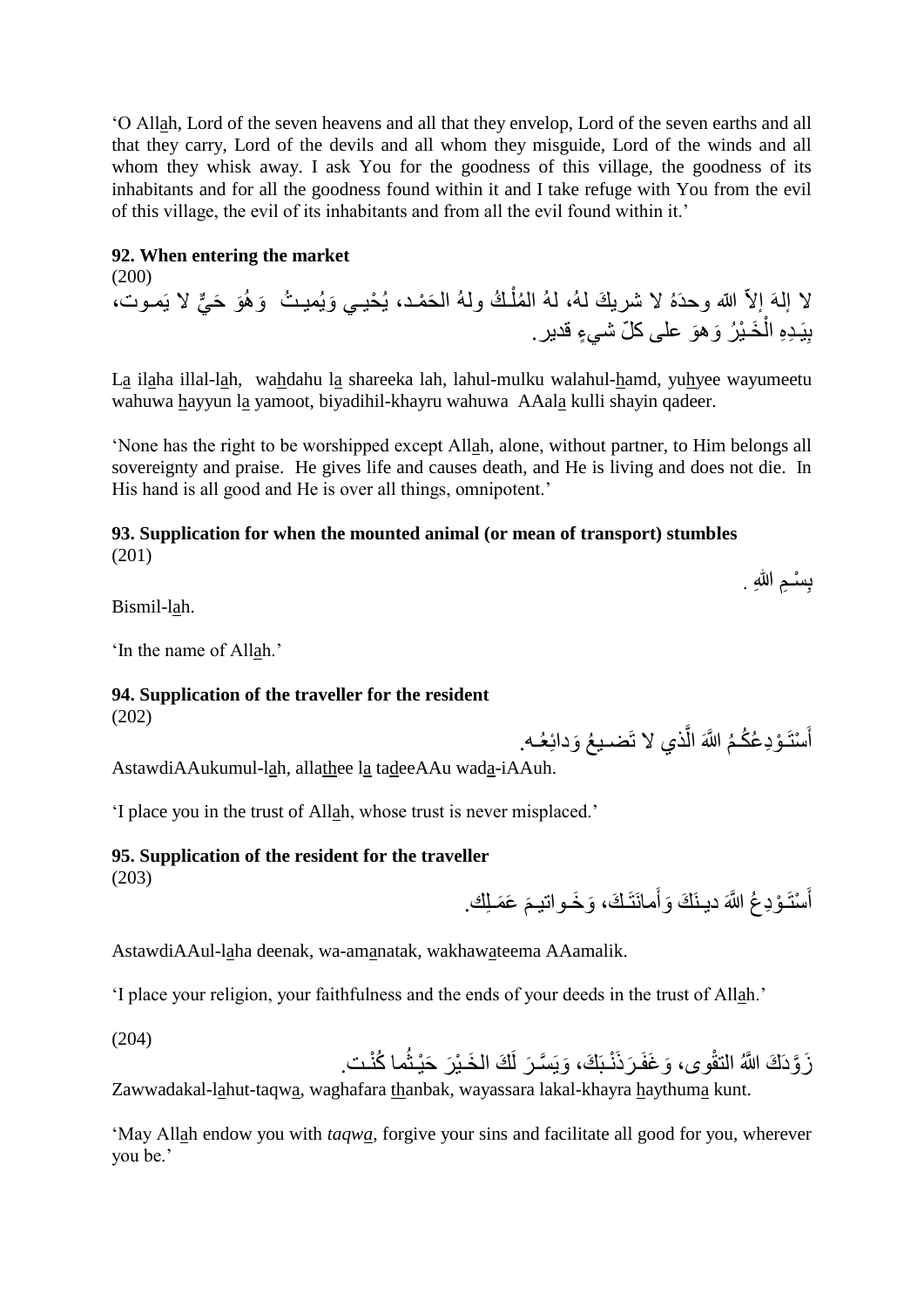'O Allah, Lord of the seven heavens and all that they envelop, Lord of the seven earths and all that they carry, Lord of the devils and all whom they misguide, Lord of the winds and all whom they whisk away. I ask You for the goodness of this village, the goodness of its inhabitants and for all the goodness found within it and I take refuge with You from the evil of this village, the evil of its inhabitants and from all the evil found within it.'

**92. When entering the market**

(200)

لا إلهَ إلاّ اللّه وحدَهُ لا شريكَ لهُ، لهُ المُلْـكُ ولهُ الحَمْـد، يُحْيـي وَيُميـتُ وَهُوَ حَـيٌّ لا يَمـوت، بِيَـدِهِ الْخَـيْرُ وَهوَ على كلّ شيءٍ قدير.

La ilaha illal-lah, wahdahu la shareeka lah, lahul-mulku walahul-hamd, yuhyee wayumeetu wahuwa hayyun la yamoot, biyadihil-khayru wahuwa AAala kulli shayin qadeer.

'None has the right to be worshipped except Allah, alone, without partner, to Him belongs all sovereignty and praise. He gives life and causes death, and He is living and does not die. In His hand is all good and He is over all things, omnipotent.'

**93. Supplication for when the mounted animal (or mean of transport) stumbles**

(201)

بِسْـمِ اللهِ .

Bismil-lah.

'In the name of Allah.'

**94. Supplication of the traveller for the resident**

(202)

أَسْتَـوْدِعُكُـمُ اللَّهَ الَّذي لا تَضـيعُ وَدائِعُـه.

AstawdiAAukumul-lah, allathee la tadeeAAu wada-iAAuh.

'I place you in the trust of Allah, whose trust is never misplaced.'

**95. Supplication of the resident for the traveller**

(203)

أَسْتَـوْدِعُ اللَّهَ ديـنَكَ وَأَمانَتَـكَ، وَخَـواتيـمَ عَمَـلِك.

AstawdiAAul-laha deenak, wa-amanatak, wakhawateema AAamalik.

'I place your religion, your faithfulness and the ends of your deeds in the trust of Allah.'

(204)

زَوَّدَكَ اللَّهُ التقْوى، وَغَفَـرَ ذَنْـبَكَ، وَيَسَّـرَ لَكَ الخَـيْرَ حَيْـثُما كُنْـت.

Zawwadakal-lahut-taqwa, waghafara thanbak, wayassara lakal-khayra haythuma kunt.

'May Allah endow you with *taqwa*, forgive your sins and facilitate all good for you, wherever you be.'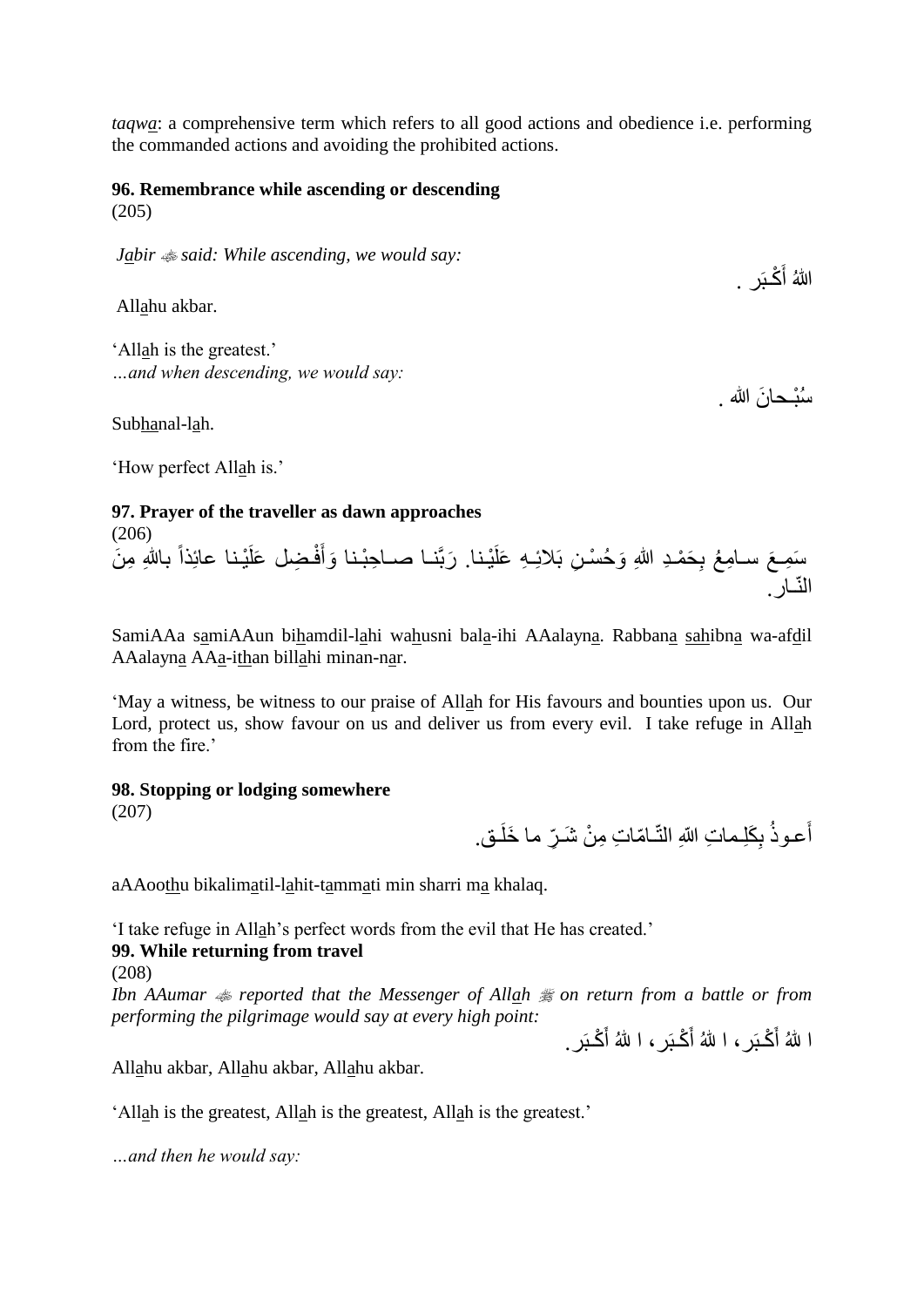*taqwa*: a comprehensive term which refers to all good actions and obedience i.e. performing the commanded actions and avoiding the prohibited actions.

**96. Remembrance while ascending or descending**

(205)

*Jabir ﷺ said: While ascending, we would say:*

اللهُ أَكْـبَر .

Allahu akbar.

'Allah is the greatest.'

*…and when descending, we would say:*

سُبْـحانَ الله .

Subhanal-lah.

'How perfect Allah is.'

**97. Prayer of the traveller as dawn approaches**

(206)

سَمِـعَ سـامِعُ بِحَمْـدِ اللهِ وَحُسْـنِ بَلائِـهِ عَلَيْـنا. رَبَّنـا صـاحِبْـنا وَأَفْـضِل عَلَيْـنا عائِذاً باللهِ مِنَ النّـار.

SamiAAa samiAAun bihamdil-lahi wahusni bala-ihi AAalayna. Rabbana sahibna wa-afdil AAalayna AAa-ithan billahi minan-nar.

'May a witness, be witness to our praise of Allah for His favours and bounties upon us. Our Lord, protect us, show favour on us and deliver us from every evil. I take refuge in Allah from the fire.'

**98. Stopping or lodging somewhere**

(207)

أَعـوذُ بِكَلِـماتِ اللهِ التّـامّاتِ مِنْ شَـرِّ ما خَلَـق.

aAAoothu bikalimatil-lahit-tammati min sharri ma khalaq.

'I take refuge in Allah's perfect words from the evil that He has created.'

**99. While returning from travel**

(208)

*Ibn AAumar ﷺ reported that the Messenger of Allah ﷺ on return from a battle or from performing the pilgrimage would say at every high point:*

ا للهُ أَكْـبَر، ا للهُ أَكْـبَر، ا للهُ أَكْـبَر.

Allahu akbar, Allahu akbar, Allahu akbar.

'Allah is the greatest, Allah is the greatest, Allah is the greatest.'

*…and then he would say:*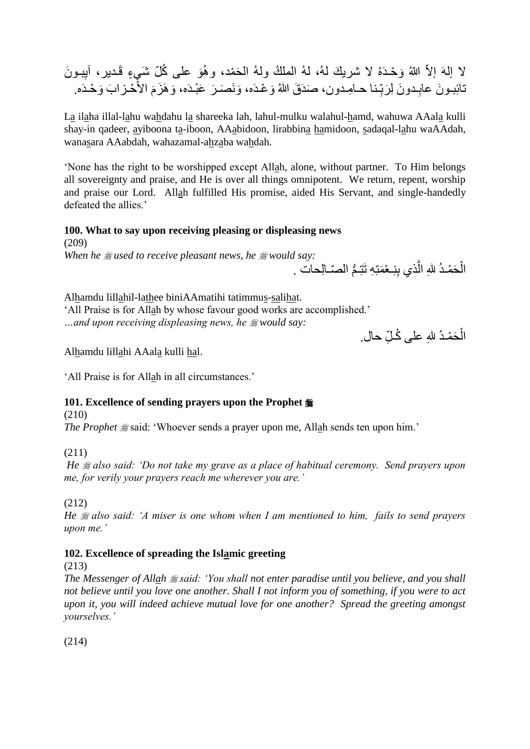لا إلهَ إلاّ اللهُ وَحْـدَهُ لا شريكَ لهُ، لهُ الملكُ ولهُ الحَمْد، وهُوَ على كُلّ شَيءٍ قَـدير، آيِبـونَ تائِبـونَ عابِـدونَ لِرَبِّنا حـامِـدون، صَدَقَ اللهُ وَعْـدَه، وَنَصَـرَ عَبْـدَه، وَهَزَمَ الأَحْـزابَ وَحْـدَه.

La ilaha illal-lahu wahdahu la shareeka lah, lahul-mulku walahul-hamd, wahuwa AAala kulli shay-in qadeer, ayiboona ta-iboon, AAabidoon, lirabbina hamidoon, sadaqal-lahu waAAdah, wanasara AAabdah, wahazamal-ahzaba wahdah.

'None has the right to be worshipped except Allah, alone, without partner. To Him belongs all sovereignty and praise, and He is over all things omnipotent. We return, repent, worship and praise our Lord. Allah fulfilled His promise, aided His Servant, and single-handedly defeated the allies.'

### 100. What to say upon receiving pleasing or displeasing news

(209)

*When he ﷺ used to receive pleasant news, he ﷺ would say:*

الْحَمْـدُ للهِ الَّذي بِنِـعْمَتِهِ تَتِـمُّ الصّـالِحات .

Alhamdu lillahil-lathee biniAAmatihi tatimmus-salihat.

'All Praise is for Allah by whose favour good works are accomplished.'

*…and upon receiving displeasing news, he ﷺ would say:*

الْحَمْـدُ للهِ على كُـلِّ حال.

Alhamdu lillahi AAala kulli hal.

'All Praise is for Allah in all circumstances.'

### 101. Excellence of sending prayers upon the Prophet ﷺ

(210)

*The Prophet ﷺ* said: 'Whoever sends a prayer upon me, Allah sends ten upon him.'

(211)

*He ﷺ also said: 'Do not take my grave as a place of habitual ceremony. Send prayers upon me, for verily your prayers reach me wherever you are.'*

(212)

*He ﷺ also said: 'A miser is one whom when I am mentioned to him, fails to send prayers upon me.'*

### 102. Excellence of spreading the Islamic greeting

(213)

*The Messenger of Allah ﷺ said: 'You shall not enter paradise until you believe, and you shall not believe until you love one another. Shall I not inform you of something, if you were to act upon it, you will indeed achieve mutual love for one another? Spread the greeting amongst yourselves.'*

(214)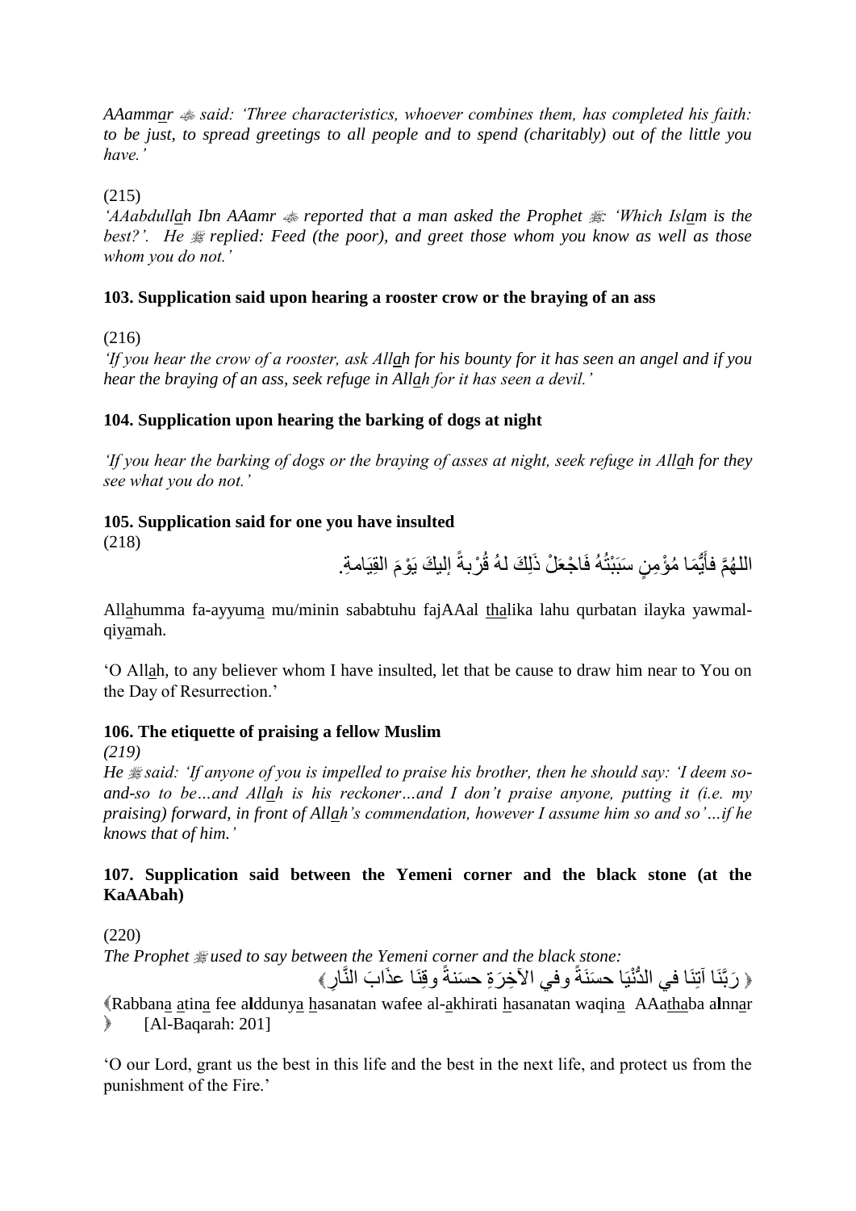*AAammar ﷺ said: 'Three characteristics, whoever combines them, has completed his faith: to be just, to spread greetings to all people and to spend (charitably) out of the little you have.'*

(215)

*'AAabdullah Ibn AAamr ﷺ reported that a man asked the Prophet ﷺ: 'Which Islam is the best?'. He ﷺ replied: Feed (the poor), and greet those whom you know as well as those whom you do not.'*

### 103. Supplication said upon hearing a rooster crow or the braying of an ass

(216)

*'If you hear the crow of a rooster, ask Allah for his bounty for it has seen an angel and if you hear the braying of an ass, seek refuge in Allah for it has seen a devil.'*

### 104. Supplication upon hearing the barking of dogs at night

*'If you hear the barking of dogs or the braying of asses at night, seek refuge in Allah for they see what you do not.'*

### 105. Supplication said for one you have insulted

(218)

اللهُمَّ فأَيُّمَا مُؤْمِنٍ سَبَبْتُهُ فَاجْعَلْ ذَلِكَ لهُ قُرْبةً إليكَ يَوْمَ القِيَامةِ.

Allahumma fa-ayyuma mu/minin sababtuhu fajAAal thalika lahu qurbatan ilayka yawmal-qiyamah.

'O Allah, to any believer whom I have insulted, let that be cause to draw him near to You on the Day of Resurrection.'

### 106. The etiquette of praising a fellow Muslim

*(219)*

*He ﷺ said: 'If anyone of you is impelled to praise his brother, then he should say: 'I deem so-and-so to be…and Allah is his reckoner…and I don't praise anyone, putting it (i.e. my praising) forward, in front of Allah's commendation, however I assume him so and so'…if he knows that of him.'*

### 107. Supplication said between the Yemeni corner and the black stone (at the KaAAbah)

(220)

*The Prophet ﷺ used to say between the Yemeni corner and the black stone:*

﴿ رَبَّنَا آتِنَا فِي الدُّنْيَا حسَنَةً وفي الآخِرَةِ حسَنةً وقِنَا عذَابَ النَّارِ ﴾

﴿Rabbana atina fee alddunya hasanatan wafee al-akhirati hasanatan waqina AAathaba alnnar ﴾ [Al-Baqarah: 201]

'O our Lord, grant us the best in this life and the best in the next life, and protect us from the punishment of the Fire.'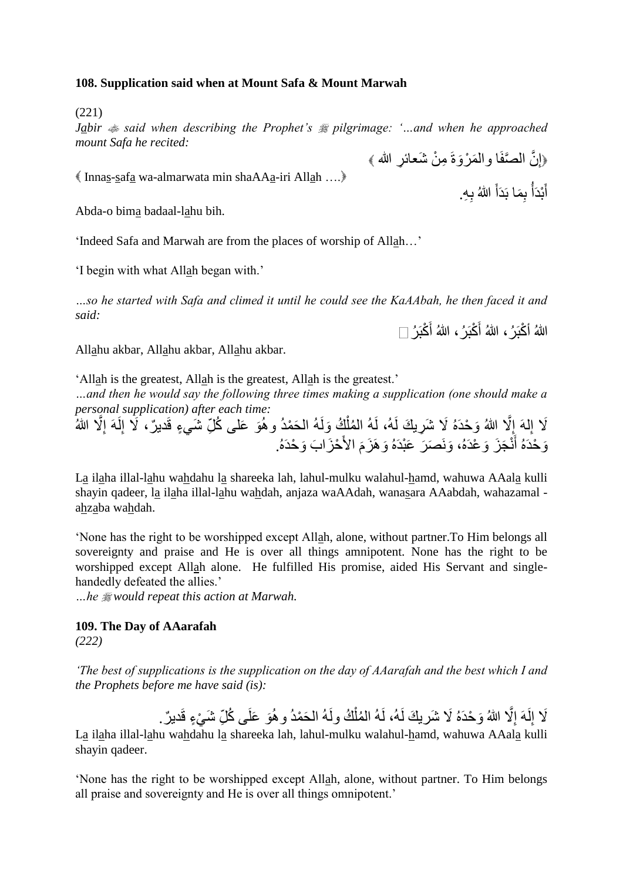**108. Supplication said when at Mount Safa & Mount Marwah**

(221)

*Jabir ﷺ said when describing the Prophet's ﷺ pilgrimage: '…and when he approached mount Safa he recited:*

﴿إِنَّ الصَّفَا والمَرْوَةَ مِنْ شَعائرِ الله ﴾

﴿ Innas-safa wa-almarwata min shaAAa-iri Allah ….﴾

أَبْدَأُ بِمَا بَدَأَ اللهُ بِهِ.

Abda-o bima badaal-lahu bih.

'Indeed Safa and Marwah are from the places of worship of Allah…'

'I begin with what Allah began with.'

*…so he started with Safa and climed it until he could see the KaAAbah, he then faced it and said:*

اللهُ أَكْبَرُ، اللهُ أَكْبَرُ، اللهُ أَكْبَرُ

Allahu akbar, Allahu akbar, Allahu akbar.

'Allah is the greatest, Allah is the greatest, Allah is the greatest.'

*…and then he would say the following three times making a supplication (one should make a personal supplication) after each time:*

لَا إِلهَ إِلَّا اللهُ وَحْدَهُ لَا شَرِيكَ لَهُ، لَهُ المُلْكُ وَلَهُ الحَمْدُ وهُوَ عَلى كُلِّ شَيءٍ قَديرٌ، لَا إِلَهَ إِلَّا اللهُ وَحْدَهُ أَنْجَزَ وَعْدَهُ، وَنَصَرَ عَبْدَهُ وَهَزَمَ الأَحْزَابَ وَحْدَهُ.

La ilaha illal-lahu wahdahu la shareeka lah, lahul-mulku walahul-hamd, wahuwa AAala kulli shayin qadeer, la ilaha illal-lahu wahdah, anjaza waAAdah, wanasara AAabdah, wahazamal - ahzaba wahdah.

'None has the right to be worshipped except Allah, alone, without partner.To Him belongs all sovereignty and praise and He is over all things amnipotent. None has the right to be worshipped except Allah alone. He fulfilled His promise, aided His Servant and single-handedly defeated the allies.'

*…he ﷺ would repeat this action at Marwah.*

**109. The Day of AAarafah**

*(222)*

*'The best of supplications is the supplication on the day of AAarafah and the best which I and the Prophets before me have said (is):*

لَا إِلَهَ إِلَّا اللهُ وَحْدَهُ لَا شَرِيكَ لَهُ، لَهُ المُلْكُ ولَهُ الحَمْدُ وهُوَ عَلَى كُلِّ شَيْءٍ قَديرٌ.

La ilaha illal-lahu wahdahu la shareeka lah, lahul-mulku walahul-hamd, wahuwa AAala kulli shayin qadeer.

'None has the right to be worshipped except Allah, alone, without partner. To Him belongs all praise and sovereignty and He is over all things omnipotent.'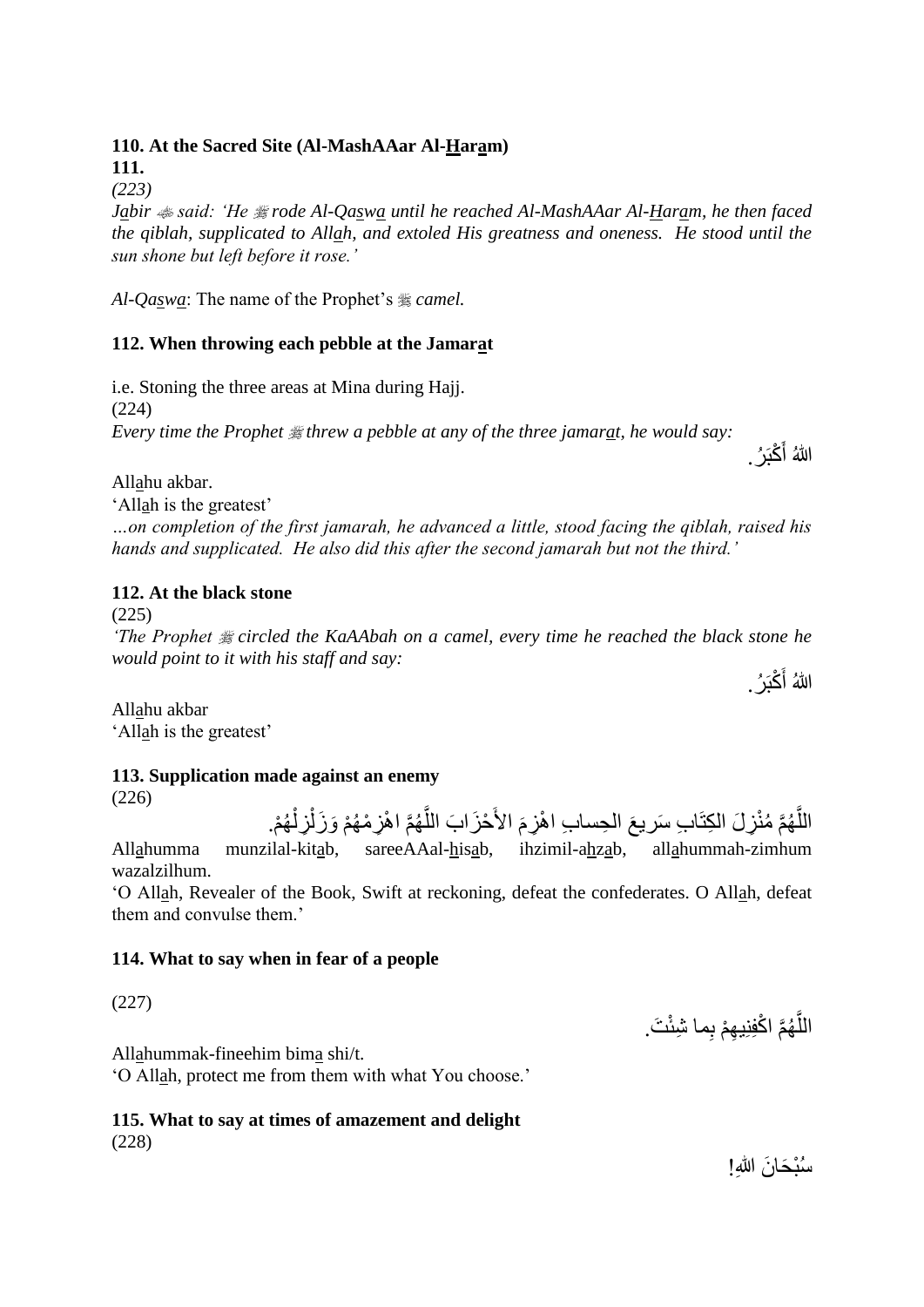**110. At the Sacred Site (Al-MashAAar Al-Haram)**

**111.**

*(223)*

*Jabir ﷺ said: 'He ﷺ rode Al-Qaswa until he reached Al-MashAAar Al-Haram, he then faced the qiblah, supplicated to Allah, and extoled His greatness and oneness. He stood until the sun shone but left before it rose.'*

*Al-Qaswa*: The name of the Prophet's ﷺ *camel.*

**112. When throwing each pebble at the Jamarat**

i.e. Stoning the three areas at Mina during Hajj.

(224)

*Every time the Prophet ﷺ threw a pebble at any of the three jamarat, he would say:*

اللهُ أَكْبَرُ.

Allahu akbar.

'Allah is the greatest'

*…on completion of the first jamarah, he advanced a little, stood facing the qiblah, raised his hands and supplicated. He also did this after the second jamarah but not the third.'*

**112. At the black stone**

(225)

*'The Prophet ﷺ circled the KaAAbah on a camel, every time he reached the black stone he would point to it with his staff and say:*

اللهُ أَكْبَرُ.

Allahu akbar

'Allah is the greatest'

**113. Supplication made against an enemy**

(226)

اللَّهُمَّ مُنْزِلَ الكِتَابِ سَرِيعَ الحِسابِ اهْزِمَ الأَحْزَابَ اللَّهُمَّ اهْزِمْهُمْ وَزَلْزِلْهُمْ.

Allahumma munzilal-kitab, sareeAAal-hisab, ihzimil-ahzab, allahummah-zimhum wazalzilhum.

'O Allah, Revealer of the Book, Swift at reckoning, defeat the confederates. O Allah, defeat them and convulse them.'

**114. What to say when in fear of a people**

(227)

اللَّهُمَّ اكْفِنِيهِمْ بِما شِئْتَ.

Allahummak-fineehim bima shi/t.

'O Allah, protect me from them with what You choose.'

**115. What to say at times of amazement and delight**

(228)

سُبْحَانَ اللهِ!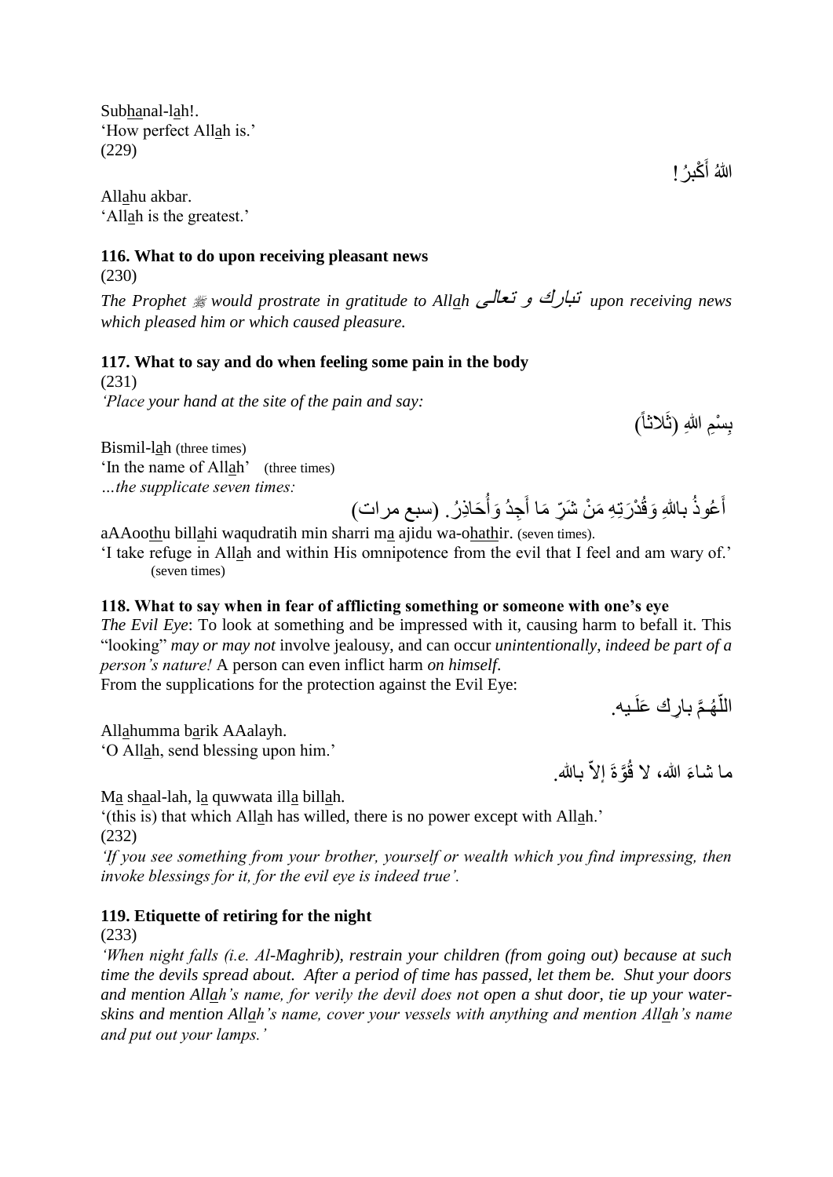Subhanal-lah!.
'How perfect Allah is.'
(229)

اللهُ أَكْبَرُ!

Allahu akbar.
'Allah is the greatest.'

**116. What to do upon receiving pleasant news**

(230)

*The Prophet ﷺ would prostrate in gratitude to Allah تبارك و تعالى upon receiving news which pleased him or which caused pleasure.*

**117. What to say and do when feeling some pain in the body**

(231)

*'Place your hand at the site of the pain and say:*

بِسْمِ اللهِ (ثَلاثاً)

Bismil-lah (three times)
'In the name of Allah' (three times)
*…the supplicate seven times:*

أَعُوذُ بِاللهِ وَقُدْرَتِهِ مَنْ شَرِّ مَا أَجِدُ وَأُحَاذِرُ. (سبع مرات)

aAAoothu billahi waqudratih min sharri ma ajidu wa-ohathir. (seven times).
'I take refuge in Allah and within His omnipotence from the evil that I feel and am wary of.' (seven times)

**118. What to say when in fear of afflicting something or someone with one's eye**

*The Evil Eye*: To look at something and be impressed with it, causing harm to befall it. This "looking" *may or may not* involve jealousy, and can occur *unintentionally*, *indeed be part of a person's nature!* A person can even inflict harm *on himself*.
From the supplications for the protection against the Evil Eye:

اللّهُـمَّ بارِك عَلَـيه.

Allahumma barik AAalayh.
'O Allah, send blessing upon him.'

ما شاءَ الله، لا قُوَّةَ إلاّ بالله.

Ma shaal-lah, la quwwata illa billah.
'(this is) that which Allah has willed, there is no power except with Allah.'
(232)

*'If you see something from your brother, yourself or wealth which you find impressing, then invoke blessings for it, for the evil eye is indeed true'.*

**119. Etiquette of retiring for the night**

(233)

*'When night falls (i.e. Al-Maghrib), restrain your children (from going out) because at such time the devils spread about. After a period of time has passed, let them be. Shut your doors and mention Allah's name, for verily the devil does not open a shut door, tie up your water-skins and mention Allah's name, cover your vessels with anything and mention Allah's name and put out your lamps.'*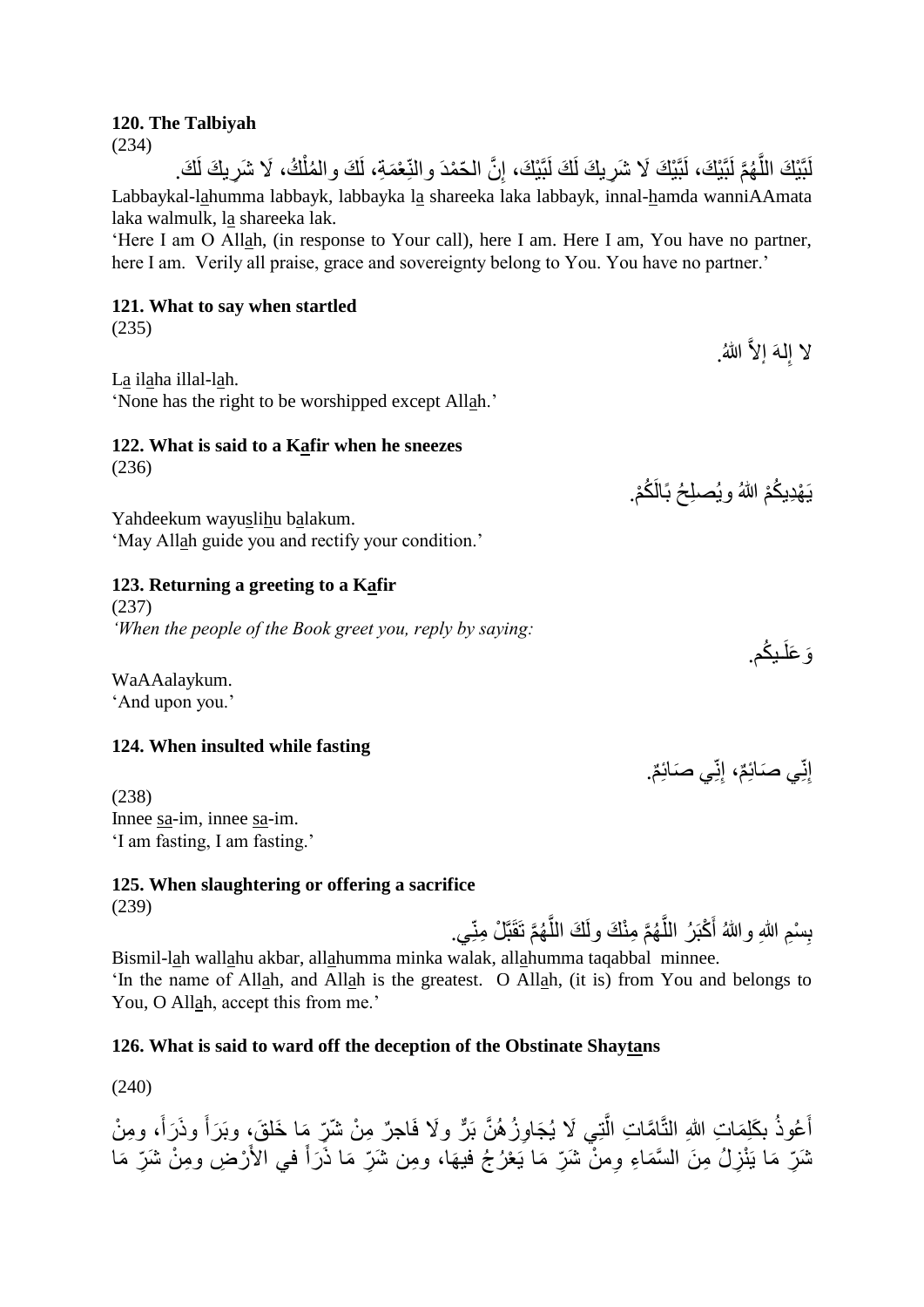**120. The Talbiyah**

(234)

لَبَّيْكَ اللَّهُمَّ لَبَّيْكَ، لَبَّيْكَ لَا شَرِيكَ لَكَ لَبَّيْكَ، إِنَّ الحَمْدَ والنِّعْمَةَ، لَكَ والمُلْكُ، لَا شَرِيكَ لَكَ.

Labbaykal-lahumma labbayk, labbayka la shareeka laka labbayk, innal-hamda wanniAAmata laka walmulk, la shareeka lak.

'Here I am O Allah, (in response to Your call), here I am. Here I am, You have no partner, here I am. Verily all praise, grace and sovereignty belong to You. You have no partner.'

**121. What to say when startled**

(235)

لا إِلهَ إلاَّ اللهُ.

La ilaha illal-lah.

'None has the right to be worshipped except Allah.'

**122. What is said to a Kafir when he sneezes**

(236)

يَهْدِيكُمْ اللهُ ويُصلِحُ بَالَكُمْ.

Yahdeekum wayuslihu balakum.

'May Allah guide you and rectify your condition.'

**123. Returning a greeting to a Kafir**

(237)

*'When the people of the Book greet you, reply by saying:*

وَعَلَيكُم.

WaAAalaykum.

'And upon you.'

**124. When insulted while fasting**

إِنِّي صَائِمٌ، إِنِّي صَائِمٌ.

(238)

Innee sa-im, innee sa-im.

'I am fasting, I am fasting.'

**125. When slaughtering or offering a sacrifice**

(239)

بِسْمِ اللهِ واللهُ أَكْبَرُ اللَّهُمَّ مِنْكَ ولَكَ اللَّهُمَّ تَقَبَّلْ مِنِّي.

Bismil-lah wallahu akbar, allahumma minka walak, allahumma taqabbal minnee.

'In the name of Allah, and Allah is the greatest. O Allah, (it is) from You and belongs to You, O Allah, accept this from me.'

**126. What is said to ward off the deception of the Obstinate Shaytans**

(240)

أَعُوذُ بِكَلِمَاتِ اللهِ التَّامَّاتِ الَّتِي لَا يُجَاوِزُهُنَّ بَرٌّ ولَا فَاجِرٌ مِنْ شَرِّ مَا خَلَقَ، وبَرَأَ وذَرَأَ، ومِنْ شَرِّ مَا يَنْزِلُ مِنَ السَّمَاءِ ومِنْ شَرِّ مَا يَعْرُجُ فيهَا، ومِن شَرِّ مَا ذَرَأَ في الأَرْضِ ومِنْ شَرِّ مَا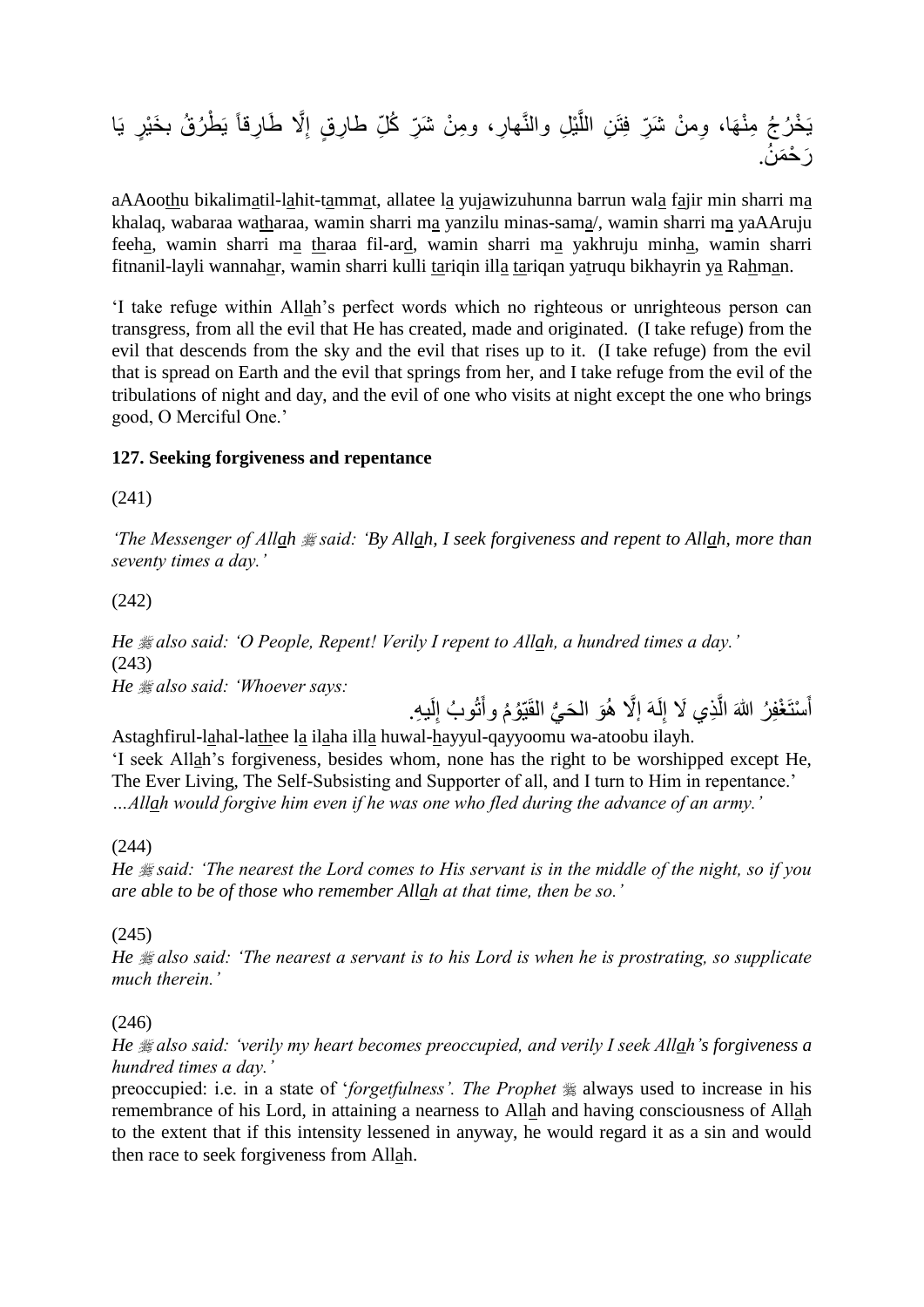يَخْرُجُ مِنْهَا، وِمِنْ شَرِّ فِتَنِ اللَّيْلِ والنَّهارِ، ومِنْ شَرِّ كُلِّ طارِقٍ إِلَّا طَارِقاً يَطْرُقُ بخَيْرٍ يَا رَحْمَنُ.

aAAoothu bikalimatil-lahit-tammat, allatee la yujawizuhunna barrun wala fajir min sharri ma khalaq, wabaraa watharaa, wamin sharri ma yanzilu minas-sama/, wamin sharri ma yaAAruju feeha, wamin sharri ma tharaa fil-ard, wamin sharri ma yakhruju minha, wamin sharri fitnanil-layli wannahar, wamin sharri kulli tariqin illa tariqan yatruqu bikhayrin ya Rahman.

'I take refuge within Allah's perfect words which no righteous or unrighteous person can transgress, from all the evil that He has created, made and originated. (I take refuge) from the evil that descends from the sky and the evil that rises up to it. (I take refuge) from the evil that is spread on Earth and the evil that springs from her, and I take refuge from the evil of the tribulations of night and day, and the evil of one who visits at night except the one who brings good, O Merciful One.'

**127. Seeking forgiveness and repentance**

(241)

*'The Messenger of Allah ﷺ said: 'By Allah, I seek forgiveness and repent to Allah, more than seventy times a day.'*

(242)

*He ﷺ also said: 'O People, Repent! Verily I repent to Allah, a hundred times a day.'*
(243)
*He ﷺ also said: 'Whoever says:*

أَسْتَغْفِرُ اللهَ الَّذِي لَا إِلَهَ إِلَّا هُوَ الحَيُّ القَيّوُمُ وأَتُوبُ إِلَيهِ.

Astaghfirul-lahal-lathee la ilaha illa huwal-hayyul-qayyoomu wa-atoobu ilayh.
'I seek Allah's forgiveness, besides whom, none has the right to be worshipped except He, The Ever Living, The Self-Subsisting and Supporter of all, and I turn to Him in repentance.'
*...Allah would forgive him even if he was one who fled during the advance of an army.'*

(244)
*He ﷺ said: 'The nearest the Lord comes to His servant is in the middle of the night, so if you are able to be of those who remember Allah at that time, then be so.'*

(245)
*He ﷺ also said: 'The nearest a servant is to his Lord is when he is prostrating, so supplicate much therein.'*

(246)
*He ﷺ also said: 'verily my heart becomes preoccupied, and verily I seek Allah's forgiveness a hundred times a day.'*
preoccupied: i.e. in a state of '*forgetfulness'. The Prophet ﷺ* always used to increase in his remembrance of his Lord, in attaining a nearness to Allah and having consciousness of Allah to the extent that if this intensity lessened in anyway, he would regard it as a sin and would then race to seek forgiveness from Allah.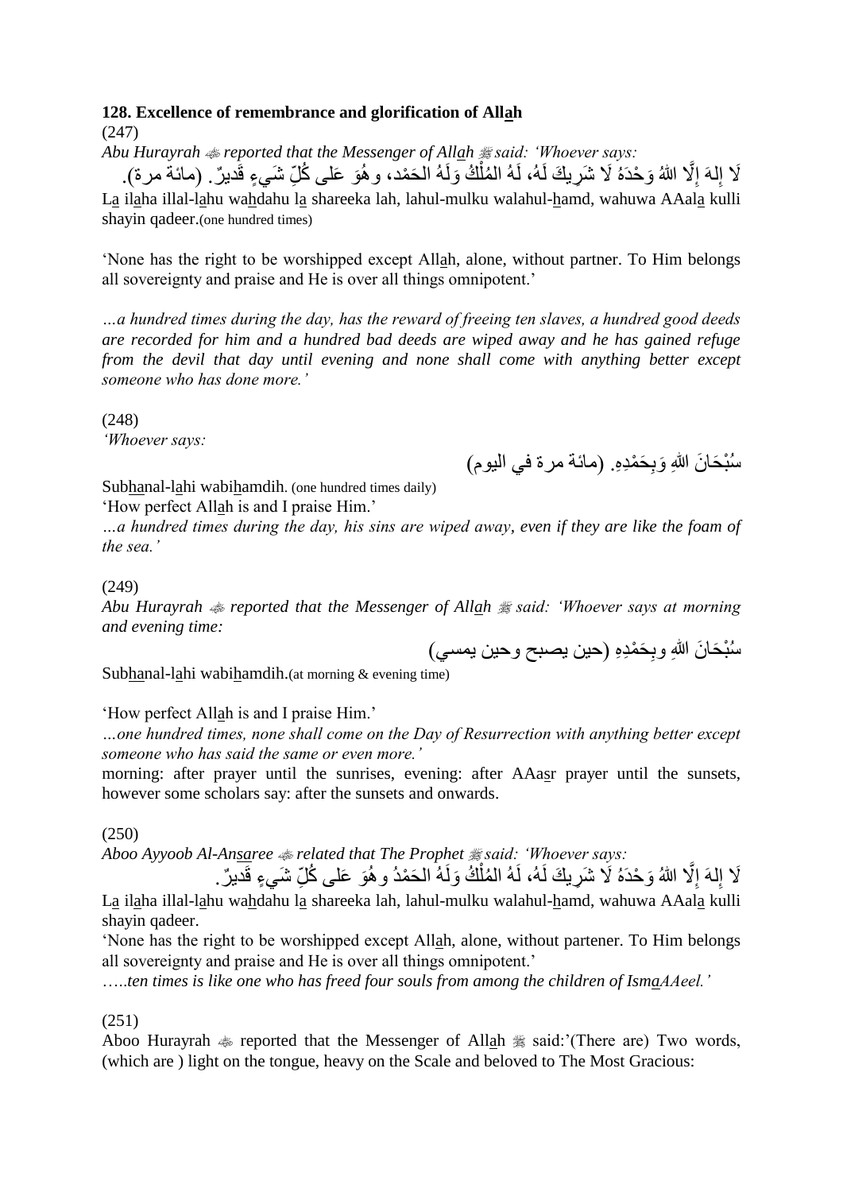**128. Excellence of remembrance and glorification of Allah**

(247)

*Abu Hurayrah ﷺ reported that the Messenger of Allah ﷺ said: 'Whoever says:*

لَا إِلهَ إِلَّا اللهُ وَحْدَهُ لَا شَرِيكَ لَهُ، لَهُ المُلْكُ وَلَهُ الحَمْد، وهُوَ عَلى كُلِّ شَيءٍ قَديرٌ. (مائة مرة).

La ilaha illal-lahu wahdahu la shareeka lah, lahul-mulku walahul-hamd, wahuwa AAala kulli shayin qadeer.(one hundred times)

'None has the right to be worshipped except Allah, alone, without partner. To Him belongs all sovereignty and praise and He is over all things omnipotent.'

*…a hundred times during the day, has the reward of freeing ten slaves, a hundred good deeds are recorded for him and a hundred bad deeds are wiped away and he has gained refuge from the devil that day until evening and none shall come with anything better except someone who has done more.'*

(248)

*'Whoever says:*

سُبْحَانَ اللهِ وَبِحَمْدِهِ. (مائة مرة في اليوم)

Subhanal-lahi wabihamdih. (one hundred times daily)

'How perfect Allah is and I praise Him.'

*…a hundred times during the day, his sins are wiped away, even if they are like the foam of the sea.'*

(249)

*Abu Hurayrah ﷺ reported that the Messenger of Allah ﷺ said: 'Whoever says at morning and evening time:*

سُبْحَانَ اللهِ وبِحَمْدِهِ (حين يصبح وحين يمسي)

Subhanal-lahi wabihamdih.(at morning & evening time)

'How perfect Allah is and I praise Him.'

*…one hundred times, none shall come on the Day of Resurrection with anything better except someone who has said the same or even more.'*

morning: after prayer until the sunrises, evening: after AAasr prayer until the sunsets, however some scholars say: after the sunsets and onwards.

(250)

*Aboo Ayyoob Al-Ansaree ﷺ related that The Prophet ﷺ said: 'Whoever says:*

لَا إِلهَ إِلَّا اللهُ وَحْدَهُ لَا شَرِيكَ لَهُ، لَهُ المُلْكُ وَلَهُ الحَمْدُ وهُوَ عَلى كُلِّ شَيءٍ قَديرٌ.

La ilaha illal-lahu wahdahu la shareeka lah, lahul-mulku walahul-hamd, wahuwa AAala kulli shayin qadeer.

'None has the right to be worshipped except Allah, alone, without partener. To Him belongs all sovereignty and praise and He is over all things omnipotent.'

*…..ten times is like one who has freed four souls from among the children of IsmaAAeel.'*

(251)

Aboo Hurayrah ﷺ reported that the Messenger of Allah ﷺ said:'(There are) Two words, (which are ) light on the tongue, heavy on the Scale and beloved to The Most Gracious: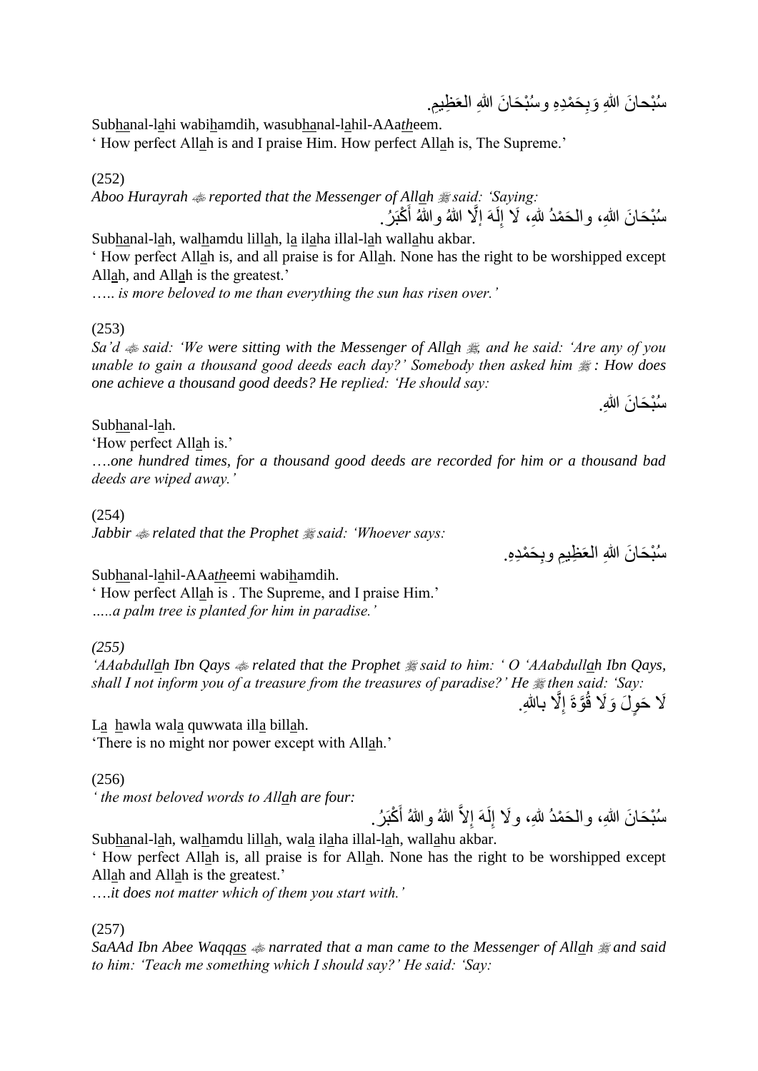سُبْحانَ اللهِ وَبِحَمْدِهِ وسُبْحَانَ اللهِ العَظِيمِ.

Sub<u>ha</u>nal-l<u>a</u>hi wabi<u>h</u>amdih, wasub<u>ha</u>nal-l<u>a</u>hil-AAa*th*eem.

' How perfect All<u>a</u>h is and I praise Him. How perfect All<u>a</u>h is, The Supreme.'

(252)

*Aboo Hurayrah ﷺ reported that the Messenger of All<u>a</u>h ﷺ said: 'Saying:*

سُبْحَانَ اللهِ، والحَمْدُ للهِ، لَا إِلَهَ إِلَّا اللهُ واللهُ أَكْبَرُ.

Sub<u>ha</u>nal-l<u>a</u>h, wal<u>h</u>amdu lill<u>a</u>h, l<u>a</u> il<u>a</u>ha illal-l<u>a</u>h wall<u>a</u>hu akbar.

' How perfect All<u>a</u>h is, and all praise is for All<u>a</u>h. None has the right to be worshipped except All<u>a</u>h, and All<u>a</u>h is the greatest.'

*….. is more beloved to me than everything the sun has risen over.'*

(253)

*Sa'd ﷺ said: 'We were sitting with the Messenger of All<u>a</u>h ﷺ, and he said: 'Are any of you unable to gain a thousand good deeds each day?' Somebody then asked him ﷺ: How does one achieve a thousand good deeds? He replied: 'He should say:*

سُبْحَانَ اللهِ.

Sub<u>ha</u>nal-l<u>a</u>h.

'How perfect All<u>a</u>h is.'

*….one hundred times, for a thousand good deeds are recorded for him or a thousand bad deeds are wiped away.'*

(254)

*Jabbir ﷺ related that the Prophet ﷺ said: 'Whoever says:*

سُبْحَانَ اللهِ العَظِيمِ وبِحَمْدِهِ.

Sub<u>ha</u>nal-l<u>a</u>hil-AAa*th*eemi wabi<u>h</u>amdih.

' How perfect All<u>a</u>h is . The Supreme, and I praise Him.'

*…..a palm tree is planted for him in paradise.'*

*(255)*

*'AAabdull<u>a</u>h Ibn Qays ﷺ related that the Prophet ﷺ said to him: ' O 'AAabdull<u>a</u>h Ibn Qays, shall I not inform you of a treasure from the treasures of paradise?' He ﷺ then said: 'Say:*

لَا حَولَ وَلَا قُوَّةَ إِلَّا باللهِ.

L<u>a</u> <u>h</u>awla wal<u>a</u> quwwata ill<u>a</u> bill<u>a</u>h.

'There is no might nor power except with All<u>a</u>h.'

(256)

*' the most beloved words to All<u>a</u>h are four:*

سُبْحَانَ اللهِ، والحَمْدُ للهِ، ولَا إِلَهَ إِلاَّ اللهُ واللهُ أَكْبَرُ.

Sub<u>ha</u>nal-l<u>a</u>h, wal<u>h</u>amdu lill<u>a</u>h, wal<u>a</u> il<u>a</u>ha illal-l<u>a</u>h, wall<u>a</u>hu akbar.

' How perfect All<u>a</u>h is, all praise is for All<u>a</u>h. None has the right to be worshipped except All<u>a</u>h and All<u>a</u>h is the greatest.'

*….it does not matter which of them you start with.'*

(257)

*SaAAd Ibn Abee Waqq<u>a</u>s ﷺ narrated that a man came to the Messenger of All<u>a</u>h ﷺ and said to him: 'Teach me something which I should say?' He said: 'Say:*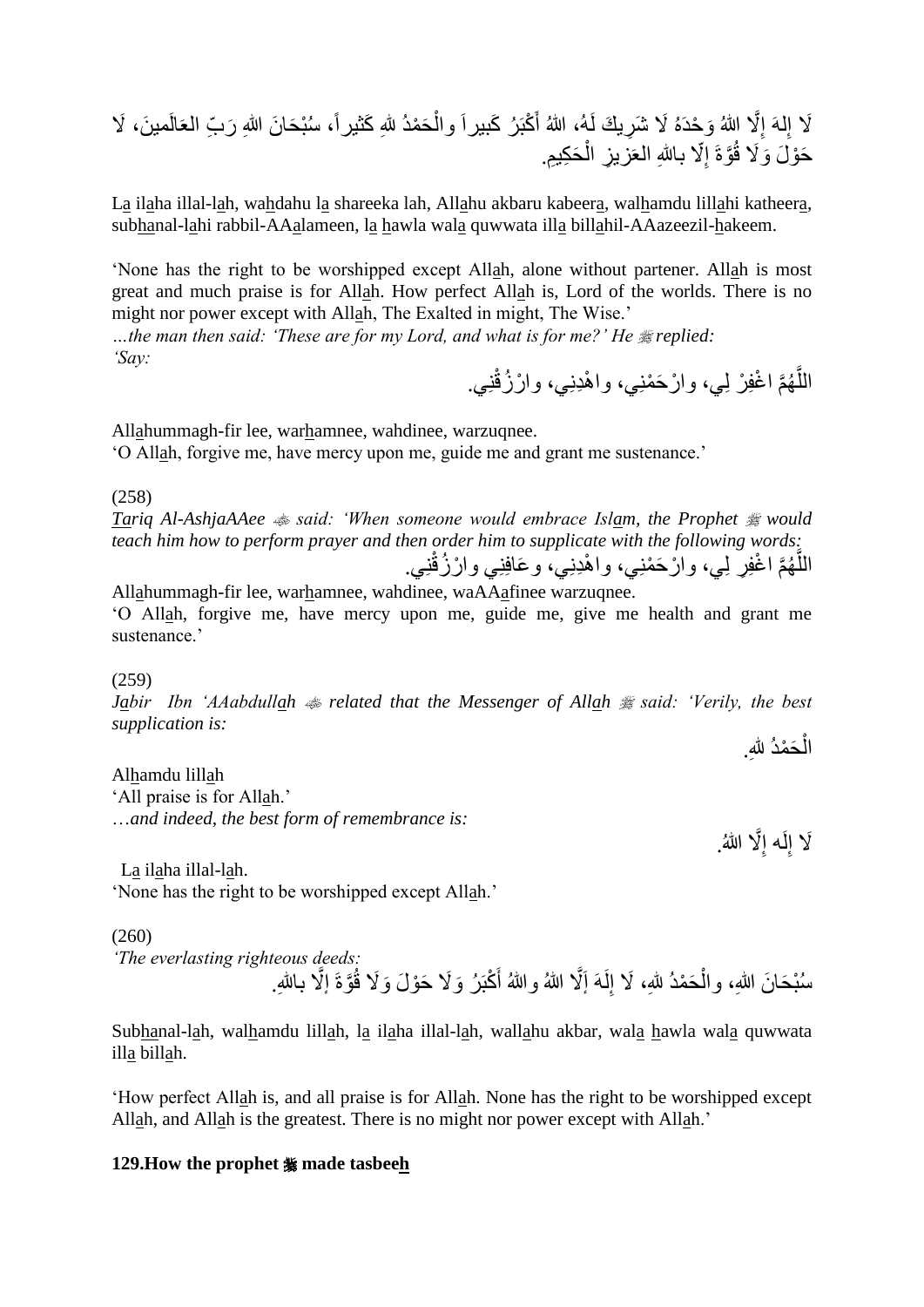لَا إِلٰهَ إِلَّا اللهُ وَحْدَهُ لَا شَرِيكَ لَهُ، اللهُ أَكْبَرُ كَبِيراً والْحَمْدُ للهِ كَثِيراً، سُبْحَانَ اللهِ رَبِّ العَالَمِينَ، لَا حَوْلَ وَلَا قُوَّةَ إِلَّا بِاللهِ العَزِيزِ الْحَكِيمِ.

La ilaha illal-lah, wahdahu la shareeka lah, Allahu akbaru kabeera, walhamdu lillahi katheera, subhanal-lahi rabbil-AAalameen, la hawla wala quwwata illa billahil-AAazeezil-hakeem.

'None has the right to be worshipped except Allah, alone without partener. Allah is most great and much praise is for Allah. How perfect Allah is, Lord of the worlds. There is no might nor power except with Allah, The Exalted in might, The Wise.'

*…the man then said: 'These are for my Lord, and what is for me?' He ﷺ replied: 'Say:*

اللَّهُمَّ اغْفِرْ لِي، وارْحَمْنِي، واهْدِنِي، وارْزُقْنِي.

Allahummagh-fir lee, warhamnee, wahdinee, warzuqnee.

'O Allah, forgive me, have mercy upon me, guide me and grant me sustenance.'

(258)

*Tariq Al-AshjaAAee ؓ said: 'When someone would embrace Islam, the Prophet ﷺ would teach him how to perform prayer and then order him to supplicate with the following words:*

اللَّهُمَّ اغْفِرِ لِي، وارْحَمْنِي، واهْدِنِي، وعَافِنِي وارْزُقْنِي.

Allahummagh-fir lee, warhamnee, wahdinee, waAAafinee warzuqnee.

'O Allah, forgive me, have mercy upon me, guide me, give me health and grant me sustenance.'

(259)

*Jabir Ibn 'AAabdullah ؓ related that the Messenger of Allah ﷺ said: 'Verily, the best supplication is:*

الْحَمْدُ للهِ.

Alhamdu lillah

'All praise is for Allah.'

*…and indeed, the best form of remembrance is:*

لَا إِلَٰه إِلَّا اللهُ.

La ilaha illal-lah.

'None has the right to be worshipped except Allah.'

(260)

*'The everlasting righteous deeds:*

سُبْحَانَ اللهِ، والْحَمْدُ للهِ، لَا إِلَهَ إِلَّا اللهُ واللهُ أَكْبَرُ وَلَا حَوْلَ وَلَا قُوَّةَ إِلَّا بِاللهِ.

Subhanal-lah, walhamdu lillah, la ilaha illal-lah, wallahu akbar, wala hawla wala quwwata illa billah.

'How perfect Allah is, and all praise is for Allah. None has the right to be worshipped except Allah, and Allah is the greatest. There is no might nor power except with Allah.'

## 129.How the prophet ﷺ made tasbeeh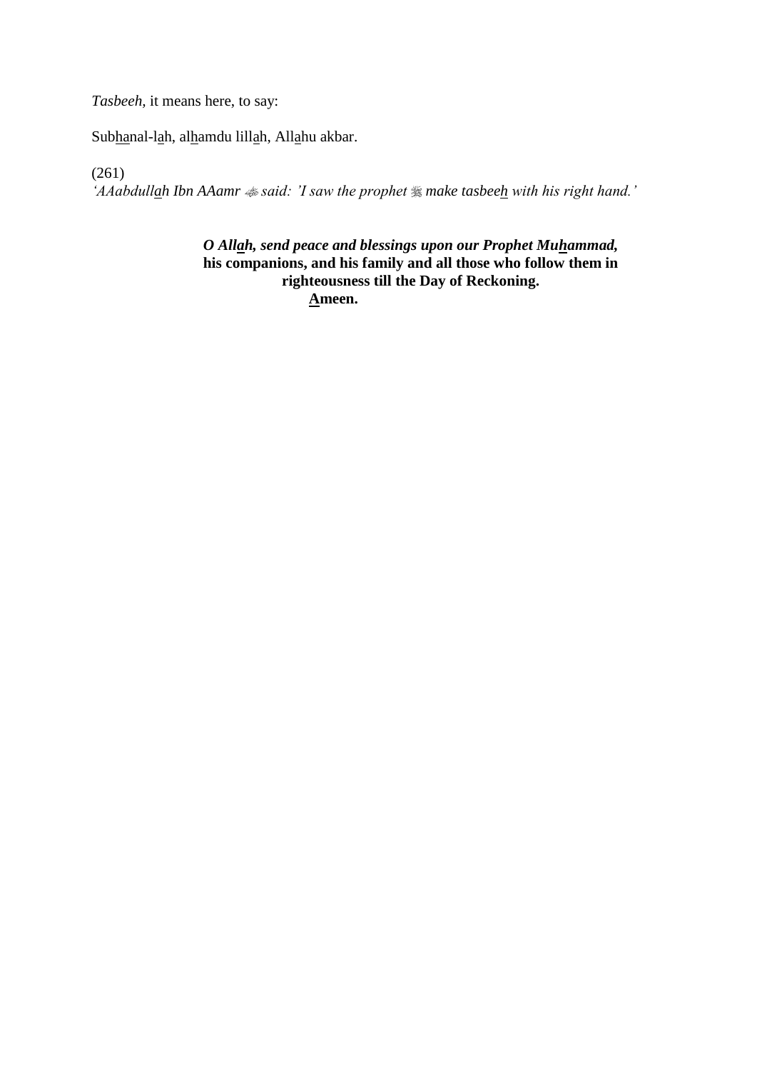*Tasbeeh,* it means here, to say:

Subhanal-lah, alhamdu lillah, Allahu akbar.

(261)
*'AAabdullah Ibn AAamr ﷺ said: 'I saw the prophet ﷺ make tasbeeh with his right hand.'*

***O Allah, send peace and blessings upon our Prophet Muhammad,***
**his companions, and his family and all those who follow them in righteousness till the Day of Reckoning.**
**Ameen.**